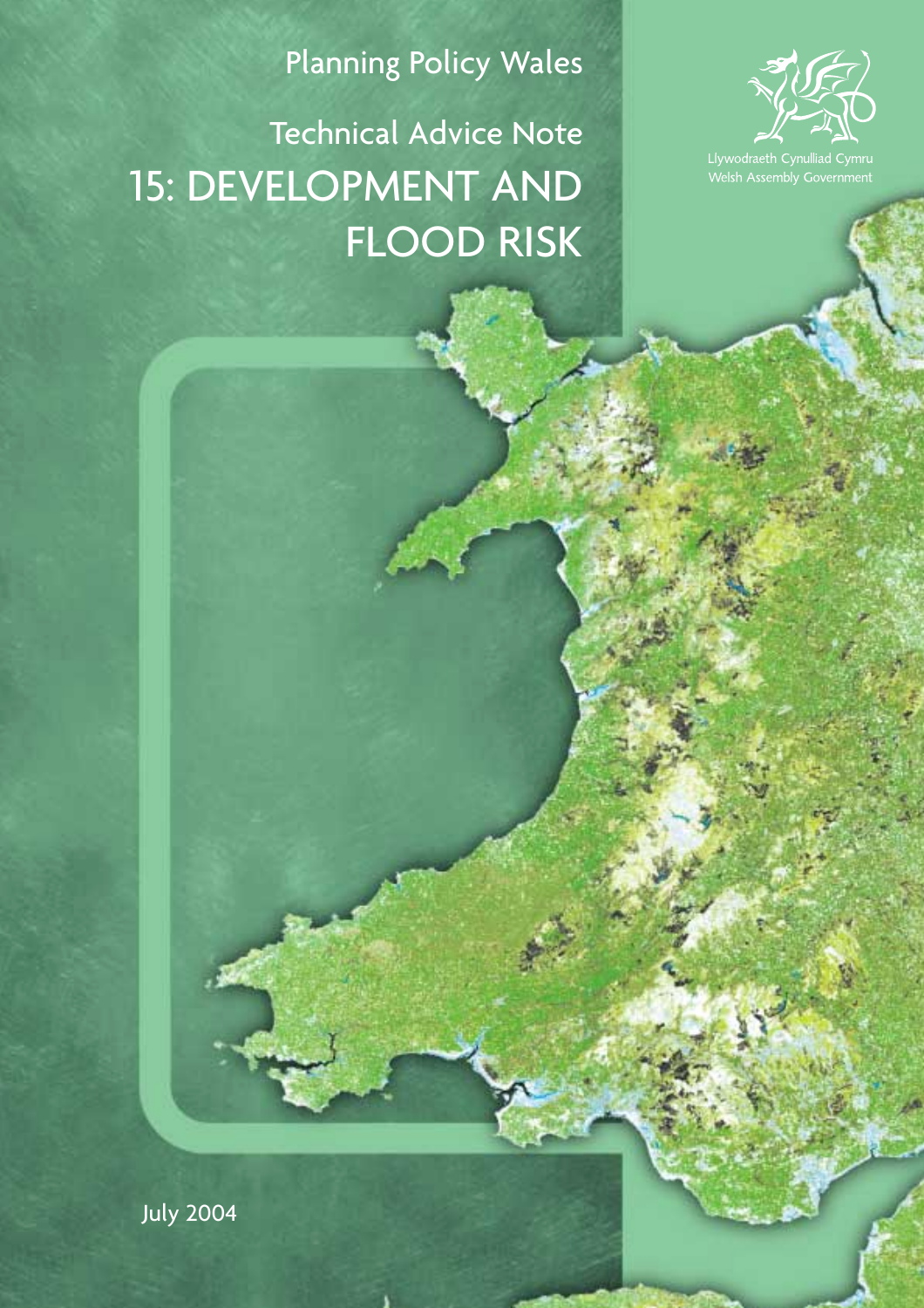Planning Policy Wales

# Technical Advice Note 15: DEVELOPMENT AND FLOOD RISK

Llywodraeth Cynulliad Cymru
Welsh Assembly Government

July 2004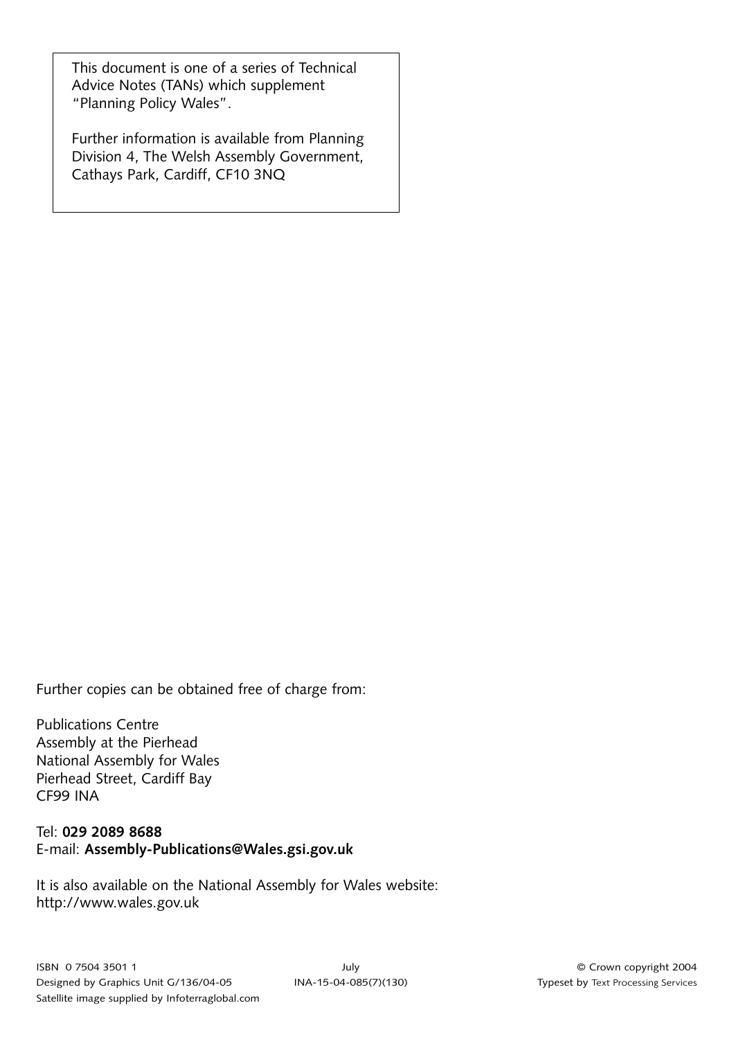This document is one of a series of Technical Advice Notes (TANs) which supplement "Planning Policy Wales".

Further information is available from Planning Division 4, The Welsh Assembly Government, Cathays Park, Cardiff, CF10 3NQ

Further copies can be obtained free of charge from:

Publications Centre
Assembly at the Pierhead
National Assembly for Wales
Pierhead Street, Cardiff Bay
CF99 INA

Tel: **029 2089 8688**
E-mail: **Assembly-Publications@Wales.gsi.gov.uk**

It is also available on the National Assembly for Wales website:
http://www.wales.gov.uk

ISBN 0 7504 3501 1
July
© Crown copyright 2004
Designed by Graphics Unit G/136/04-05
INA-15-04-085(7)(130)
Typeset by Text Processing Services
Satellite image supplied by Infoterraglobal.com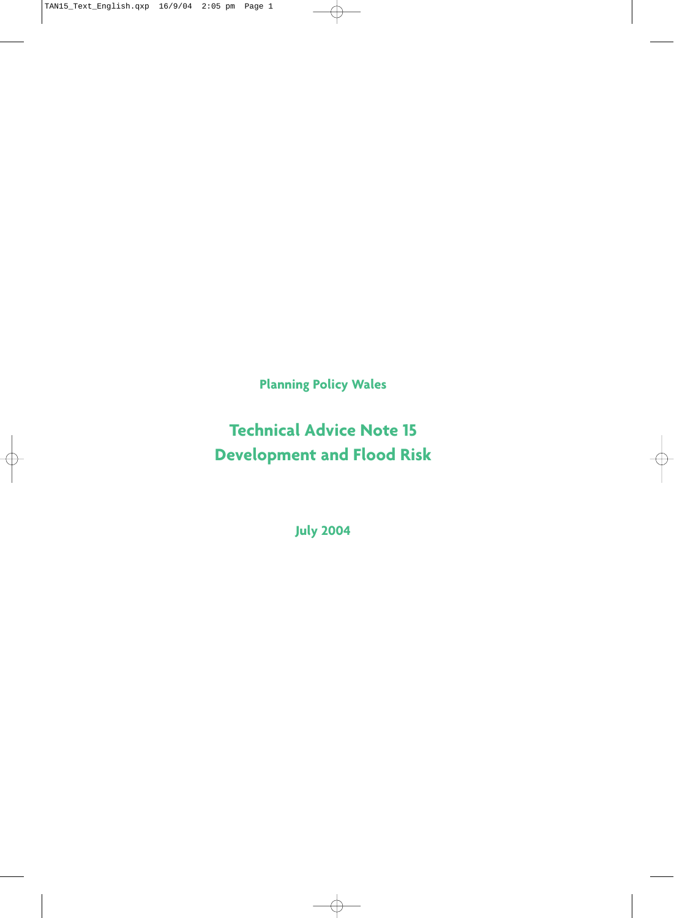Planning Policy Wales

# Technical Advice Note 15
# Development and Flood Risk

July 2004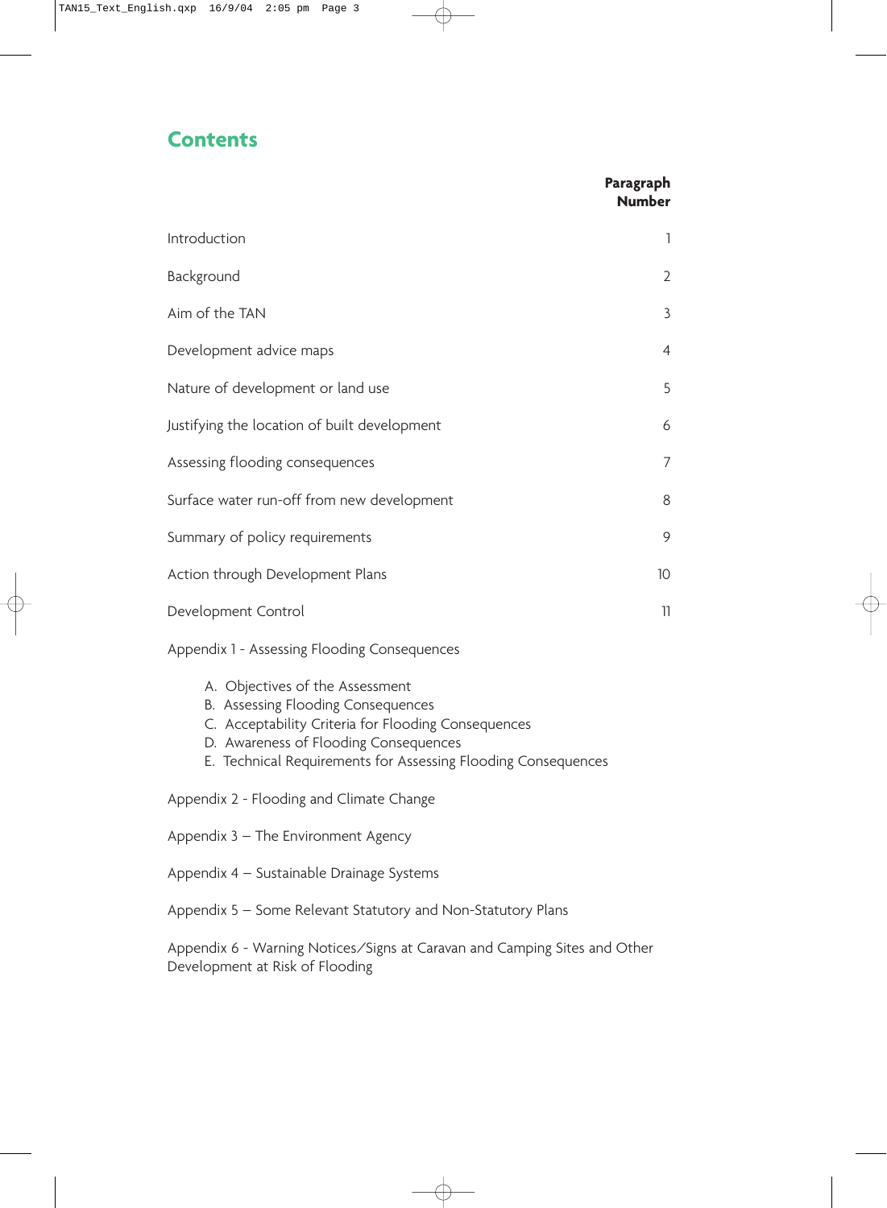# Contents

| | Paragraph Number |
|---|---|
| Introduction | 1 |
| Background | 2 |
| Aim of the TAN | 3 |
| Development advice maps | 4 |
| Nature of development or land use | 5 |
| Justifying the location of built development | 6 |
| Assessing flooding consequences | 7 |
| Surface water run-off from new development | 8 |
| Summary of policy requirements | 9 |
| Action through Development Plans | 10 |
| Development Control | 11 |

Appendix 1 - Assessing Flooding Consequences

A. Objectives of the Assessment
B. Assessing Flooding Consequences
C. Acceptability Criteria for Flooding Consequences
D. Awareness of Flooding Consequences
E. Technical Requirements for Assessing Flooding Consequences

Appendix 2 - Flooding and Climate Change

Appendix 3 – The Environment Agency

Appendix 4 – Sustainable Drainage Systems

Appendix 5 – Some Relevant Statutory and Non-Statutory Plans

Appendix 6 - Warning Notices/Signs at Caravan and Camping Sites and Other Development at Risk of Flooding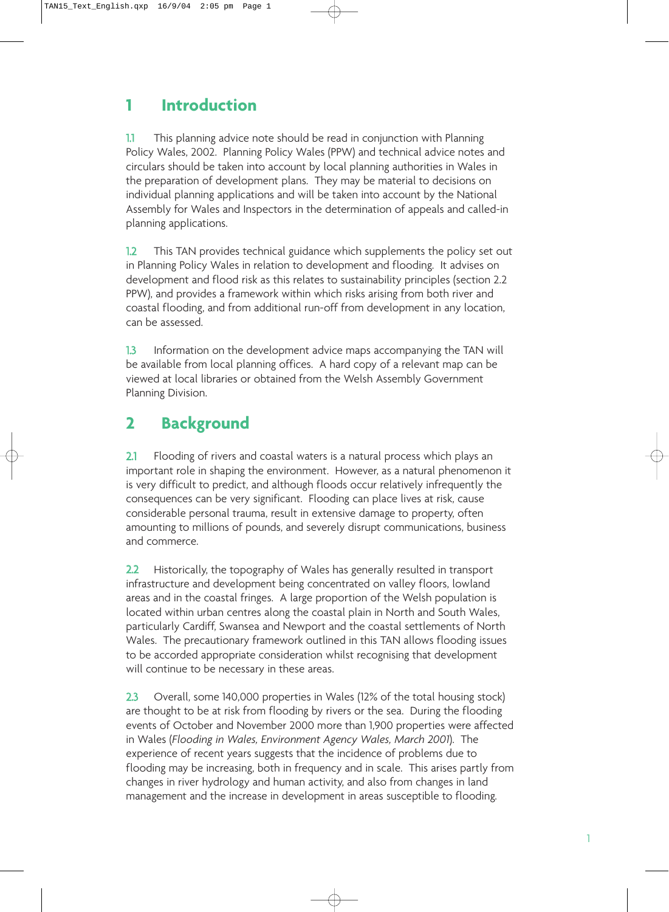# 1 Introduction

1.1 This planning advice note should be read in conjunction with Planning Policy Wales, 2002. Planning Policy Wales (PPW) and technical advice notes and circulars should be taken into account by local planning authorities in Wales in the preparation of development plans. They may be material to decisions on individual planning applications and will be taken into account by the National Assembly for Wales and Inspectors in the determination of appeals and called-in planning applications.

1.2 This TAN provides technical guidance which supplements the policy set out in Planning Policy Wales in relation to development and flooding. It advises on development and flood risk as this relates to sustainability principles (section 2.2 PPW), and provides a framework within which risks arising from both river and coastal flooding, and from additional run-off from development in any location, can be assessed.

1.3 Information on the development advice maps accompanying the TAN will be available from local planning offices. A hard copy of a relevant map can be viewed at local libraries or obtained from the Welsh Assembly Government Planning Division.

# 2 Background

2.1 Flooding of rivers and coastal waters is a natural process which plays an important role in shaping the environment. However, as a natural phenomenon it is very difficult to predict, and although floods occur relatively infrequently the consequences can be very significant. Flooding can place lives at risk, cause considerable personal trauma, result in extensive damage to property, often amounting to millions of pounds, and severely disrupt communications, business and commerce.

2.2 Historically, the topography of Wales has generally resulted in transport infrastructure and development being concentrated on valley floors, lowland areas and in the coastal fringes. A large proportion of the Welsh population is located within urban centres along the coastal plain in North and South Wales, particularly Cardiff, Swansea and Newport and the coastal settlements of North Wales. The precautionary framework outlined in this TAN allows flooding issues to be accorded appropriate consideration whilst recognising that development will continue to be necessary in these areas.

2.3 Overall, some 140,000 properties in Wales (12% of the total housing stock) are thought to be at risk from flooding by rivers or the sea. During the flooding events of October and November 2000 more than 1,900 properties were affected in Wales (*Flooding in Wales, Environment Agency Wales, March 2001*). The experience of recent years suggests that the incidence of problems due to flooding may be increasing, both in frequency and in scale. This arises partly from changes in river hydrology and human activity, and also from changes in land management and the increase in development in areas susceptible to flooding.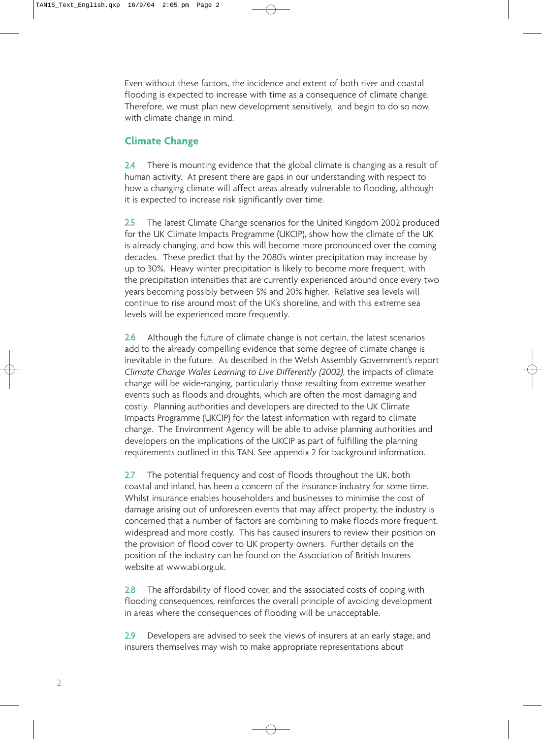Even without these factors, the incidence and extent of both river and coastal flooding is expected to increase with time as a consequence of climate change. Therefore, we must plan new development sensitively, and begin to do so now, with climate change in mind.

## Climate Change

2.4 There is mounting evidence that the global climate is changing as a result of human activity. At present there are gaps in our understanding with respect to how a changing climate will affect areas already vulnerable to flooding, although it is expected to increase risk significantly over time.

2.5 The latest Climate Change scenarios for the United Kingdom 2002 produced for the UK Climate Impacts Programme (UKCIP), show how the climate of the UK is already changing, and how this will become more pronounced over the coming decades. These predict that by the 2080's winter precipitation may increase by up to 30%. Heavy winter precipitation is likely to become more frequent, with the precipitation intensities that are currently experienced around once every two years becoming possibly between 5% and 20% higher. Relative sea levels will continue to rise around most of the UK's shoreline, and with this extreme sea levels will be experienced more frequently.

2.6 Although the future of climate change is not certain, the latest scenarios add to the already compelling evidence that some degree of climate change is inevitable in the future. As described in the Welsh Assembly Government's report *Climate Change Wales Learning to Live Differently (2002)*, the impacts of climate change will be wide-ranging, particularly those resulting from extreme weather events such as floods and droughts, which are often the most damaging and costly. Planning authorities and developers are directed to the UK Climate Impacts Programme (UKCIP) for the latest information with regard to climate change. The Environment Agency will be able to advise planning authorities and developers on the implications of the UKCIP as part of fulfilling the planning requirements outlined in this TAN. See appendix 2 for background information.

2.7 The potential frequency and cost of floods throughout the UK, both coastal and inland, has been a concern of the insurance industry for some time. Whilst insurance enables householders and businesses to minimise the cost of damage arising out of unforeseen events that may affect property, the industry is concerned that a number of factors are combining to make floods more frequent, widespread and more costly. This has caused insurers to review their position on the provision of flood cover to UK property owners. Further details on the position of the industry can be found on the Association of British Insurers website at www.abi.org.uk.

2.8 The affordability of flood cover, and the associated costs of coping with flooding consequences, reinforces the overall principle of avoiding development in areas where the consequences of flooding will be unacceptable.

2.9 Developers are advised to seek the views of insurers at an early stage, and insurers themselves may wish to make appropriate representations about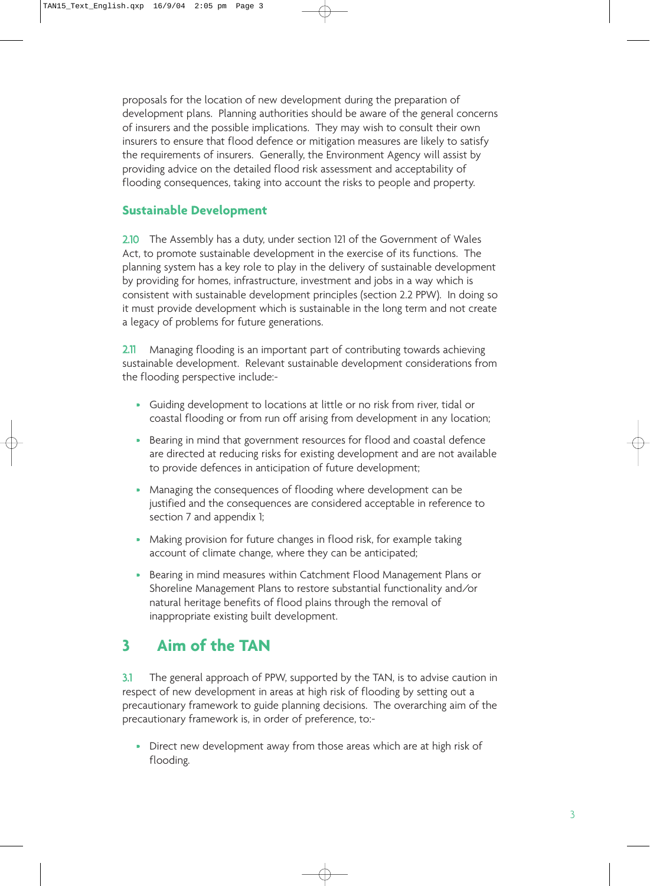proposals for the location of new development during the preparation of development plans. Planning authorities should be aware of the general concerns of insurers and the possible implications. They may wish to consult their own insurers to ensure that flood defence or mitigation measures are likely to satisfy the requirements of insurers. Generally, the Environment Agency will assist by providing advice on the detailed flood risk assessment and acceptability of flooding consequences, taking into account the risks to people and property.

### Sustainable Development

2.10 The Assembly has a duty, under section 121 of the Government of Wales Act, to promote sustainable development in the exercise of its functions. The planning system has a key role to play in the delivery of sustainable development by providing for homes, infrastructure, investment and jobs in a way which is consistent with sustainable development principles (section 2.2 PPW). In doing so it must provide development which is sustainable in the long term and not create a legacy of problems for future generations.

2.11 Managing flooding is an important part of contributing towards achieving sustainable development. Relevant sustainable development considerations from the flooding perspective include:-

- Guiding development to locations at little or no risk from river, tidal or coastal flooding or from run off arising from development in any location;
- Bearing in mind that government resources for flood and coastal defence are directed at reducing risks for existing development and are not available to provide defences in anticipation of future development;
- Managing the consequences of flooding where development can be justified and the consequences are considered acceptable in reference to section 7 and appendix 1;
- Making provision for future changes in flood risk, for example taking account of climate change, where they can be anticipated;
- Bearing in mind measures within Catchment Flood Management Plans or Shoreline Management Plans to restore substantial functionality and/or natural heritage benefits of flood plains through the removal of inappropriate existing built development.

## 3 Aim of the TAN

3.1 The general approach of PPW, supported by the TAN, is to advise caution in respect of new development in areas at high risk of flooding by setting out a precautionary framework to guide planning decisions. The overarching aim of the precautionary framework is, in order of preference, to:-

- Direct new development away from those areas which are at high risk of flooding.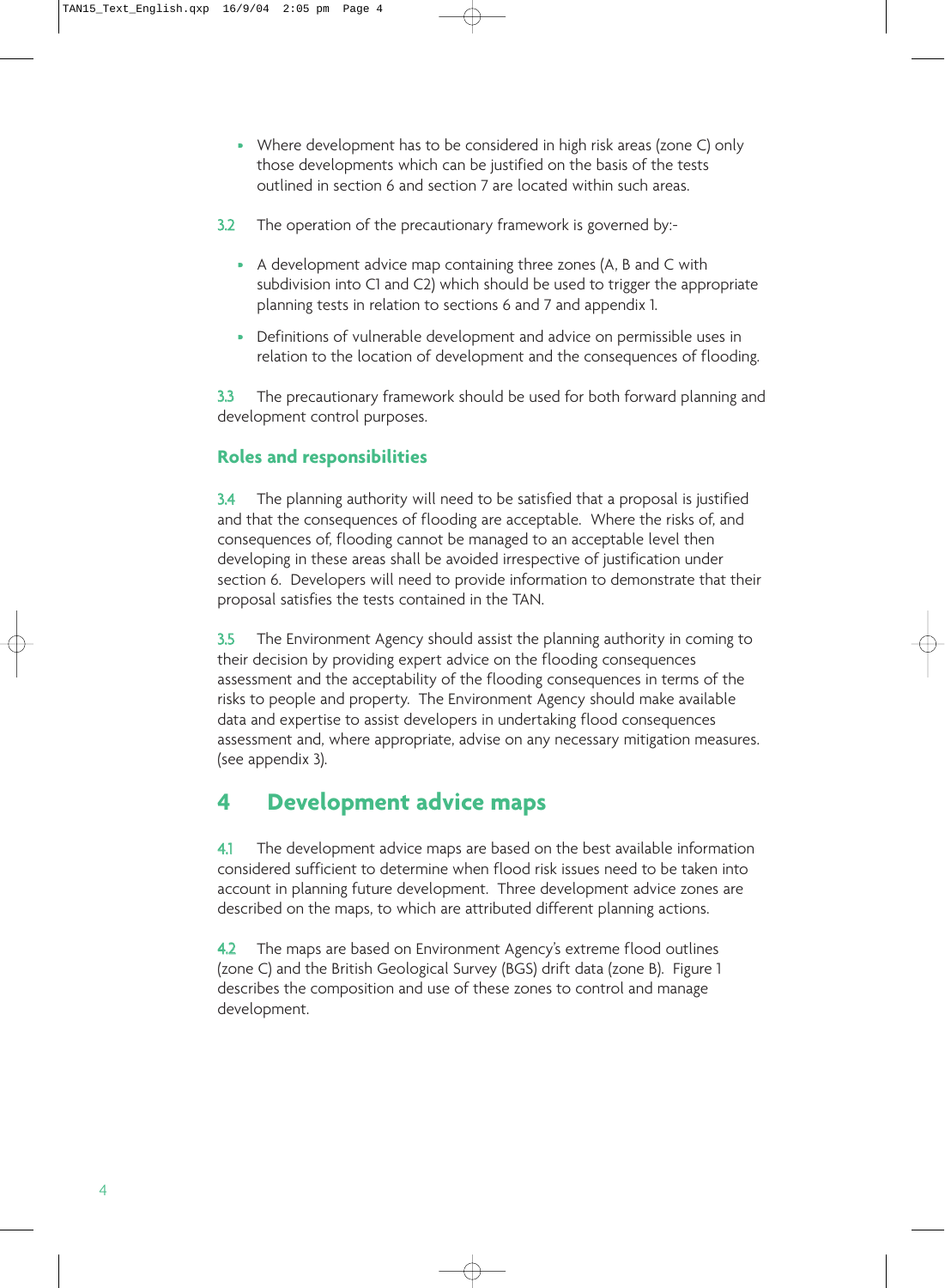- Where development has to be considered in high risk areas (zone C) only those developments which can be justified on the basis of the tests outlined in section 6 and section 7 are located within such areas.

3.2 The operation of the precautionary framework is governed by:-

- A development advice map containing three zones (A, B and C with subdivision into C1 and C2) which should be used to trigger the appropriate planning tests in relation to sections 6 and 7 and appendix 1.
- Definitions of vulnerable development and advice on permissible uses in relation to the location of development and the consequences of flooding.

3.3 The precautionary framework should be used for both forward planning and development control purposes.

### Roles and responsibilities

3.4 The planning authority will need to be satisfied that a proposal is justified and that the consequences of flooding are acceptable. Where the risks of, and consequences of, flooding cannot be managed to an acceptable level then developing in these areas shall be avoided irrespective of justification under section 6. Developers will need to provide information to demonstrate that their proposal satisfies the tests contained in the TAN.

3.5 The Environment Agency should assist the planning authority in coming to their decision by providing expert advice on the flooding consequences assessment and the acceptability of the flooding consequences in terms of the risks to people and property. The Environment Agency should make available data and expertise to assist developers in undertaking flood consequences assessment and, where appropriate, advise on any necessary mitigation measures. (see appendix 3).

## 4 Development advice maps

4.1 The development advice maps are based on the best available information considered sufficient to determine when flood risk issues need to be taken into account in planning future development. Three development advice zones are described on the maps, to which are attributed different planning actions.

4.2 The maps are based on Environment Agency's extreme flood outlines (zone C) and the British Geological Survey (BGS) drift data (zone B). Figure 1 describes the composition and use of these zones to control and manage development.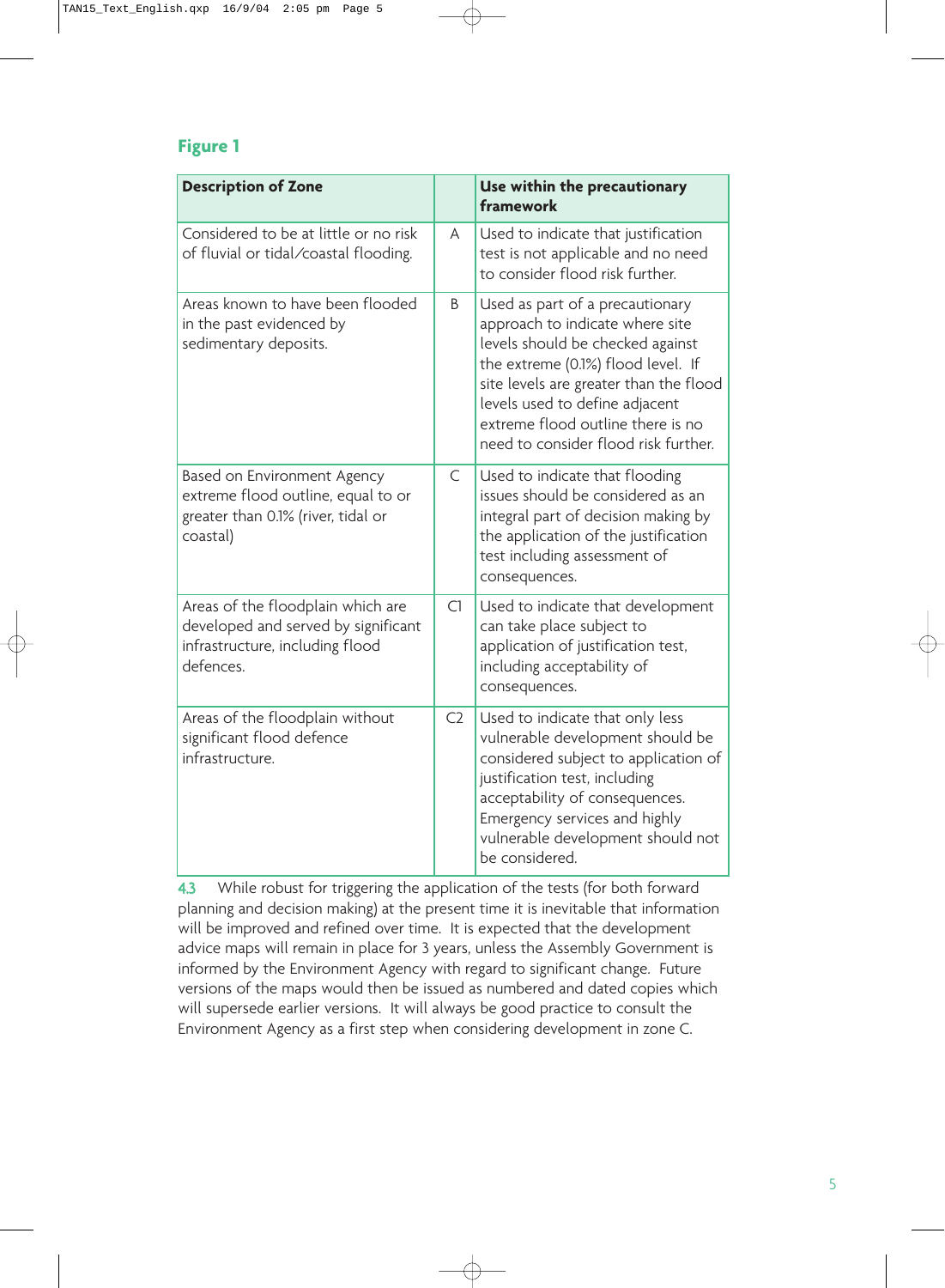## Figure 1

| Description of Zone | | Use within the precautionary framework |
|---|---|---|
| Considered to be at little or no risk of fluvial or tidal/coastal flooding. | A | Used to indicate that justification test is not applicable and no need to consider flood risk further. |
| Areas known to have been flooded in the past evidenced by sedimentary deposits. | B | Used as part of a precautionary approach to indicate where site levels should be checked against the extreme (0.1%) flood level. If site levels are greater than the flood levels used to define adjacent extreme flood outline there is no need to consider flood risk further. |
| Based on Environment Agency extreme flood outline, equal to or greater than 0.1% (river, tidal or coastal) | C | Used to indicate that flooding issues should be considered as an integral part of decision making by the application of the justification test including assessment of consequences. |
| Areas of the floodplain which are developed and served by significant infrastructure, including flood defences. | C1 | Used to indicate that development can take place subject to application of justification test, including acceptability of consequences. |
| Areas of the floodplain without significant flood defence infrastructure. | C2 | Used to indicate that only less vulnerable development should be considered subject to application of justification test, including acceptability of consequences. Emergency services and highly vulnerable development should not be considered. |

**4.3** While robust for triggering the application of the tests (for both forward planning and decision making) at the present time it is inevitable that information will be improved and refined over time. It is expected that the development advice maps will remain in place for 3 years, unless the Assembly Government is informed by the Environment Agency with regard to significant change. Future versions of the maps would then be issued as numbered and dated copies which will supersede earlier versions. It will always be good practice to consult the Environment Agency as a first step when considering development in zone C.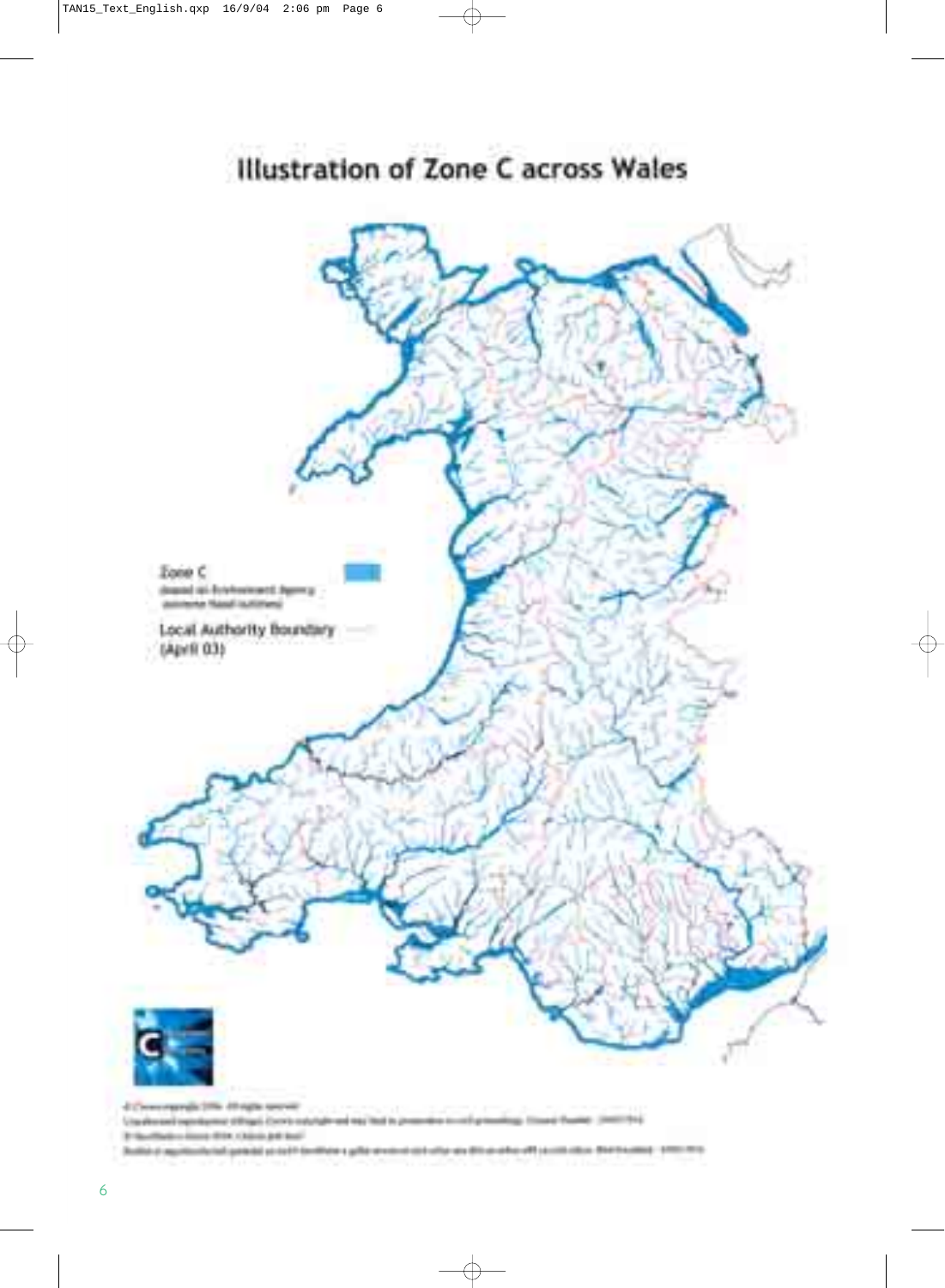# Illustration of Zone C across Wales

Zone C

Local Authority Boundary (April 03)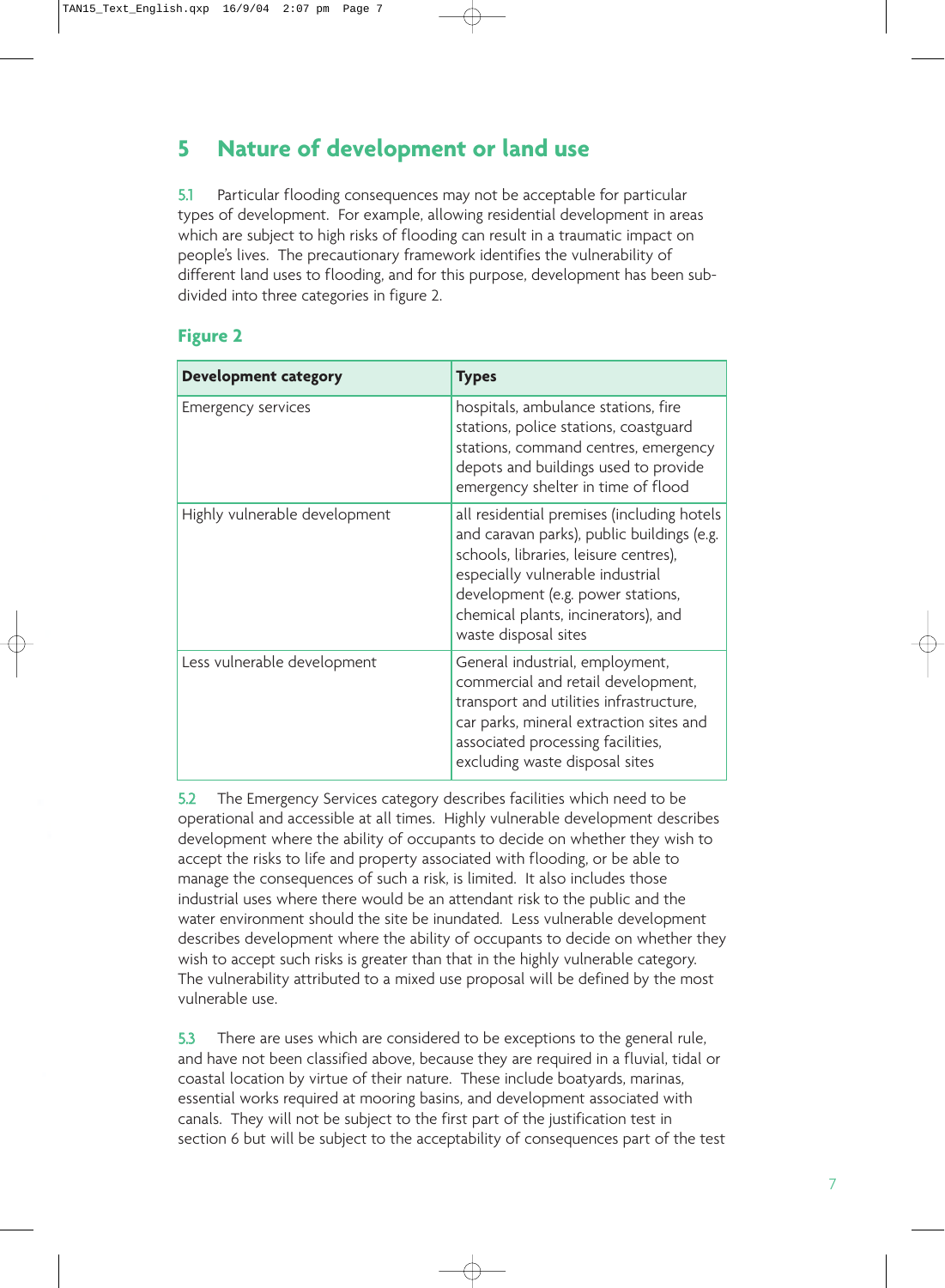## 5 Nature of development or land use

5.1 Particular flooding consequences may not be acceptable for particular types of development. For example, allowing residential development in areas which are subject to high risks of flooding can result in a traumatic impact on people's lives. The precautionary framework identifies the vulnerability of different land uses to flooding, and for this purpose, development has been sub-divided into three categories in figure 2.

### Figure 2

| Development category | Types |
|---|---|
| Emergency services | hospitals, ambulance stations, fire stations, police stations, coastguard stations, command centres, emergency depots and buildings used to provide emergency shelter in time of flood |
| Highly vulnerable development | all residential premises (including hotels and caravan parks), public buildings (e.g. schools, libraries, leisure centres), especially vulnerable industrial development (e.g. power stations, chemical plants, incinerators), and waste disposal sites |
| Less vulnerable development | General industrial, employment, commercial and retail development, transport and utilities infrastructure, car parks, mineral extraction sites and associated processing facilities, excluding waste disposal sites |

5.2 The Emergency Services category describes facilities which need to be operational and accessible at all times. Highly vulnerable development describes development where the ability of occupants to decide on whether they wish to accept the risks to life and property associated with flooding, or be able to manage the consequences of such a risk, is limited. It also includes those industrial uses where there would be an attendant risk to the public and the water environment should the site be inundated. Less vulnerable development describes development where the ability of occupants to decide on whether they wish to accept such risks is greater than that in the highly vulnerable category. The vulnerability attributed to a mixed use proposal will be defined by the most vulnerable use.

5.3 There are uses which are considered to be exceptions to the general rule, and have not been classified above, because they are required in a fluvial, tidal or coastal location by virtue of their nature. These include boatyards, marinas, essential works required at mooring basins, and development associated with canals. They will not be subject to the first part of the justification test in section 6 but will be subject to the acceptability of consequences part of the test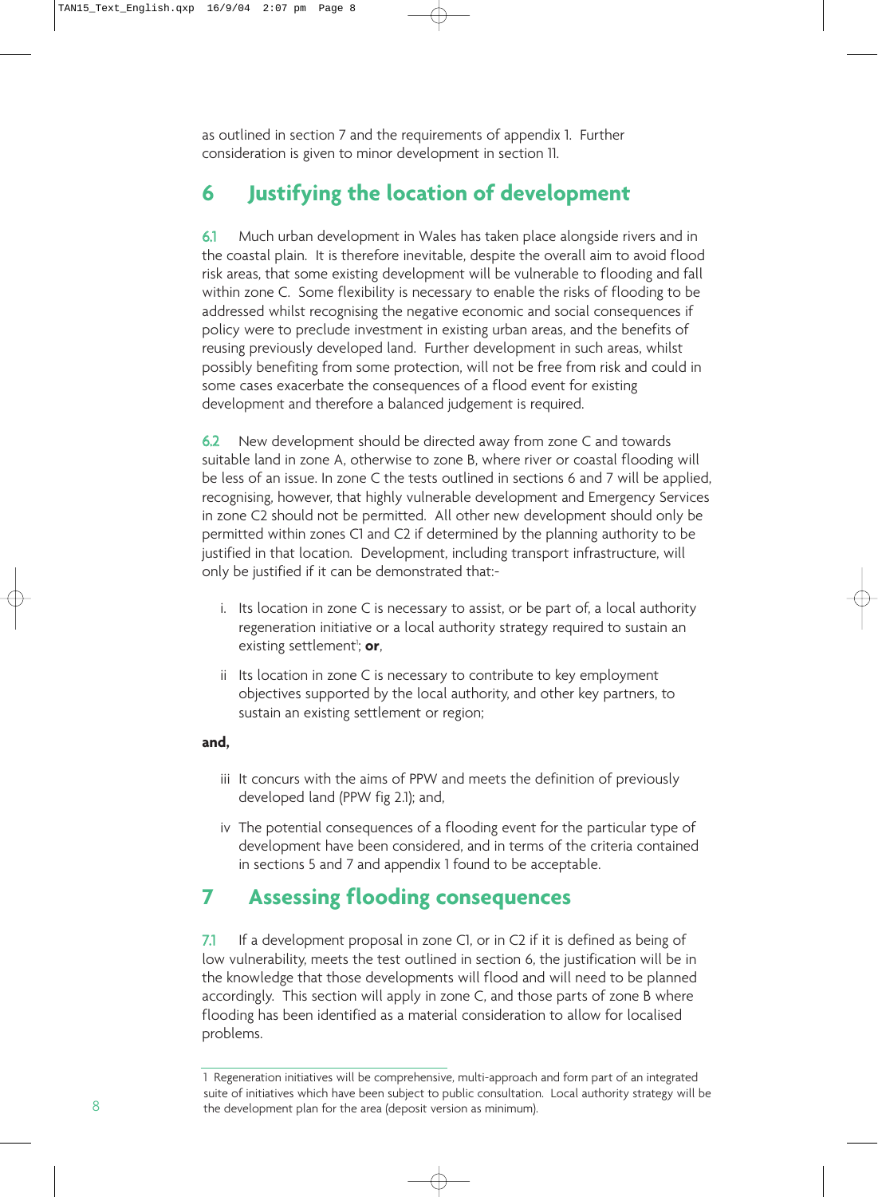as outlined in section 7 and the requirements of appendix 1. Further consideration is given to minor development in section 11.

## 6 Justifying the location of development

6.1 Much urban development in Wales has taken place alongside rivers and in the coastal plain. It is therefore inevitable, despite the overall aim to avoid flood risk areas, that some existing development will be vulnerable to flooding and fall within zone C. Some flexibility is necessary to enable the risks of flooding to be addressed whilst recognising the negative economic and social consequences if policy were to preclude investment in existing urban areas, and the benefits of reusing previously developed land. Further development in such areas, whilst possibly benefiting from some protection, will not be free from risk and could in some cases exacerbate the consequences of a flood event for existing development and therefore a balanced judgement is required.

6.2 New development should be directed away from zone C and towards suitable land in zone A, otherwise to zone B, where river or coastal flooding will be less of an issue. In zone C the tests outlined in sections 6 and 7 will be applied, recognising, however, that highly vulnerable development and Emergency Services in zone C2 should not be permitted. All other new development should only be permitted within zones C1 and C2 if determined by the planning authority to be justified in that location. Development, including transport infrastructure, will only be justified if it can be demonstrated that:-

i. Its location in zone C is necessary to assist, or be part of, a local authority regeneration initiative or a local authority strategy required to sustain an existing settlement[1]; **or**,

ii Its location in zone C is necessary to contribute to key employment objectives supported by the local authority, and other key partners, to sustain an existing settlement or region;

**and,**

iii It concurs with the aims of PPW and meets the definition of previously developed land (PPW fig 2.1); and,

iv The potential consequences of a flooding event for the particular type of development have been considered, and in terms of the criteria contained in sections 5 and 7 and appendix 1 found to be acceptable.

## 7 Assessing flooding consequences

7.1 If a development proposal in zone C1, or in C2 if it is defined as being of low vulnerability, meets the test outlined in section 6, the justification will be in the knowledge that those developments will flood and will need to be planned accordingly. This section will apply in zone C, and those parts of zone B where flooding has been identified as a material consideration to allow for localised problems.

1 Regeneration initiatives will be comprehensive, multi-approach and form part of an integrated suite of initiatives which have been subject to public consultation. Local authority strategy will be the development plan for the area (deposit version as minimum).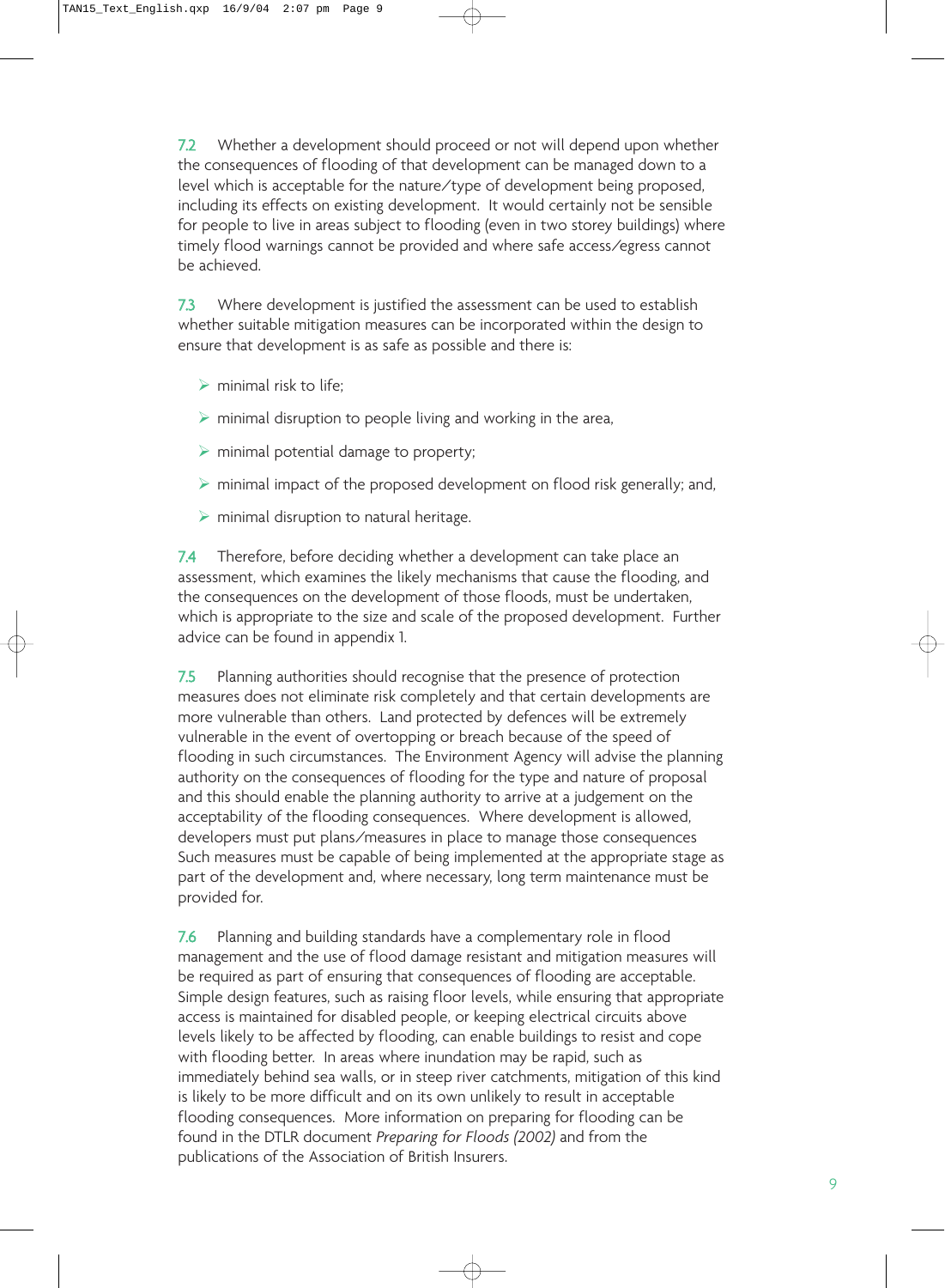7.2 Whether a development should proceed or not will depend upon whether the consequences of flooding of that development can be managed down to a level which is acceptable for the nature/type of development being proposed, including its effects on existing development. It would certainly not be sensible for people to live in areas subject to flooding (even in two storey buildings) where timely flood warnings cannot be provided and where safe access/egress cannot be achieved.

7.3 Where development is justified the assessment can be used to establish whether suitable mitigation measures can be incorporated within the design to ensure that development is as safe as possible and there is:

- minimal risk to life;
- minimal disruption to people living and working in the area,
- minimal potential damage to property;
- minimal impact of the proposed development on flood risk generally; and,
- minimal disruption to natural heritage.

7.4 Therefore, before deciding whether a development can take place an assessment, which examines the likely mechanisms that cause the flooding, and the consequences on the development of those floods, must be undertaken, which is appropriate to the size and scale of the proposed development. Further advice can be found in appendix 1.

7.5 Planning authorities should recognise that the presence of protection measures does not eliminate risk completely and that certain developments are more vulnerable than others. Land protected by defences will be extremely vulnerable in the event of overtopping or breach because of the speed of flooding in such circumstances. The Environment Agency will advise the planning authority on the consequences of flooding for the type and nature of proposal and this should enable the planning authority to arrive at a judgement on the acceptability of the flooding consequences. Where development is allowed, developers must put plans/measures in place to manage those consequences Such measures must be capable of being implemented at the appropriate stage as part of the development and, where necessary, long term maintenance must be provided for.

7.6 Planning and building standards have a complementary role in flood management and the use of flood damage resistant and mitigation measures will be required as part of ensuring that consequences of flooding are acceptable. Simple design features, such as raising floor levels, while ensuring that appropriate access is maintained for disabled people, or keeping electrical circuits above levels likely to be affected by flooding, can enable buildings to resist and cope with flooding better. In areas where inundation may be rapid, such as immediately behind sea walls, or in steep river catchments, mitigation of this kind is likely to be more difficult and on its own unlikely to result in acceptable flooding consequences. More information on preparing for flooding can be found in the DTLR document *Preparing for Floods (2002)* and from the publications of the Association of British Insurers.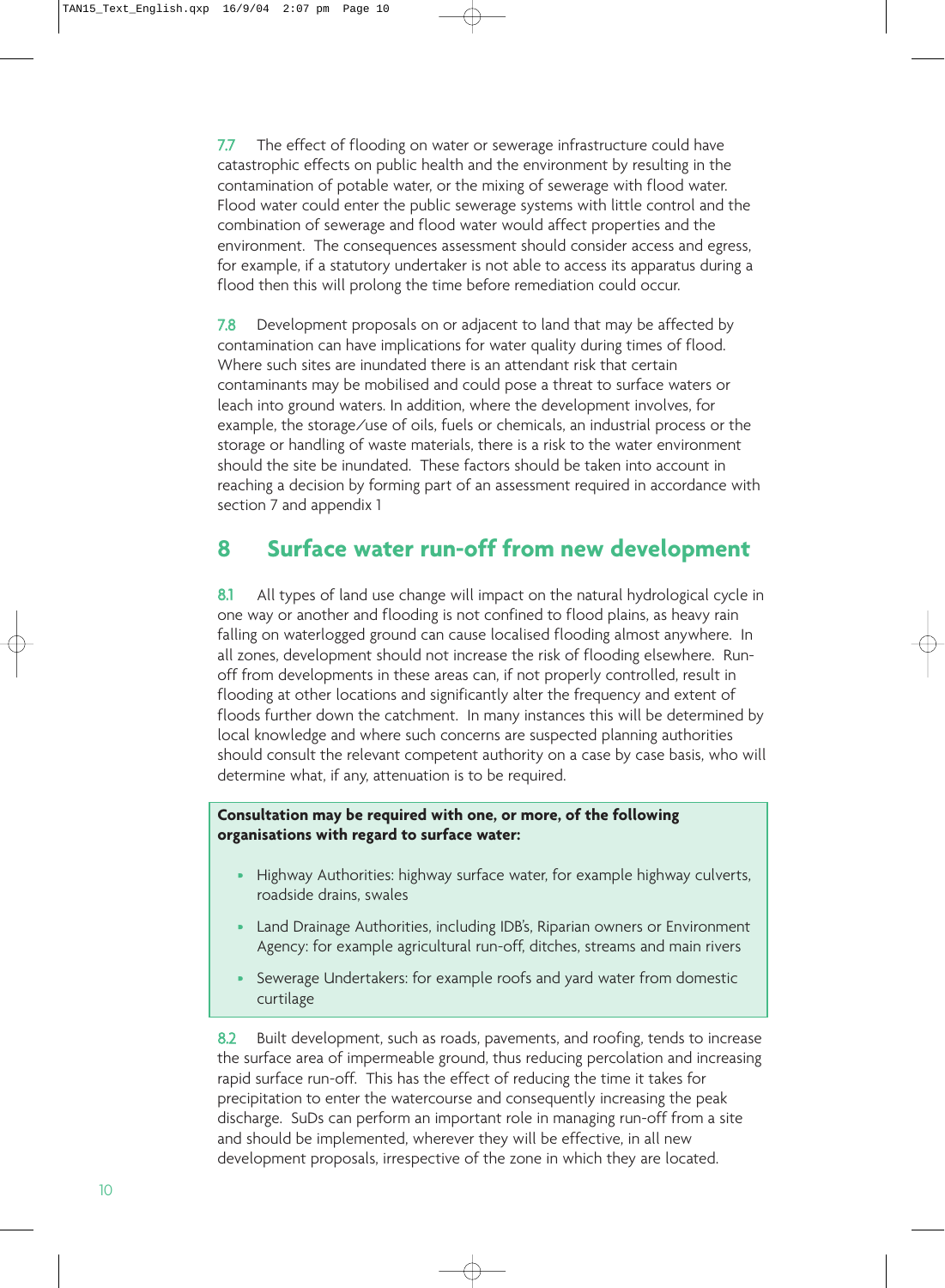7.7 The effect of flooding on water or sewerage infrastructure could have catastrophic effects on public health and the environment by resulting in the contamination of potable water, or the mixing of sewerage with flood water. Flood water could enter the public sewerage systems with little control and the combination of sewerage and flood water would affect properties and the environment. The consequences assessment should consider access and egress, for example, if a statutory undertaker is not able to access its apparatus during a flood then this will prolong the time before remediation could occur.

7.8 Development proposals on or adjacent to land that may be affected by contamination can have implications for water quality during times of flood. Where such sites are inundated there is an attendant risk that certain contaminants may be mobilised and could pose a threat to surface waters or leach into ground waters. In addition, where the development involves, for example, the storage/use of oils, fuels or chemicals, an industrial process or the storage or handling of waste materials, there is a risk to the water environment should the site be inundated. These factors should be taken into account in reaching a decision by forming part of an assessment required in accordance with section 7 and appendix 1

## 8 Surface water run-off from new development

8.1 All types of land use change will impact on the natural hydrological cycle in one way or another and flooding is not confined to flood plains, as heavy rain falling on waterlogged ground can cause localised flooding almost anywhere. In all zones, development should not increase the risk of flooding elsewhere. Run-off from developments in these areas can, if not properly controlled, result in flooding at other locations and significantly alter the frequency and extent of floods further down the catchment. In many instances this will be determined by local knowledge and where such concerns are suspected planning authorities should consult the relevant competent authority on a case by case basis, who will determine what, if any, attenuation is to be required.

**Consultation may be required with one, or more, of the following organisations with regard to surface water:**

- Highway Authorities: highway surface water, for example highway culverts, roadside drains, swales
- Land Drainage Authorities, including IDB's, Riparian owners or Environment Agency: for example agricultural run-off, ditches, streams and main rivers
- Sewerage Undertakers: for example roofs and yard water from domestic curtilage

8.2 Built development, such as roads, pavements, and roofing, tends to increase the surface area of impermeable ground, thus reducing percolation and increasing rapid surface run-off. This has the effect of reducing the time it takes for precipitation to enter the watercourse and consequently increasing the peak discharge. SuDs can perform an important role in managing run-off from a site and should be implemented, wherever they will be effective, in all new development proposals, irrespective of the zone in which they are located.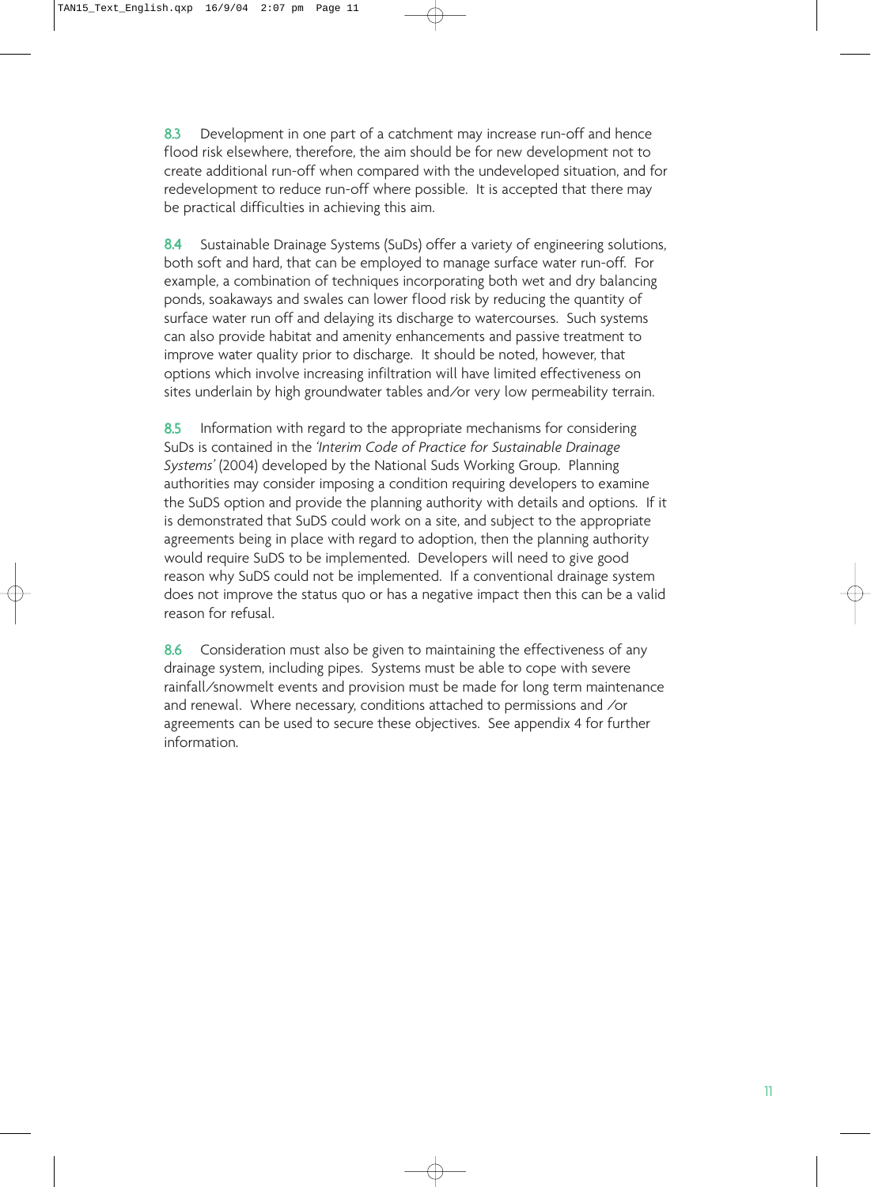8.3 Development in one part of a catchment may increase run-off and hence flood risk elsewhere, therefore, the aim should be for new development not to create additional run-off when compared with the undeveloped situation, and for redevelopment to reduce run-off where possible. It is accepted that there may be practical difficulties in achieving this aim.

8.4 Sustainable Drainage Systems (SuDs) offer a variety of engineering solutions, both soft and hard, that can be employed to manage surface water run-off. For example, a combination of techniques incorporating both wet and dry balancing ponds, soakaways and swales can lower flood risk by reducing the quantity of surface water run off and delaying its discharge to watercourses. Such systems can also provide habitat and amenity enhancements and passive treatment to improve water quality prior to discharge. It should be noted, however, that options which involve increasing infiltration will have limited effectiveness on sites underlain by high groundwater tables and/or very low permeability terrain.

8.5 Information with regard to the appropriate mechanisms for considering SuDs is contained in the *'Interim Code of Practice for Sustainable Drainage Systems'* (2004) developed by the National Suds Working Group. Planning authorities may consider imposing a condition requiring developers to examine the SuDS option and provide the planning authority with details and options. If it is demonstrated that SuDS could work on a site, and subject to the appropriate agreements being in place with regard to adoption, then the planning authority would require SuDS to be implemented. Developers will need to give good reason why SuDS could not be implemented. If a conventional drainage system does not improve the status quo or has a negative impact then this can be a valid reason for refusal.

8.6 Consideration must also be given to maintaining the effectiveness of any drainage system, including pipes. Systems must be able to cope with severe rainfall/snowmelt events and provision must be made for long term maintenance and renewal. Where necessary, conditions attached to permissions and /or agreements can be used to secure these objectives. See appendix 4 for further information.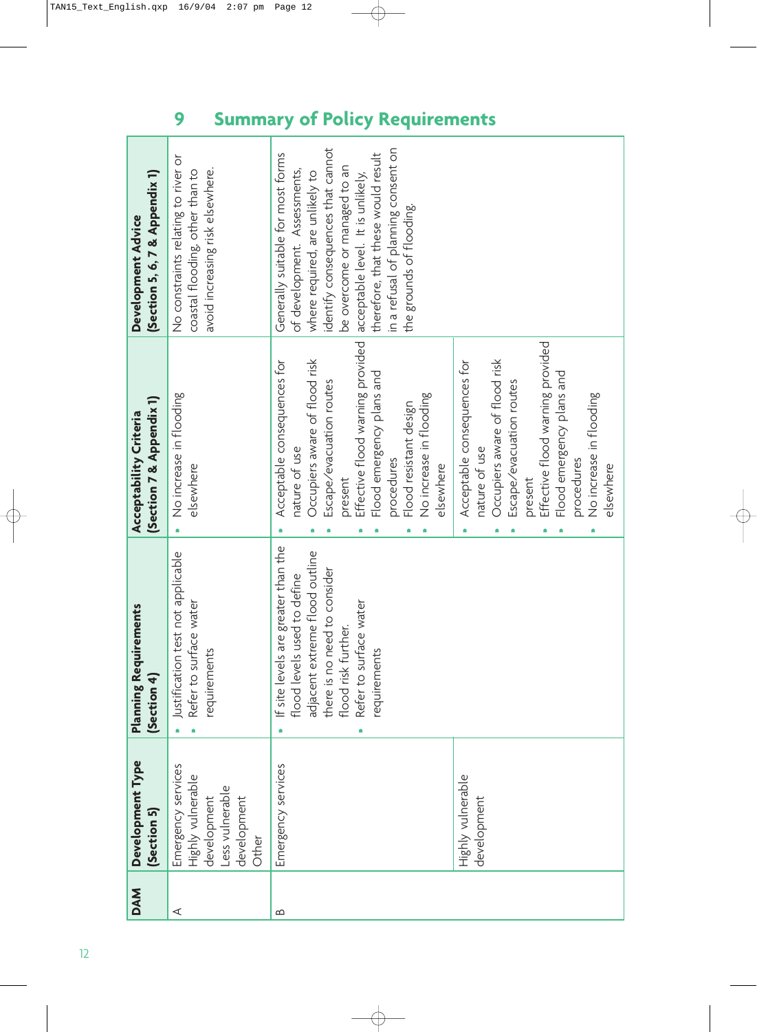## 9 Summary of Policy Requirements

| DAM | Development Type (Section 5) | Planning Requirements (Section 4) | Acceptability Criteria (Section 7 & Appendix 1) | Development Advice (Section 5, 6, 7 & Appendix 1) |
|---|---|---|---|---|
| A | Emergency services<br>Highly vulnerable development<br>Less vulnerable development<br>Other | • Justification test not applicable<br>• Refer to surface water requirements | • No increase in flooding elsewhere | No constraints relating to river or coastal flooding, other than to avoid increasing risk elsewhere. |
| B | Emergency services | • If site levels are greater than the flood levels used to define adjacent extreme flood outline there is no need to consider flood risk further.<br>• Refer to surface water requirements | • Acceptable consequences for nature of use<br>• Occupiers aware of flood risk<br>• Escape/evacuation routes present<br>• Effective flood warning provided<br>• Flood emergency plans and procedures<br>• Flood resistant design<br>• No increase in flooding elsewhere | Generally suitable for most forms of development. Assessments, where required, are unlikely to identify consequences that cannot be overcome or managed to an acceptable level. It is unlikely, therefore, that these would result in a refusal of planning consent on the grounds of flooding. |
| | Highly vulnerable development | | • Acceptable consequences for nature of use<br>• Occupiers aware of flood risk<br>• Escape/evacuation routes present<br>• Effective flood warning provided<br>• Flood emergency plans and procedures<br>• No increase in flooding elsewhere | |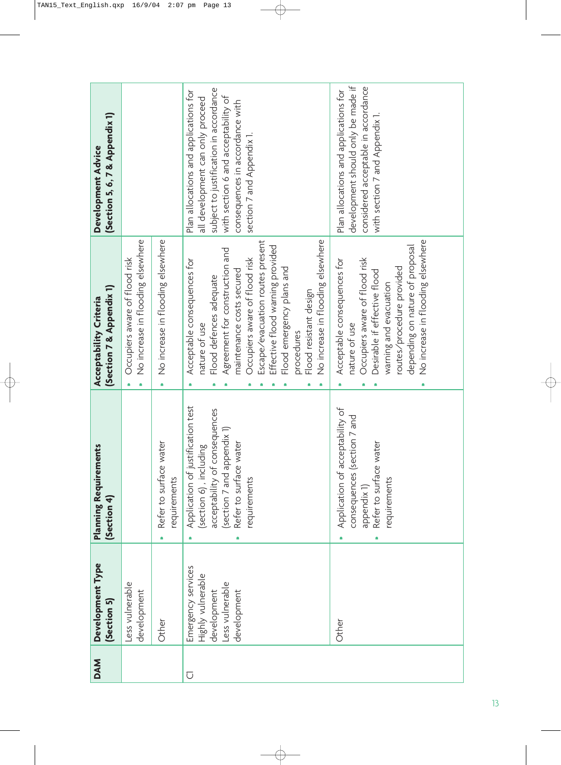| DAM | Development Type (Section 5) | Planning Requirements (Section 4) | Acceptability Criteria (Section 7 & Appendix 1) | Development Advice (Section 5, 6, 7 & Appendix 1) |
|---|---|---|---|---|
| | Less vulnerable development | | • Occupiers aware of flood risk<br>• No increase in flooding elsewhere | |
| | Other | • Refer to surface water requirements | • No increase in flooding elsewhere | |
| C1 | Emergency services<br>Highly vulnerable development<br>Less vulnerable development | • Application of justification test (section 6), including acceptability of consequences (section 7 and appendix 1)<br>• Refer to surface water requirements | • Acceptable consequences for nature of use<br>• Flood defences adequate<br>• Agreement for construction and maintenance costs secured<br>• Occupiers aware of flood risk<br>• Escape/evacuation routes present<br>• Effective flood warning provided<br>• Flood emergency plans and procedures<br>• Flood resistant design<br>• No increase in flooding elsewhere | Plan allocations and applications for all development can only proceed subject to justification in accordance with section 6 and acceptability of consequences in accordance with section 7 and Appendix 1. |
| | Other | • Application of acceptability of consequences (section 7 and appendix 1)<br>• Refer to surface water requirements | • Acceptable consequences for nature of use<br>• Occupiers aware of flood risk<br>• Desirable if effective flood warning and evacuation routes/procedure provided depending on nature of proposal<br>• No increase in flooding elsewhere | Plan allocations and applications for development should only be made if considered acceptable in accordance with section 7 and Appendix 1. |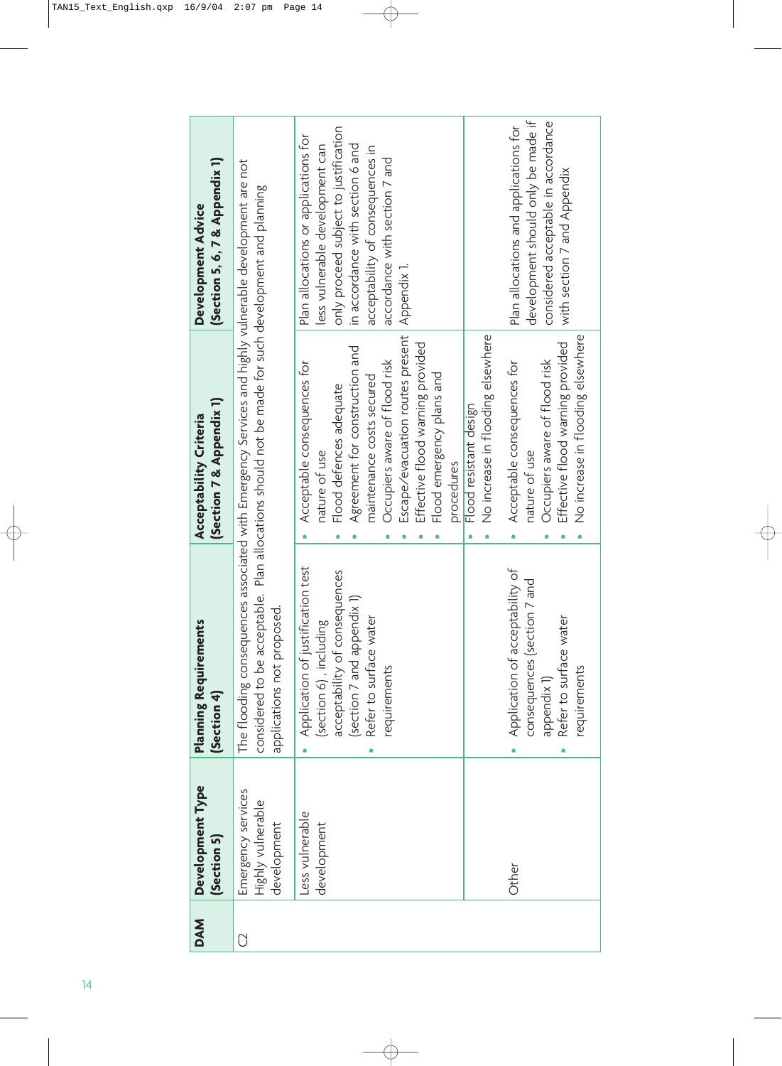| DAM | Development Type (Section 5) | Planning Requirements (Section 4) | Acceptability Criteria (Section 7 & Appendix 1) | Development Advice (Section 5, 6, 7 & Appendix 1) |
|---|---|---|---|---|
| C2 | Emergency services<br>Highly vulnerable development | The flooding consequences associated with Emergency Services and highly vulnerable development are not considered to be acceptable. Plan allocations should not be made for such development and planning applications not proposed. | | |
| | Less vulnerable development | • Application of justification test (section 6), including acceptability of consequences (section 7 and appendix 1)<br>• Refer to surface water requirements | • Acceptable consequences for nature of use<br>• Flood defences adequate<br>• Agreement for construction and maintenance costs secured<br>• Occupiers aware of flood risk<br>• Escape/evacuation routes present<br>• Effective flood warning provided<br>• Flood emergency plans and procedures<br>• Flood resistant design<br>• No increase in flooding elsewhere | Plan allocations or applications for less vulnerable development can only proceed subject to justification in accordance with section 6 and acceptability of consequences in accordance with section 7 and Appendix 1. |
| | Other | • Application of acceptability of consequences (section 7 and appendix 1)<br>• Refer to surface water requirements | • Acceptable consequences for nature of use<br>• Occupiers aware of flood risk<br>• Effective flood warning provided<br>• No increase in flooding elsewhere | Plan allocations and applications for development should only be made if considered acceptable in accordance with section 7 and Appendix |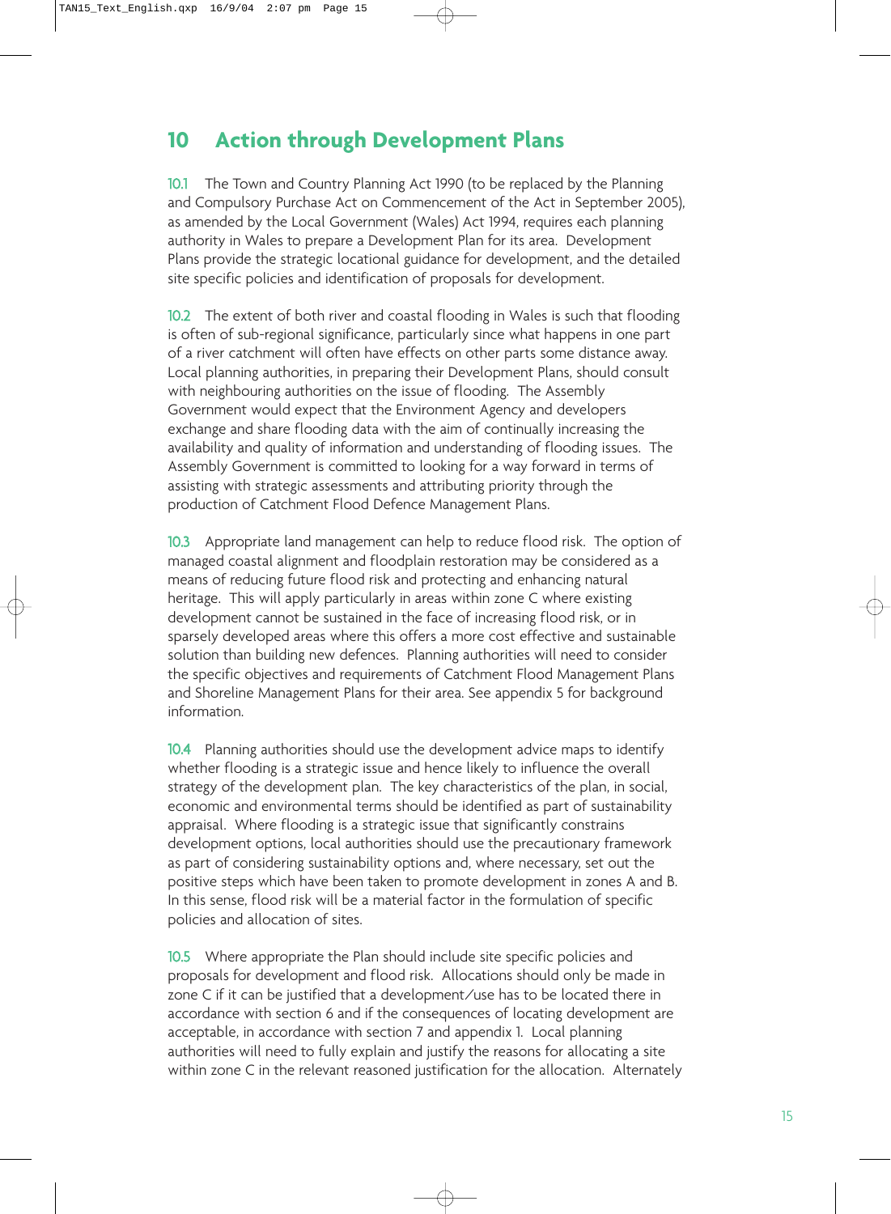## 10 Action through Development Plans

10.1 The Town and Country Planning Act 1990 (to be replaced by the Planning and Compulsory Purchase Act on Commencement of the Act in September 2005), as amended by the Local Government (Wales) Act 1994, requires each planning authority in Wales to prepare a Development Plan for its area. Development Plans provide the strategic locational guidance for development, and the detailed site specific policies and identification of proposals for development.

10.2 The extent of both river and coastal flooding in Wales is such that flooding is often of sub-regional significance, particularly since what happens in one part of a river catchment will often have effects on other parts some distance away. Local planning authorities, in preparing their Development Plans, should consult with neighbouring authorities on the issue of flooding. The Assembly Government would expect that the Environment Agency and developers exchange and share flooding data with the aim of continually increasing the availability and quality of information and understanding of flooding issues. The Assembly Government is committed to looking for a way forward in terms of assisting with strategic assessments and attributing priority through the production of Catchment Flood Defence Management Plans.

10.3 Appropriate land management can help to reduce flood risk. The option of managed coastal alignment and floodplain restoration may be considered as a means of reducing future flood risk and protecting and enhancing natural heritage. This will apply particularly in areas within zone C where existing development cannot be sustained in the face of increasing flood risk, or in sparsely developed areas where this offers a more cost effective and sustainable solution than building new defences. Planning authorities will need to consider the specific objectives and requirements of Catchment Flood Management Plans and Shoreline Management Plans for their area. See appendix 5 for background information.

10.4 Planning authorities should use the development advice maps to identify whether flooding is a strategic issue and hence likely to influence the overall strategy of the development plan. The key characteristics of the plan, in social, economic and environmental terms should be identified as part of sustainability appraisal. Where flooding is a strategic issue that significantly constrains development options, local authorities should use the precautionary framework as part of considering sustainability options and, where necessary, set out the positive steps which have been taken to promote development in zones A and B. In this sense, flood risk will be a material factor in the formulation of specific policies and allocation of sites.

10.5 Where appropriate the Plan should include site specific policies and proposals for development and flood risk. Allocations should only be made in zone C if it can be justified that a development/use has to be located there in accordance with section 6 and if the consequences of locating development are acceptable, in accordance with section 7 and appendix 1. Local planning authorities will need to fully explain and justify the reasons for allocating a site within zone C in the relevant reasoned justification for the allocation. Alternately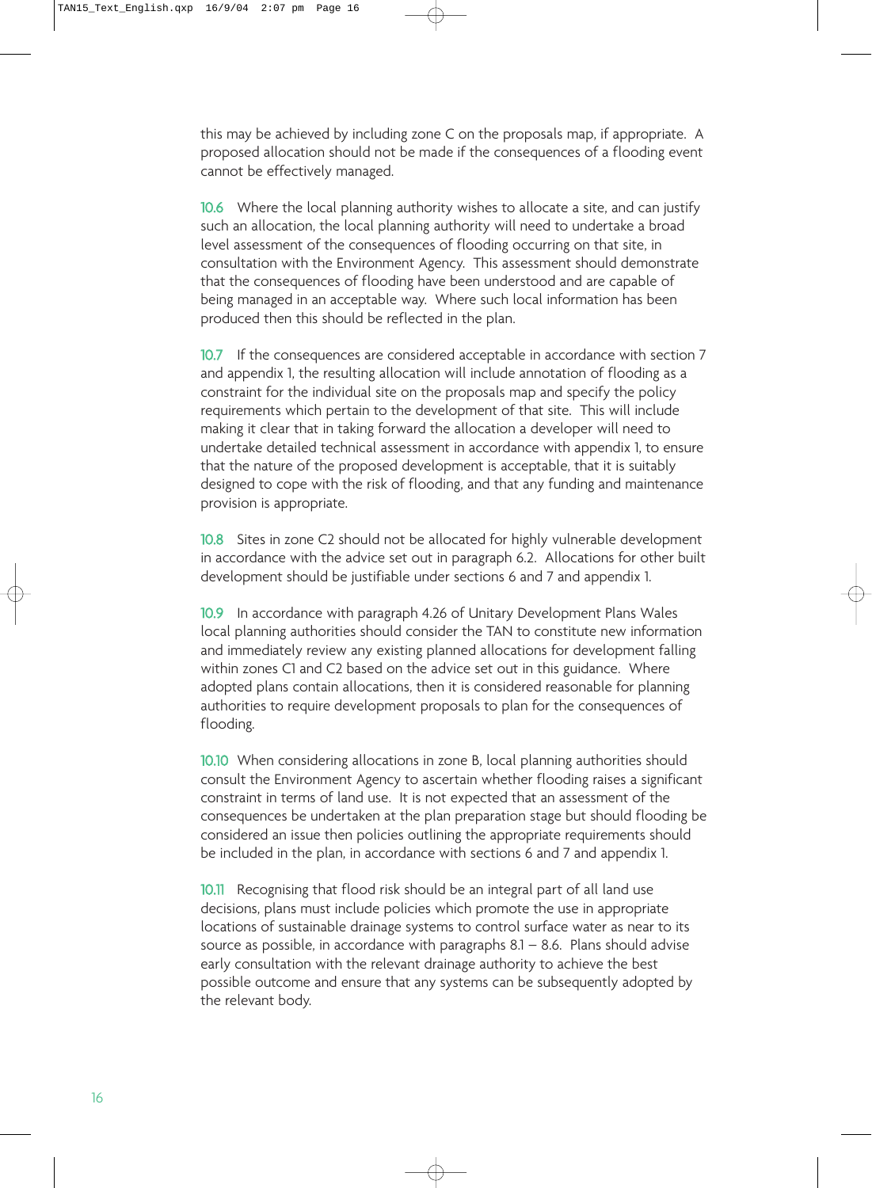this may be achieved by including zone C on the proposals map, if appropriate. A proposed allocation should not be made if the consequences of a flooding event cannot be effectively managed.

10.6 Where the local planning authority wishes to allocate a site, and can justify such an allocation, the local planning authority will need to undertake a broad level assessment of the consequences of flooding occurring on that site, in consultation with the Environment Agency. This assessment should demonstrate that the consequences of flooding have been understood and are capable of being managed in an acceptable way. Where such local information has been produced then this should be reflected in the plan.

10.7 If the consequences are considered acceptable in accordance with section 7 and appendix 1, the resulting allocation will include annotation of flooding as a constraint for the individual site on the proposals map and specify the policy requirements which pertain to the development of that site. This will include making it clear that in taking forward the allocation a developer will need to undertake detailed technical assessment in accordance with appendix 1, to ensure that the nature of the proposed development is acceptable, that it is suitably designed to cope with the risk of flooding, and that any funding and maintenance provision is appropriate.

10.8 Sites in zone C2 should not be allocated for highly vulnerable development in accordance with the advice set out in paragraph 6.2. Allocations for other built development should be justifiable under sections 6 and 7 and appendix 1.

10.9 In accordance with paragraph 4.26 of Unitary Development Plans Wales local planning authorities should consider the TAN to constitute new information and immediately review any existing planned allocations for development falling within zones C1 and C2 based on the advice set out in this guidance. Where adopted plans contain allocations, then it is considered reasonable for planning authorities to require development proposals to plan for the consequences of flooding.

10.10 When considering allocations in zone B, local planning authorities should consult the Environment Agency to ascertain whether flooding raises a significant constraint in terms of land use. It is not expected that an assessment of the consequences be undertaken at the plan preparation stage but should flooding be considered an issue then policies outlining the appropriate requirements should be included in the plan, in accordance with sections 6 and 7 and appendix 1.

10.11 Recognising that flood risk should be an integral part of all land use decisions, plans must include policies which promote the use in appropriate locations of sustainable drainage systems to control surface water as near to its source as possible, in accordance with paragraphs 8.1 – 8.6. Plans should advise early consultation with the relevant drainage authority to achieve the best possible outcome and ensure that any systems can be subsequently adopted by the relevant body.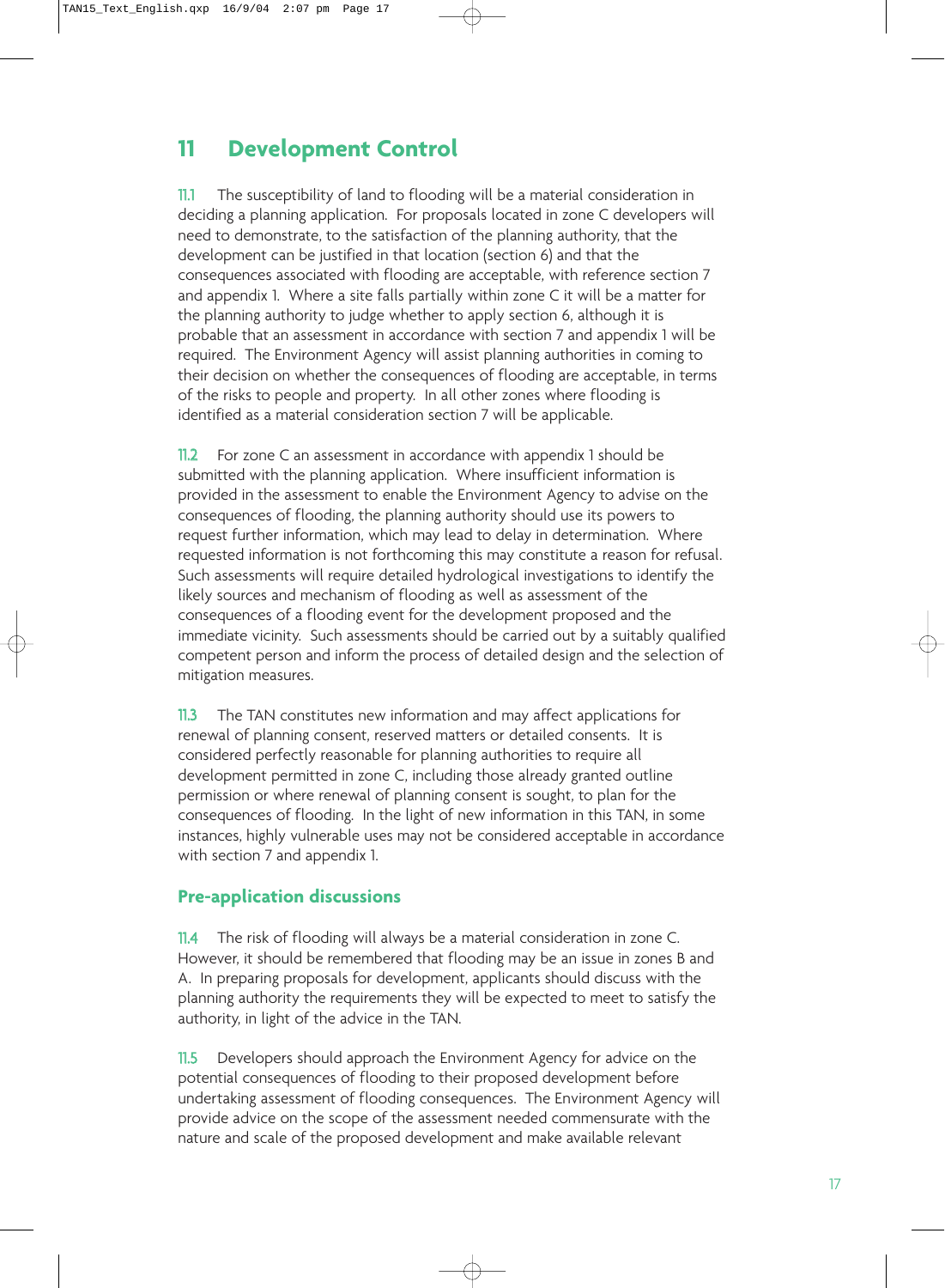# 11 Development Control

11.1 The susceptibility of land to flooding will be a material consideration in deciding a planning application. For proposals located in zone C developers will need to demonstrate, to the satisfaction of the planning authority, that the development can be justified in that location (section 6) and that the consequences associated with flooding are acceptable, with reference section 7 and appendix 1. Where a site falls partially within zone C it will be a matter for the planning authority to judge whether to apply section 6, although it is probable that an assessment in accordance with section 7 and appendix 1 will be required. The Environment Agency will assist planning authorities in coming to their decision on whether the consequences of flooding are acceptable, in terms of the risks to people and property. In all other zones where flooding is identified as a material consideration section 7 will be applicable.

11.2 For zone C an assessment in accordance with appendix 1 should be submitted with the planning application. Where insufficient information is provided in the assessment to enable the Environment Agency to advise on the consequences of flooding, the planning authority should use its powers to request further information, which may lead to delay in determination. Where requested information is not forthcoming this may constitute a reason for refusal. Such assessments will require detailed hydrological investigations to identify the likely sources and mechanism of flooding as well as assessment of the consequences of a flooding event for the development proposed and the immediate vicinity. Such assessments should be carried out by a suitably qualified competent person and inform the process of detailed design and the selection of mitigation measures.

11.3 The TAN constitutes new information and may affect applications for renewal of planning consent, reserved matters or detailed consents. It is considered perfectly reasonable for planning authorities to require all development permitted in zone C, including those already granted outline permission or where renewal of planning consent is sought, to plan for the consequences of flooding. In the light of new information in this TAN, in some instances, highly vulnerable uses may not be considered acceptable in accordance with section 7 and appendix 1.

## Pre-application discussions

11.4 The risk of flooding will always be a material consideration in zone C. However, it should be remembered that flooding may be an issue in zones B and A. In preparing proposals for development, applicants should discuss with the planning authority the requirements they will be expected to meet to satisfy the authority, in light of the advice in the TAN.

11.5 Developers should approach the Environment Agency for advice on the potential consequences of flooding to their proposed development before undertaking assessment of flooding consequences. The Environment Agency will provide advice on the scope of the assessment needed commensurate with the nature and scale of the proposed development and make available relevant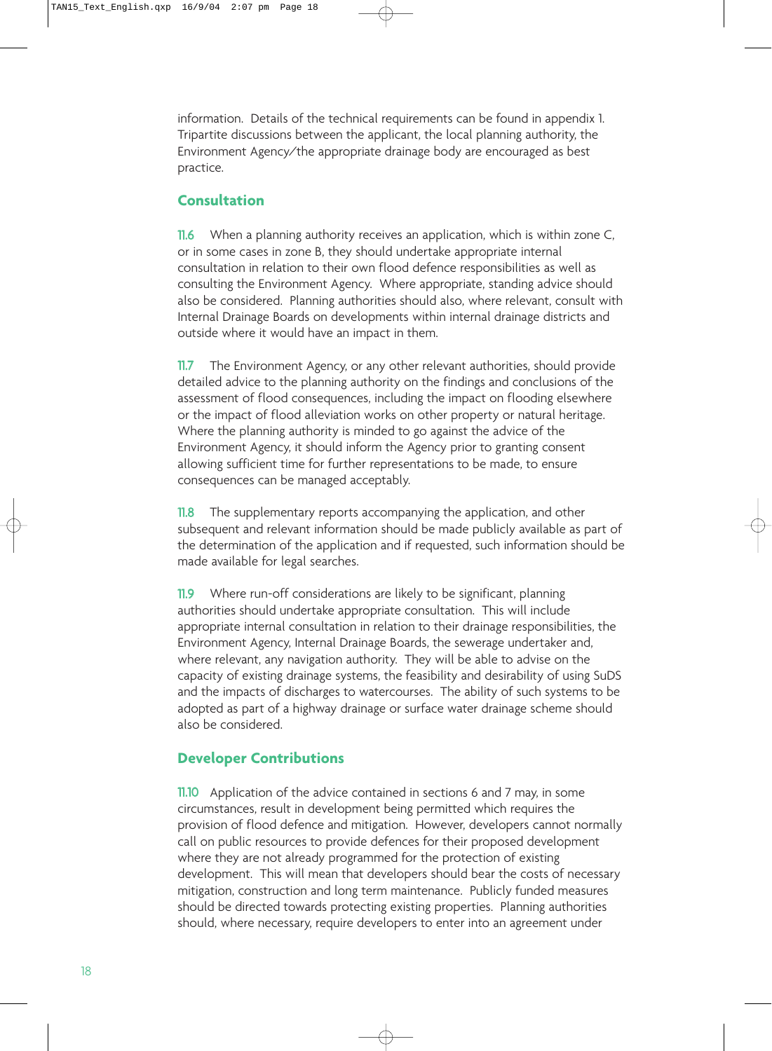information. Details of the technical requirements can be found in appendix 1. Tripartite discussions between the applicant, the local planning authority, the Environment Agency/the appropriate drainage body are encouraged as best practice.

## Consultation

11.6 When a planning authority receives an application, which is within zone C, or in some cases in zone B, they should undertake appropriate internal consultation in relation to their own flood defence responsibilities as well as consulting the Environment Agency. Where appropriate, standing advice should also be considered. Planning authorities should also, where relevant, consult with Internal Drainage Boards on developments within internal drainage districts and outside where it would have an impact in them.

11.7 The Environment Agency, or any other relevant authorities, should provide detailed advice to the planning authority on the findings and conclusions of the assessment of flood consequences, including the impact on flooding elsewhere or the impact of flood alleviation works on other property or natural heritage. Where the planning authority is minded to go against the advice of the Environment Agency, it should inform the Agency prior to granting consent allowing sufficient time for further representations to be made, to ensure consequences can be managed acceptably.

11.8 The supplementary reports accompanying the application, and other subsequent and relevant information should be made publicly available as part of the determination of the application and if requested, such information should be made available for legal searches.

11.9 Where run-off considerations are likely to be significant, planning authorities should undertake appropriate consultation. This will include appropriate internal consultation in relation to their drainage responsibilities, the Environment Agency, Internal Drainage Boards, the sewerage undertaker and, where relevant, any navigation authority. They will be able to advise on the capacity of existing drainage systems, the feasibility and desirability of using SuDS and the impacts of discharges to watercourses. The ability of such systems to be adopted as part of a highway drainage or surface water drainage scheme should also be considered.

## Developer Contributions

11.10 Application of the advice contained in sections 6 and 7 may, in some circumstances, result in development being permitted which requires the provision of flood defence and mitigation. However, developers cannot normally call on public resources to provide defences for their proposed development where they are not already programmed for the protection of existing development. This will mean that developers should bear the costs of necessary mitigation, construction and long term maintenance. Publicly funded measures should be directed towards protecting existing properties. Planning authorities should, where necessary, require developers to enter into an agreement under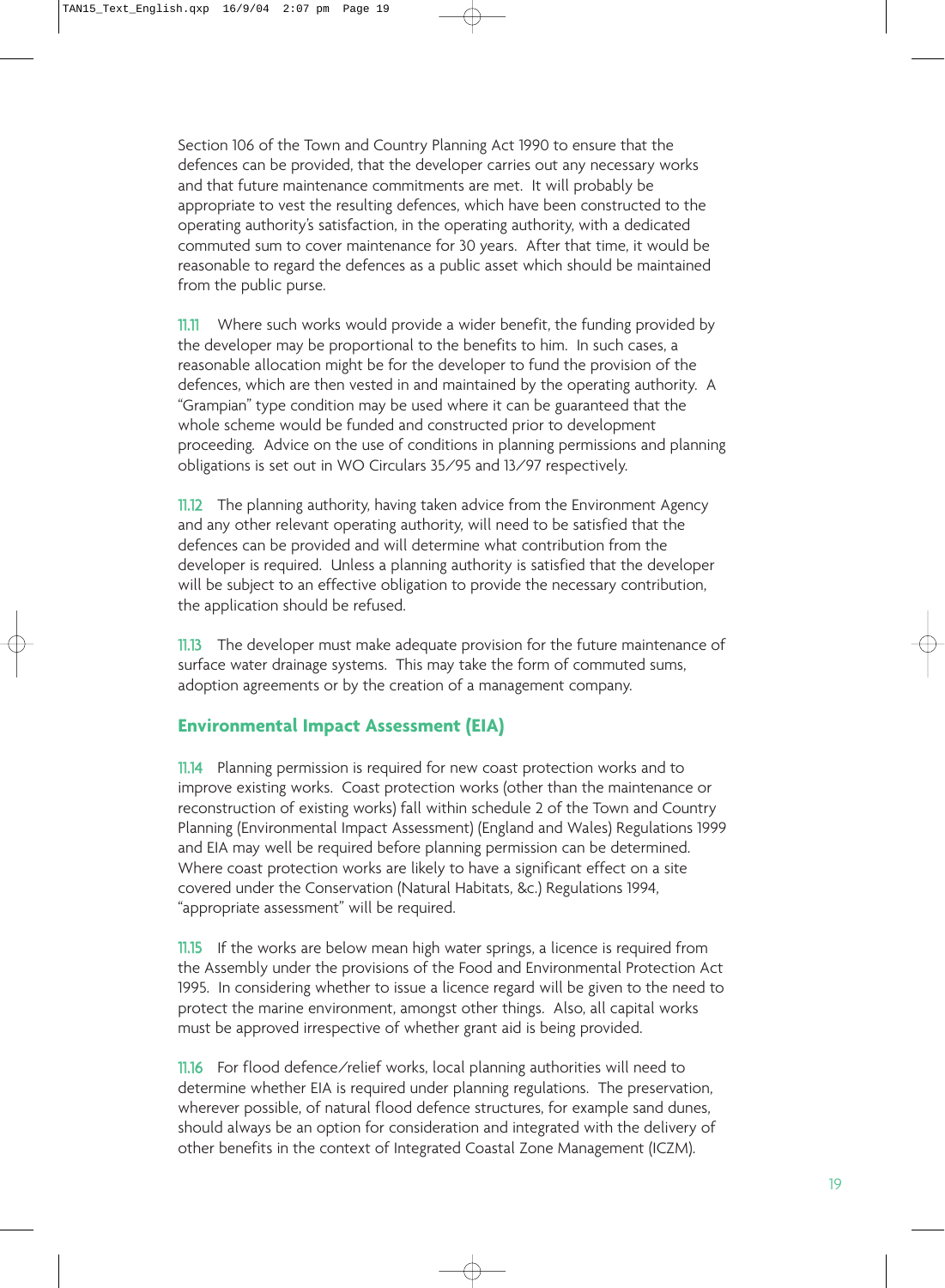Section 106 of the Town and Country Planning Act 1990 to ensure that the defences can be provided, that the developer carries out any necessary works and that future maintenance commitments are met. It will probably be appropriate to vest the resulting defences, which have been constructed to the operating authority's satisfaction, in the operating authority, with a dedicated commuted sum to cover maintenance for 30 years. After that time, it would be reasonable to regard the defences as a public asset which should be maintained from the public purse.

11.11 Where such works would provide a wider benefit, the funding provided by the developer may be proportional to the benefits to him. In such cases, a reasonable allocation might be for the developer to fund the provision of the defences, which are then vested in and maintained by the operating authority. A "Grampian" type condition may be used where it can be guaranteed that the whole scheme would be funded and constructed prior to development proceeding. Advice on the use of conditions in planning permissions and planning obligations is set out in WO Circulars 35/95 and 13/97 respectively.

11.12 The planning authority, having taken advice from the Environment Agency and any other relevant operating authority, will need to be satisfied that the defences can be provided and will determine what contribution from the developer is required. Unless a planning authority is satisfied that the developer will be subject to an effective obligation to provide the necessary contribution, the application should be refused.

11.13 The developer must make adequate provision for the future maintenance of surface water drainage systems. This may take the form of commuted sums, adoption agreements or by the creation of a management company.

## Environmental Impact Assessment (EIA)

11.14 Planning permission is required for new coast protection works and to improve existing works. Coast protection works (other than the maintenance or reconstruction of existing works) fall within schedule 2 of the Town and Country Planning (Environmental Impact Assessment) (England and Wales) Regulations 1999 and EIA may well be required before planning permission can be determined. Where coast protection works are likely to have a significant effect on a site covered under the Conservation (Natural Habitats, &c.) Regulations 1994, "appropriate assessment" will be required.

11.15 If the works are below mean high water springs, a licence is required from the Assembly under the provisions of the Food and Environmental Protection Act 1995. In considering whether to issue a licence regard will be given to the need to protect the marine environment, amongst other things. Also, all capital works must be approved irrespective of whether grant aid is being provided.

11.16 For flood defence/relief works, local planning authorities will need to determine whether EIA is required under planning regulations. The preservation, wherever possible, of natural flood defence structures, for example sand dunes, should always be an option for consideration and integrated with the delivery of other benefits in the context of Integrated Coastal Zone Management (ICZM).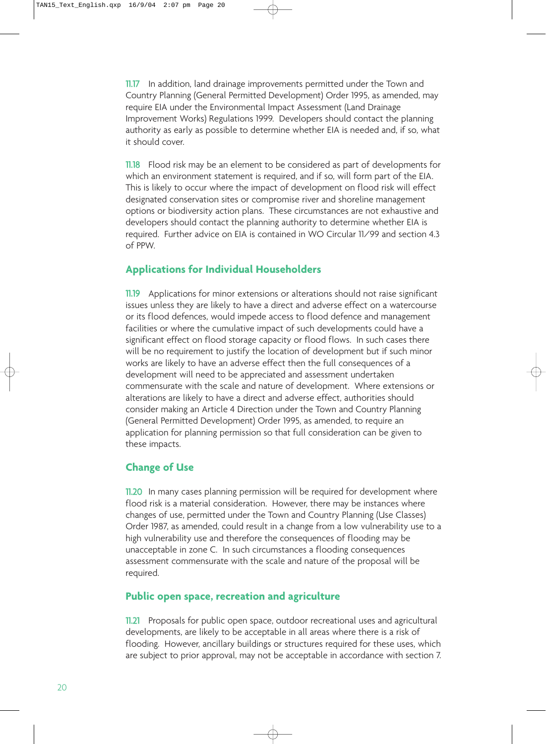11.17 In addition, land drainage improvements permitted under the Town and Country Planning (General Permitted Development) Order 1995, as amended, may require EIA under the Environmental Impact Assessment (Land Drainage Improvement Works) Regulations 1999. Developers should contact the planning authority as early as possible to determine whether EIA is needed and, if so, what it should cover.

11.18 Flood risk may be an element to be considered as part of developments for which an environment statement is required, and if so, will form part of the EIA. This is likely to occur where the impact of development on flood risk will effect designated conservation sites or compromise river and shoreline management options or biodiversity action plans. These circumstances are not exhaustive and developers should contact the planning authority to determine whether EIA is required. Further advice on EIA is contained in WO Circular 11/99 and section 4.3 of PPW.

### Applications for Individual Householders

11.19 Applications for minor extensions or alterations should not raise significant issues unless they are likely to have a direct and adverse effect on a watercourse or its flood defences, would impede access to flood defence and management facilities or where the cumulative impact of such developments could have a significant effect on flood storage capacity or flood flows. In such cases there will be no requirement to justify the location of development but if such minor works are likely to have an adverse effect then the full consequences of a development will need to be appreciated and assessment undertaken commensurate with the scale and nature of development. Where extensions or alterations are likely to have a direct and adverse effect, authorities should consider making an Article 4 Direction under the Town and Country Planning (General Permitted Development) Order 1995, as amended, to require an application for planning permission so that full consideration can be given to these impacts.

### Change of Use

11.20 In many cases planning permission will be required for development where flood risk is a material consideration. However, there may be instances where changes of use, permitted under the Town and Country Planning (Use Classes) Order 1987, as amended, could result in a change from a low vulnerability use to a high vulnerability use and therefore the consequences of flooding may be unacceptable in zone C. In such circumstances a flooding consequences assessment commensurate with the scale and nature of the proposal will be required.

### Public open space, recreation and agriculture

11.21 Proposals for public open space, outdoor recreational uses and agricultural developments, are likely to be acceptable in all areas where there is a risk of flooding. However, ancillary buildings or structures required for these uses, which are subject to prior approval, may not be acceptable in accordance with section 7.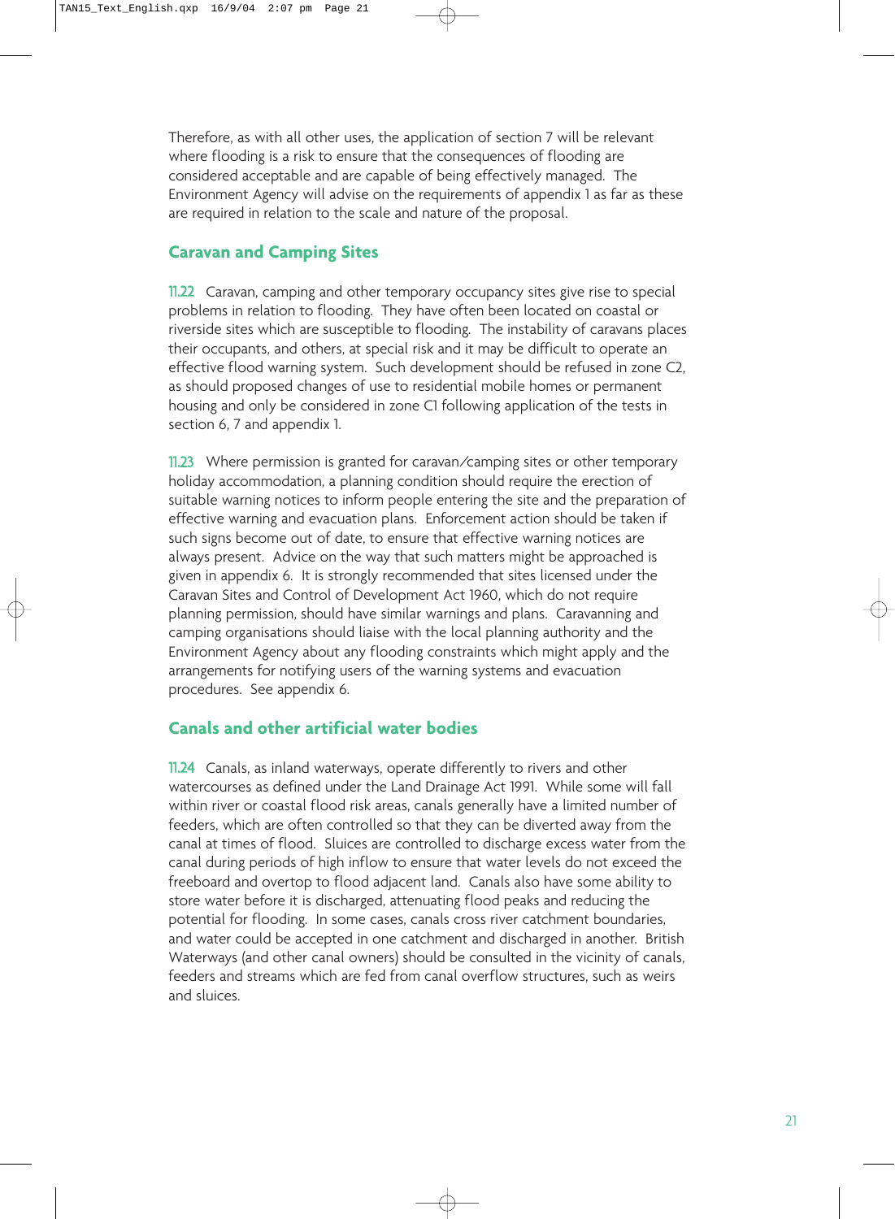Therefore, as with all other uses, the application of section 7 will be relevant where flooding is a risk to ensure that the consequences of flooding are considered acceptable and are capable of being effectively managed. The Environment Agency will advise on the requirements of appendix 1 as far as these are required in relation to the scale and nature of the proposal.

## Caravan and Camping Sites

11.22 Caravan, camping and other temporary occupancy sites give rise to special problems in relation to flooding. They have often been located on coastal or riverside sites which are susceptible to flooding. The instability of caravans places their occupants, and others, at special risk and it may be difficult to operate an effective flood warning system. Such development should be refused in zone C2, as should proposed changes of use to residential mobile homes or permanent housing and only be considered in zone C1 following application of the tests in section 6, 7 and appendix 1.

11.23 Where permission is granted for caravan/camping sites or other temporary holiday accommodation, a planning condition should require the erection of suitable warning notices to inform people entering the site and the preparation of effective warning and evacuation plans. Enforcement action should be taken if such signs become out of date, to ensure that effective warning notices are always present. Advice on the way that such matters might be approached is given in appendix 6. It is strongly recommended that sites licensed under the Caravan Sites and Control of Development Act 1960, which do not require planning permission, should have similar warnings and plans. Caravanning and camping organisations should liaise with the local planning authority and the Environment Agency about any flooding constraints which might apply and the arrangements for notifying users of the warning systems and evacuation procedures. See appendix 6.

## Canals and other artificial water bodies

11.24 Canals, as inland waterways, operate differently to rivers and other watercourses as defined under the Land Drainage Act 1991. While some will fall within river or coastal flood risk areas, canals generally have a limited number of feeders, which are often controlled so that they can be diverted away from the canal at times of flood. Sluices are controlled to discharge excess water from the canal during periods of high inflow to ensure that water levels do not exceed the freeboard and overtop to flood adjacent land. Canals also have some ability to store water before it is discharged, attenuating flood peaks and reducing the potential for flooding. In some cases, canals cross river catchment boundaries, and water could be accepted in one catchment and discharged in another. British Waterways (and other canal owners) should be consulted in the vicinity of canals, feeders and streams which are fed from canal overflow structures, such as weirs and sluices.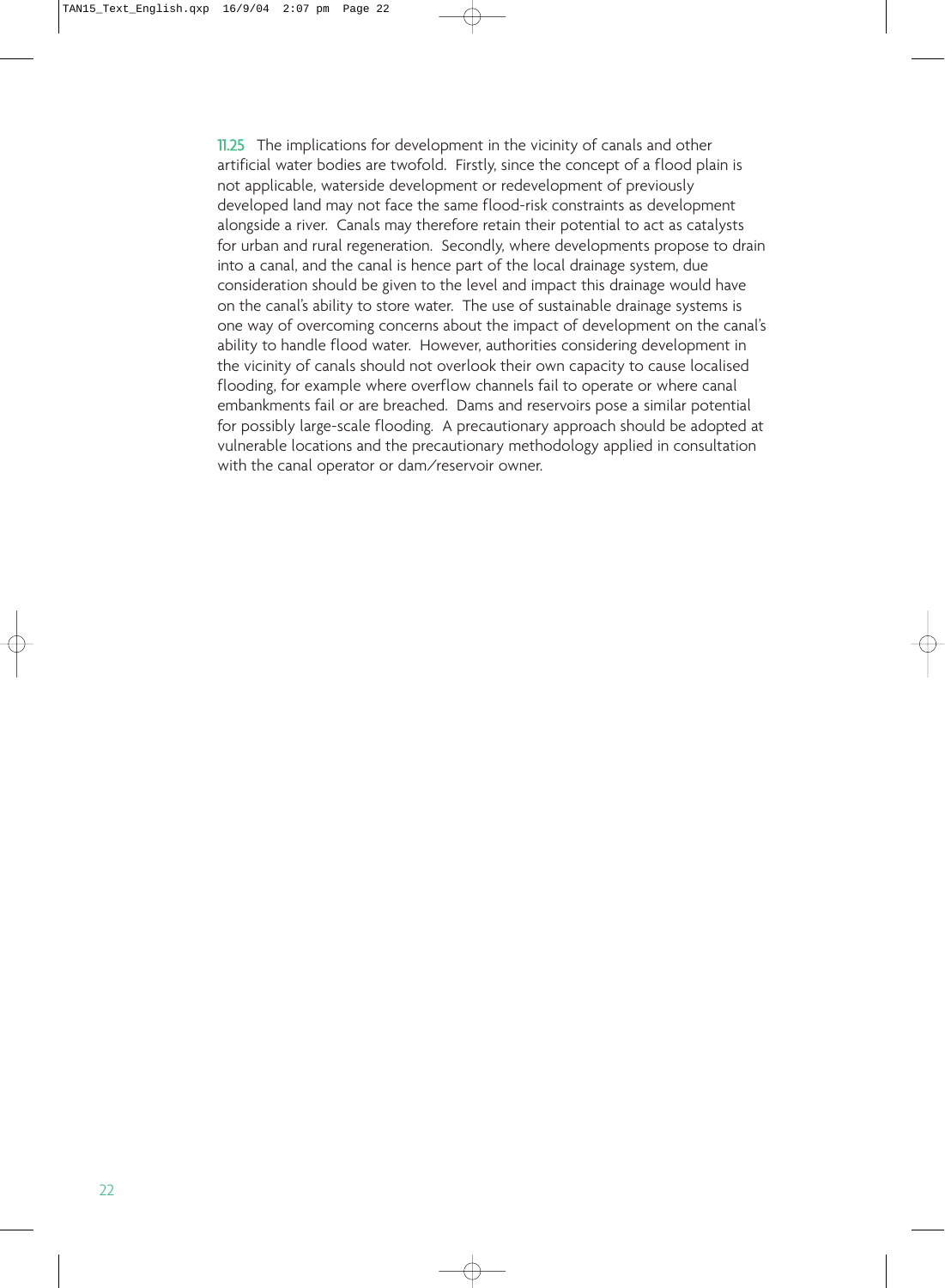11.25 The implications for development in the vicinity of canals and other artificial water bodies are twofold. Firstly, since the concept of a flood plain is not applicable, waterside development or redevelopment of previously developed land may not face the same flood-risk constraints as development alongside a river. Canals may therefore retain their potential to act as catalysts for urban and rural regeneration. Secondly, where developments propose to drain into a canal, and the canal is hence part of the local drainage system, due consideration should be given to the level and impact this drainage would have on the canal's ability to store water. The use of sustainable drainage systems is one way of overcoming concerns about the impact of development on the canal's ability to handle flood water. However, authorities considering development in the vicinity of canals should not overlook their own capacity to cause localised flooding, for example where overflow channels fail to operate or where canal embankments fail or are breached. Dams and reservoirs pose a similar potential for possibly large-scale flooding. A precautionary approach should be adopted at vulnerable locations and the precautionary methodology applied in consultation with the canal operator or dam/reservoir owner.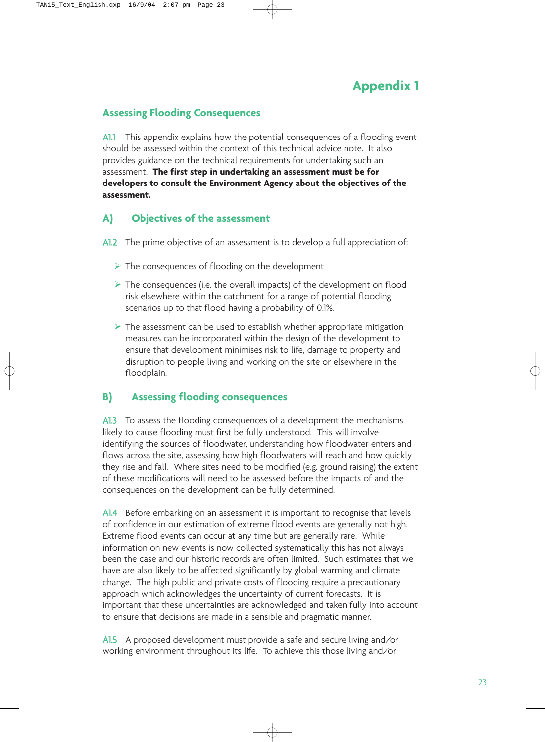# Appendix 1

## Assessing Flooding Consequences

A1.1 This appendix explains how the potential consequences of a flooding event should be assessed within the context of this technical advice note. It also provides guidance on the technical requirements for undertaking such an assessment. **The first step in undertaking an assessment must be for developers to consult the Environment Agency about the objectives of the assessment.**

## A) Objectives of the assessment

A1.2 The prime objective of an assessment is to develop a full appreciation of:

- The consequences of flooding on the development
- The consequences (i.e. the overall impacts) of the development on flood risk elsewhere within the catchment for a range of potential flooding scenarios up to that flood having a probability of 0.1%.
- The assessment can be used to establish whether appropriate mitigation measures can be incorporated within the design of the development to ensure that development minimises risk to life, damage to property and disruption to people living and working on the site or elsewhere in the floodplain.

## B) Assessing flooding consequences

A1.3 To assess the flooding consequences of a development the mechanisms likely to cause flooding must first be fully understood. This will involve identifying the sources of floodwater, understanding how floodwater enters and flows across the site, assessing how high floodwaters will reach and how quickly they rise and fall. Where sites need to be modified (e.g. ground raising) the extent of these modifications will need to be assessed before the impacts of and the consequences on the development can be fully determined.

A1.4 Before embarking on an assessment it is important to recognise that levels of confidence in our estimation of extreme flood events are generally not high. Extreme flood events can occur at any time but are generally rare. While information on new events is now collected systematically this has not always been the case and our historic records are often limited. Such estimates that we have are also likely to be affected significantly by global warming and climate change. The high public and private costs of flooding require a precautionary approach which acknowledges the uncertainty of current forecasts. It is important that these uncertainties are acknowledged and taken fully into account to ensure that decisions are made in a sensible and pragmatic manner.

A1.5 A proposed development must provide a safe and secure living and/or working environment throughout its life. To achieve this those living and/or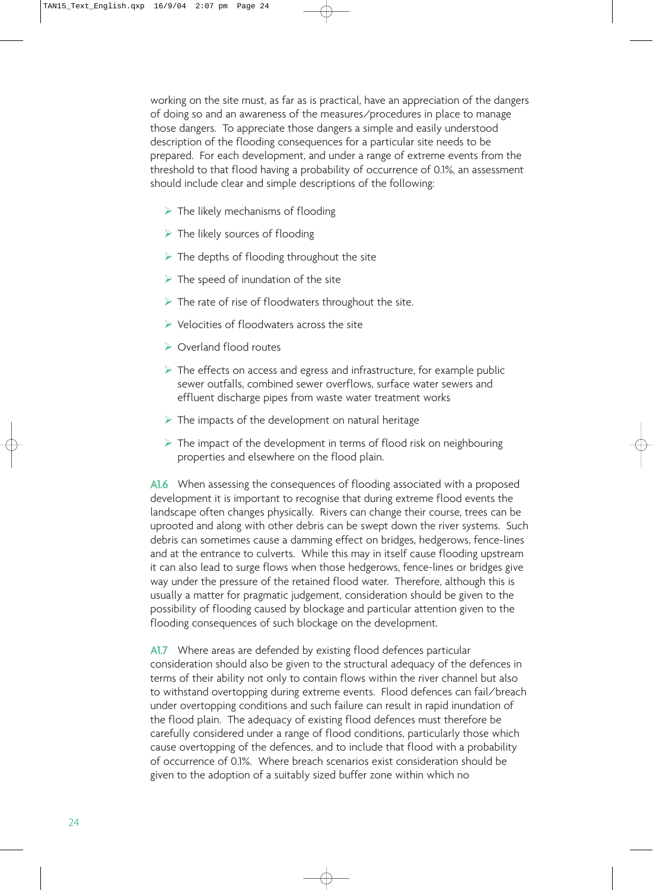working on the site must, as far as is practical, have an appreciation of the dangers of doing so and an awareness of the measures/procedures in place to manage those dangers. To appreciate those dangers a simple and easily understood description of the flooding consequences for a particular site needs to be prepared. For each development, and under a range of extreme events from the threshold to that flood having a probability of occurrence of 0.1%, an assessment should include clear and simple descriptions of the following:

- The likely mechanisms of flooding
- The likely sources of flooding
- The depths of flooding throughout the site
- The speed of inundation of the site
- The rate of rise of floodwaters throughout the site.
- Velocities of floodwaters across the site
- Overland flood routes
- The effects on access and egress and infrastructure, for example public sewer outfalls, combined sewer overflows, surface water sewers and effluent discharge pipes from waste water treatment works
- The impacts of the development on natural heritage
- The impact of the development in terms of flood risk on neighbouring properties and elsewhere on the flood plain.

**A1.6** When assessing the consequences of flooding associated with a proposed development it is important to recognise that during extreme flood events the landscape often changes physically. Rivers can change their course, trees can be uprooted and along with other debris can be swept down the river systems. Such debris can sometimes cause a damming effect on bridges, hedgerows, fence-lines and at the entrance to culverts. While this may in itself cause flooding upstream it can also lead to surge flows when those hedgerows, fence-lines or bridges give way under the pressure of the retained flood water. Therefore, although this is usually a matter for pragmatic judgement, consideration should be given to the possibility of flooding caused by blockage and particular attention given to the flooding consequences of such blockage on the development.

**A1.7** Where areas are defended by existing flood defences particular consideration should also be given to the structural adequacy of the defences in terms of their ability not only to contain flows within the river channel but also to withstand overtopping during extreme events. Flood defences can fail/breach under overtopping conditions and such failure can result in rapid inundation of the flood plain. The adequacy of existing flood defences must therefore be carefully considered under a range of flood conditions, particularly those which cause overtopping of the defences, and to include that flood with a probability of occurrence of 0.1%. Where breach scenarios exist consideration should be given to the adoption of a suitably sized buffer zone within which no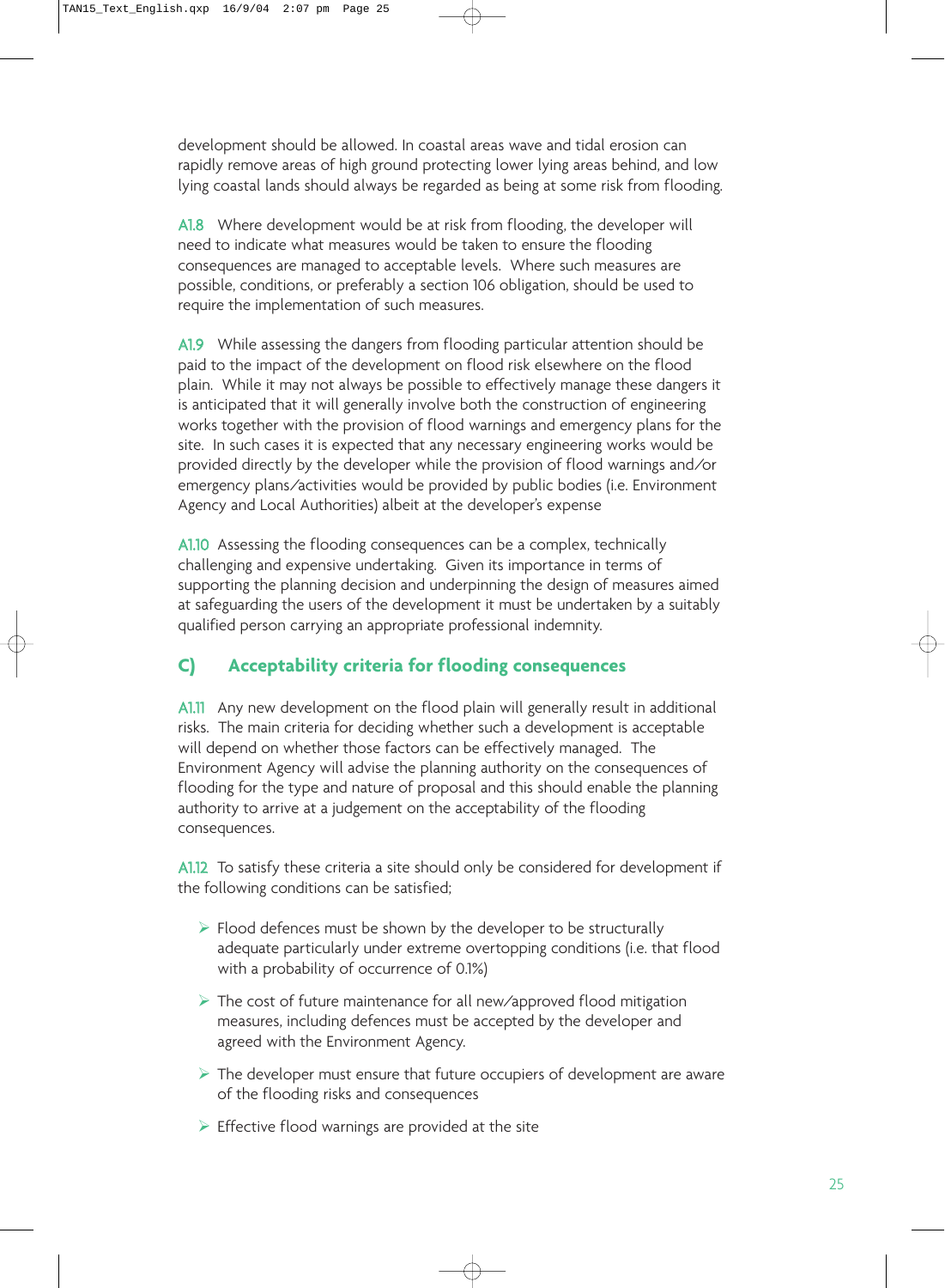development should be allowed. In coastal areas wave and tidal erosion can rapidly remove areas of high ground protecting lower lying areas behind, and low lying coastal lands should always be regarded as being at some risk from flooding.

A1.8 Where development would be at risk from flooding, the developer will need to indicate what measures would be taken to ensure the flooding consequences are managed to acceptable levels. Where such measures are possible, conditions, or preferably a section 106 obligation, should be used to require the implementation of such measures.

A1.9 While assessing the dangers from flooding particular attention should be paid to the impact of the development on flood risk elsewhere on the flood plain. While it may not always be possible to effectively manage these dangers it is anticipated that it will generally involve both the construction of engineering works together with the provision of flood warnings and emergency plans for the site. In such cases it is expected that any necessary engineering works would be provided directly by the developer while the provision of flood warnings and/or emergency plans/activities would be provided by public bodies (i.e. Environment Agency and Local Authorities) albeit at the developer's expense

A1.10 Assessing the flooding consequences can be a complex, technically challenging and expensive undertaking. Given its importance in terms of supporting the planning decision and underpinning the design of measures aimed at safeguarding the users of the development it must be undertaken by a suitably qualified person carrying an appropriate professional indemnity.

## C) Acceptability criteria for flooding consequences

A1.11 Any new development on the flood plain will generally result in additional risks. The main criteria for deciding whether such a development is acceptable will depend on whether those factors can be effectively managed. The Environment Agency will advise the planning authority on the consequences of flooding for the type and nature of proposal and this should enable the planning authority to arrive at a judgement on the acceptability of the flooding consequences.

A1.12 To satisfy these criteria a site should only be considered for development if the following conditions can be satisfied;

- Flood defences must be shown by the developer to be structurally adequate particularly under extreme overtopping conditions (i.e. that flood with a probability of occurrence of 0.1%)
- The cost of future maintenance for all new/approved flood mitigation measures, including defences must be accepted by the developer and agreed with the Environment Agency.
- The developer must ensure that future occupiers of development are aware of the flooding risks and consequences
- Effective flood warnings are provided at the site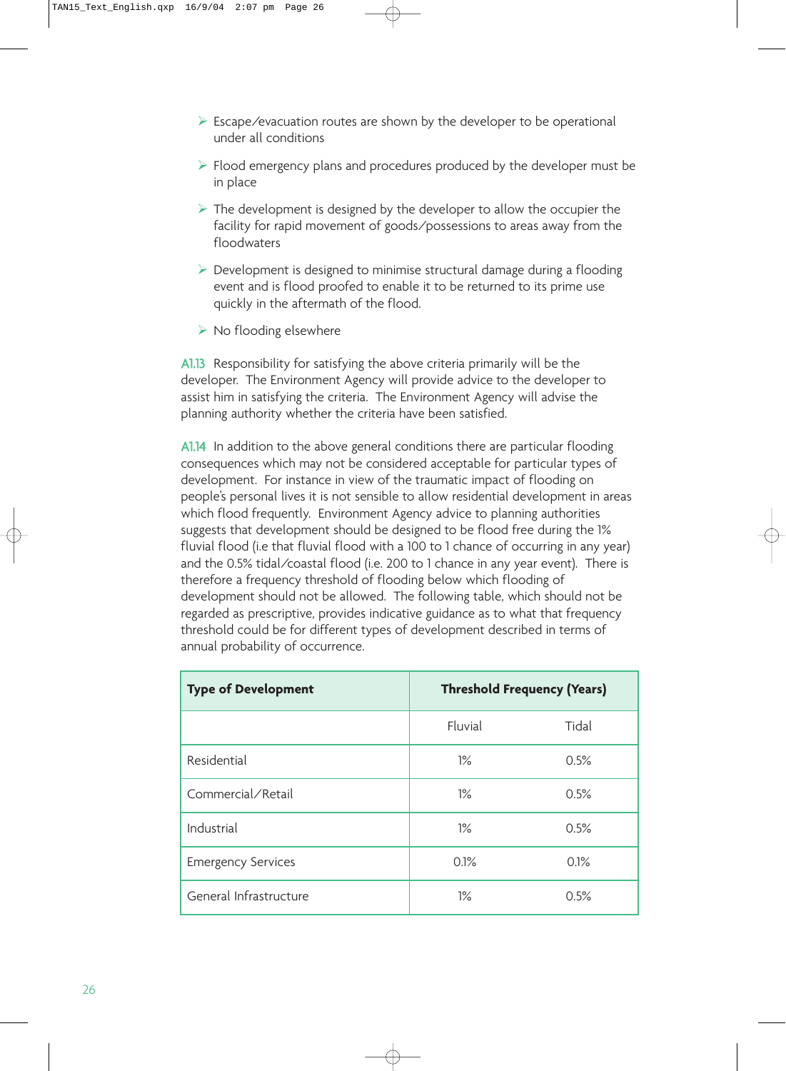- Escape/evacuation routes are shown by the developer to be operational under all conditions

- Flood emergency plans and procedures produced by the developer must be in place

- The development is designed by the developer to allow the occupier the facility for rapid movement of goods/possessions to areas away from the floodwaters

- Development is designed to minimise structural damage during a flooding event and is flood proofed to enable it to be returned to its prime use quickly in the aftermath of the flood.

- No flooding elsewhere

A1.13 Responsibility for satisfying the above criteria primarily will be the developer. The Environment Agency will provide advice to the developer to assist him in satisfying the criteria. The Environment Agency will advise the planning authority whether the criteria have been satisfied.

A1.14 In addition to the above general conditions there are particular flooding consequences which may not be considered acceptable for particular types of development. For instance in view of the traumatic impact of flooding on people's personal lives it is not sensible to allow residential development in areas which flood frequently. Environment Agency advice to planning authorities suggests that development should be designed to be flood free during the 1% fluvial flood (i.e that fluvial flood with a 100 to 1 chance of occurring in any year) and the 0.5% tidal/coastal flood (i.e. 200 to 1 chance in any year event). There is therefore a frequency threshold of flooding below which flooding of development should not be allowed. The following table, which should not be regarded as prescriptive, provides indicative guidance as to what that frequency threshold could be for different types of development described in terms of annual probability of occurrence.

| **Type of Development** | **Threshold Frequency (Years)** | |
|---|---|---|
| | Fluvial | Tidal |
| Residential | 1% | 0.5% |
| Commercial/Retail | 1% | 0.5% |
| Industrial | 1% | 0.5% |
| Emergency Services | 0.1% | 0.1% |
| General Infrastructure | 1% | 0.5% |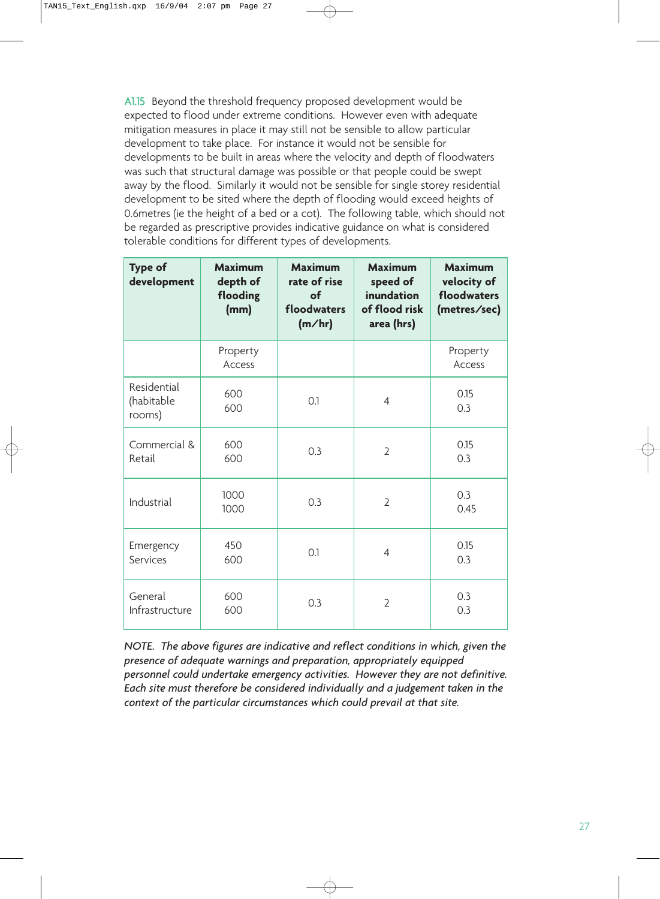**A1.15** Beyond the threshold frequency proposed development would be expected to flood under extreme conditions. However even with adequate mitigation measures in place it may still not be sensible to allow particular development to take place. For instance it would not be sensible for developments to be built in areas where the velocity and depth of floodwaters was such that structural damage was possible or that people could be swept away by the flood. Similarly it would not be sensible for single storey residential development to be sited where the depth of flooding would exceed heights of 0.6metres (ie the height of a bed or a cot). The following table, which should not be regarded as prescriptive provides indicative guidance on what is considered tolerable conditions for different types of developments.

| Type of development | Maximum depth of flooding (mm) | Maximum rate of rise of floodwaters (m/hr) | Maximum speed of inundation of flood risk area (hrs) | Maximum velocity of floodwaters (metres/sec) |
|---|---|---|---|---|
| | Property<br>Access | | | Property<br>Access |
| Residential (habitable rooms) | 600<br>600 | 0.1 | 4 | 0.15<br>0.3 |
| Commercial & Retail | 600<br>600 | 0.3 | 2 | 0.15<br>0.3 |
| Industrial | 1000<br>1000 | 0.3 | 2 | 0.3<br>0.45 |
| Emergency Services | 450<br>600 | 0.1 | 4 | 0.15<br>0.3 |
| General Infrastructure | 600<br>600 | 0.3 | 2 | 0.3<br>0.3 |

*NOTE. The above figures are indicative and reflect conditions in which, given the presence of adequate warnings and preparation, appropriately equipped personnel could undertake emergency activities. However they are not definitive. Each site must therefore be considered individually and a judgement taken in the context of the particular circumstances which could prevail at that site.*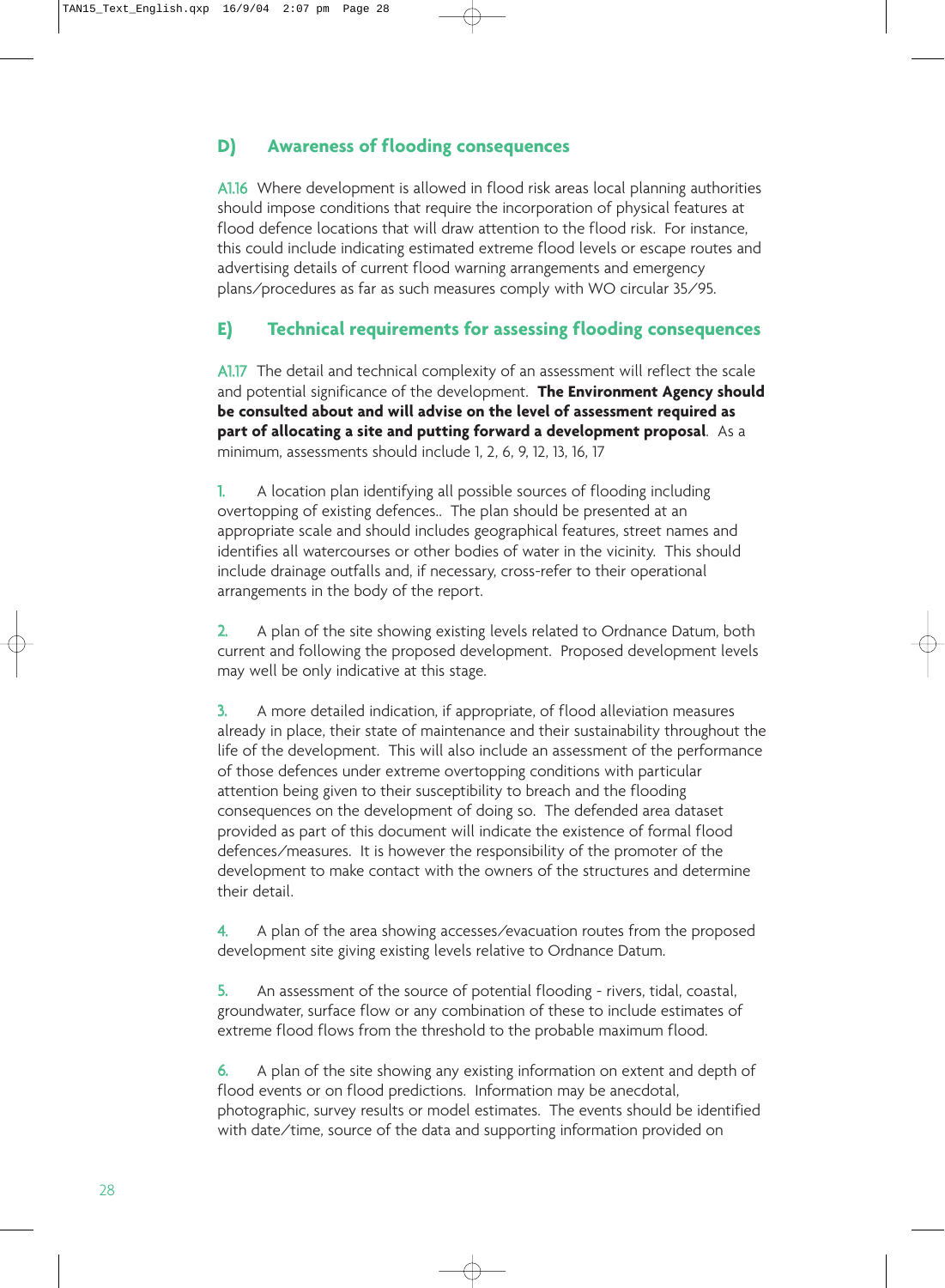## D) Awareness of flooding consequences

A1.16 Where development is allowed in flood risk areas local planning authorities should impose conditions that require the incorporation of physical features at flood defence locations that will draw attention to the flood risk. For instance, this could include indicating estimated extreme flood levels or escape routes and advertising details of current flood warning arrangements and emergency plans/procedures as far as such measures comply with WO circular 35/95.

## E) Technical requirements for assessing flooding consequences

A1.17 The detail and technical complexity of an assessment will reflect the scale and potential significance of the development. **The Environment Agency should be consulted about and will advise on the level of assessment required as part of allocating a site and putting forward a development proposal**. As a minimum, assessments should include 1, 2, 6, 9, 12, 13, 16, 17

1. A location plan identifying all possible sources of flooding including overtopping of existing defences.. The plan should be presented at an appropriate scale and should includes geographical features, street names and identifies all watercourses or other bodies of water in the vicinity. This should include drainage outfalls and, if necessary, cross-refer to their operational arrangements in the body of the report.

2. A plan of the site showing existing levels related to Ordnance Datum, both current and following the proposed development. Proposed development levels may well be only indicative at this stage.

3. A more detailed indication, if appropriate, of flood alleviation measures already in place, their state of maintenance and their sustainability throughout the life of the development. This will also include an assessment of the performance of those defences under extreme overtopping conditions with particular attention being given to their susceptibility to breach and the flooding consequences on the development of doing so. The defended area dataset provided as part of this document will indicate the existence of formal flood defences/measures. It is however the responsibility of the promoter of the development to make contact with the owners of the structures and determine their detail.

4. A plan of the area showing accesses/evacuation routes from the proposed development site giving existing levels relative to Ordnance Datum.

5. An assessment of the source of potential flooding - rivers, tidal, coastal, groundwater, surface flow or any combination of these to include estimates of extreme flood flows from the threshold to the probable maximum flood.

6. A plan of the site showing any existing information on extent and depth of flood events or on flood predictions. Information may be anecdotal, photographic, survey results or model estimates. The events should be identified with date/time, source of the data and supporting information provided on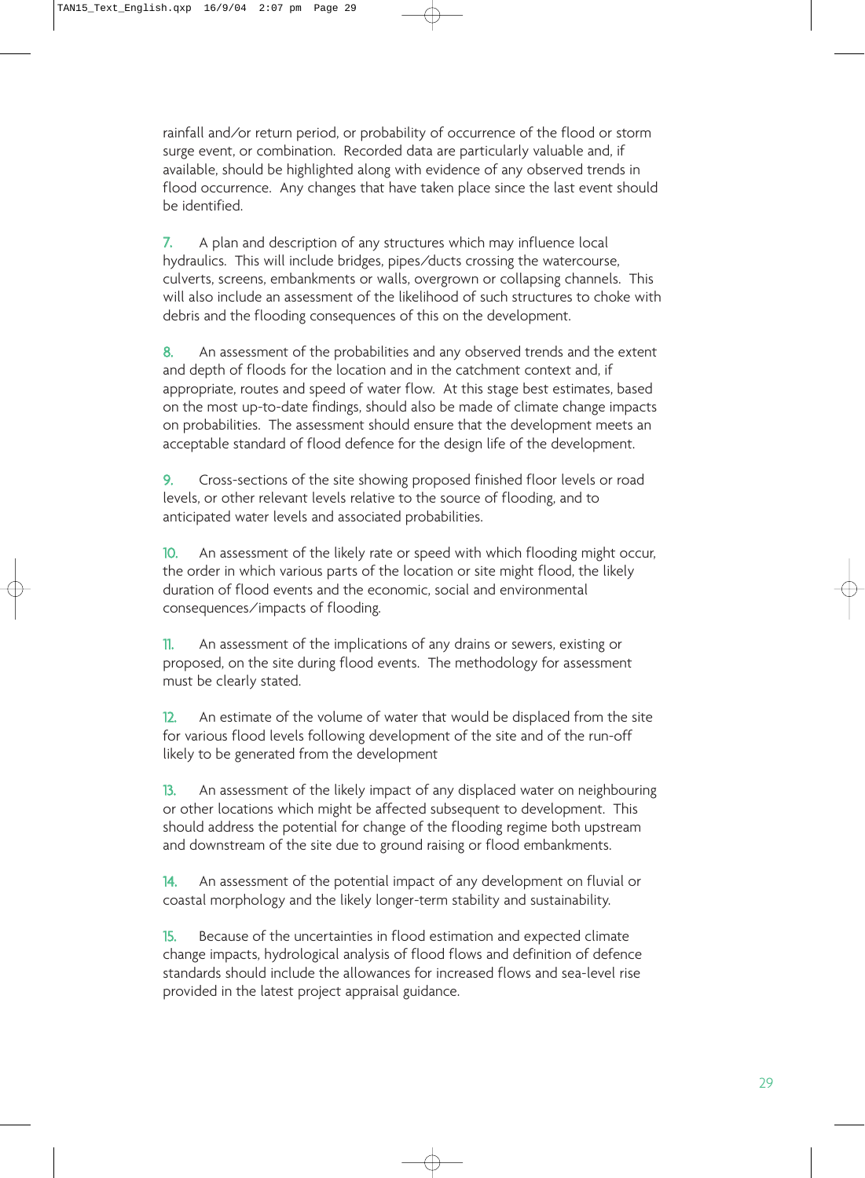rainfall and/or return period, or probability of occurrence of the flood or storm surge event, or combination. Recorded data are particularly valuable and, if available, should be highlighted along with evidence of any observed trends in flood occurrence. Any changes that have taken place since the last event should be identified.

7. A plan and description of any structures which may influence local hydraulics. This will include bridges, pipes/ducts crossing the watercourse, culverts, screens, embankments or walls, overgrown or collapsing channels. This will also include an assessment of the likelihood of such structures to choke with debris and the flooding consequences of this on the development.

8. An assessment of the probabilities and any observed trends and the extent and depth of floods for the location and in the catchment context and, if appropriate, routes and speed of water flow. At this stage best estimates, based on the most up-to-date findings, should also be made of climate change impacts on probabilities. The assessment should ensure that the development meets an acceptable standard of flood defence for the design life of the development.

9. Cross-sections of the site showing proposed finished floor levels or road levels, or other relevant levels relative to the source of flooding, and to anticipated water levels and associated probabilities.

10. An assessment of the likely rate or speed with which flooding might occur, the order in which various parts of the location or site might flood, the likely duration of flood events and the economic, social and environmental consequences/impacts of flooding.

11. An assessment of the implications of any drains or sewers, existing or proposed, on the site during flood events. The methodology for assessment must be clearly stated.

12. An estimate of the volume of water that would be displaced from the site for various flood levels following development of the site and of the run-off likely to be generated from the development

13. An assessment of the likely impact of any displaced water on neighbouring or other locations which might be affected subsequent to development. This should address the potential for change of the flooding regime both upstream and downstream of the site due to ground raising or flood embankments.

14. An assessment of the potential impact of any development on fluvial or coastal morphology and the likely longer-term stability and sustainability.

15. Because of the uncertainties in flood estimation and expected climate change impacts, hydrological analysis of flood flows and definition of defence standards should include the allowances for increased flows and sea-level rise provided in the latest project appraisal guidance.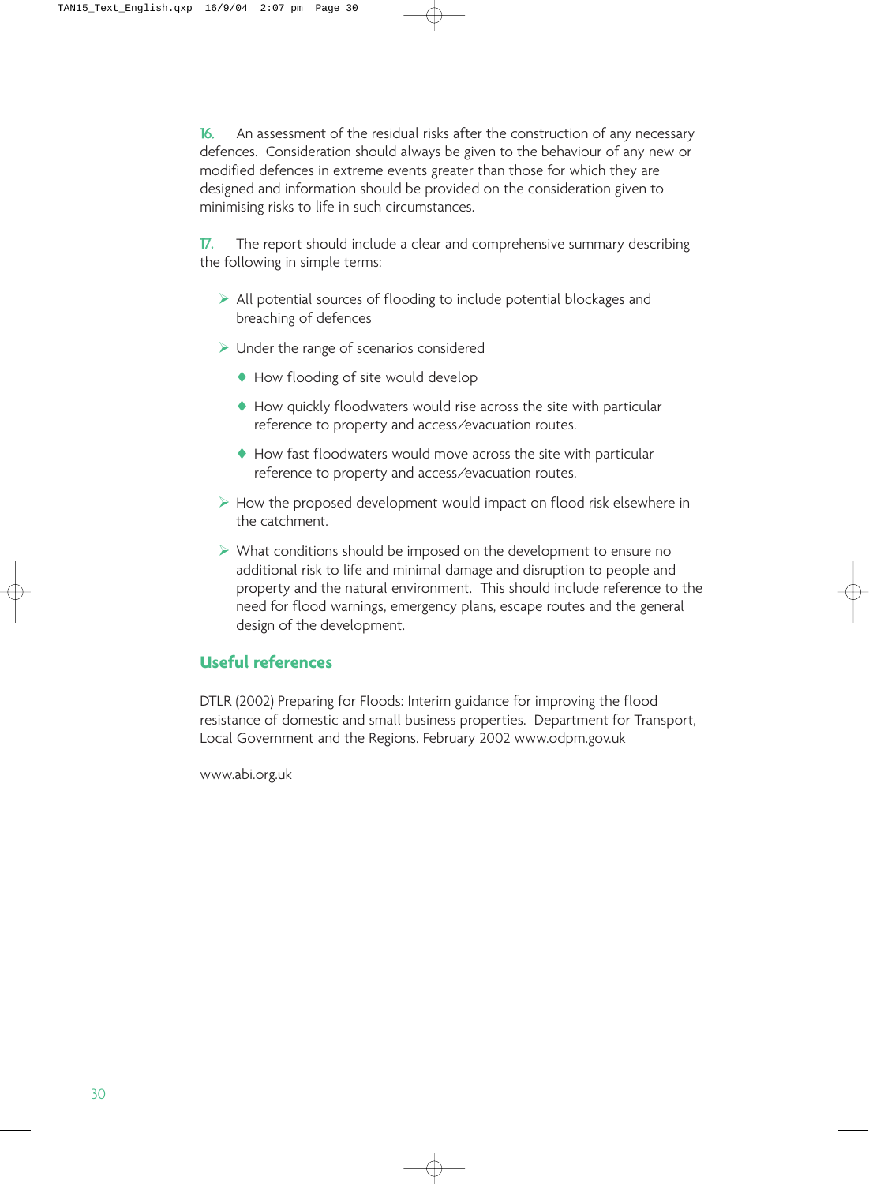16. An assessment of the residual risks after the construction of any necessary defences. Consideration should always be given to the behaviour of any new or modified defences in extreme events greater than those for which they are designed and information should be provided on the consideration given to minimising risks to life in such circumstances.

17. The report should include a clear and comprehensive summary describing the following in simple terms:

- All potential sources of flooding to include potential blockages and breaching of defences
- Under the range of scenarios considered
  - How flooding of site would develop
  - How quickly floodwaters would rise across the site with particular reference to property and access/evacuation routes.
  - How fast floodwaters would move across the site with particular reference to property and access/evacuation routes.
- How the proposed development would impact on flood risk elsewhere in the catchment.
- What conditions should be imposed on the development to ensure no additional risk to life and minimal damage and disruption to people and property and the natural environment. This should include reference to the need for flood warnings, emergency plans, escape routes and the general design of the development.

## Useful references

DTLR (2002) Preparing for Floods: Interim guidance for improving the flood resistance of domestic and small business properties. Department for Transport, Local Government and the Regions. February 2002 www.odpm.gov.uk

www.abi.org.uk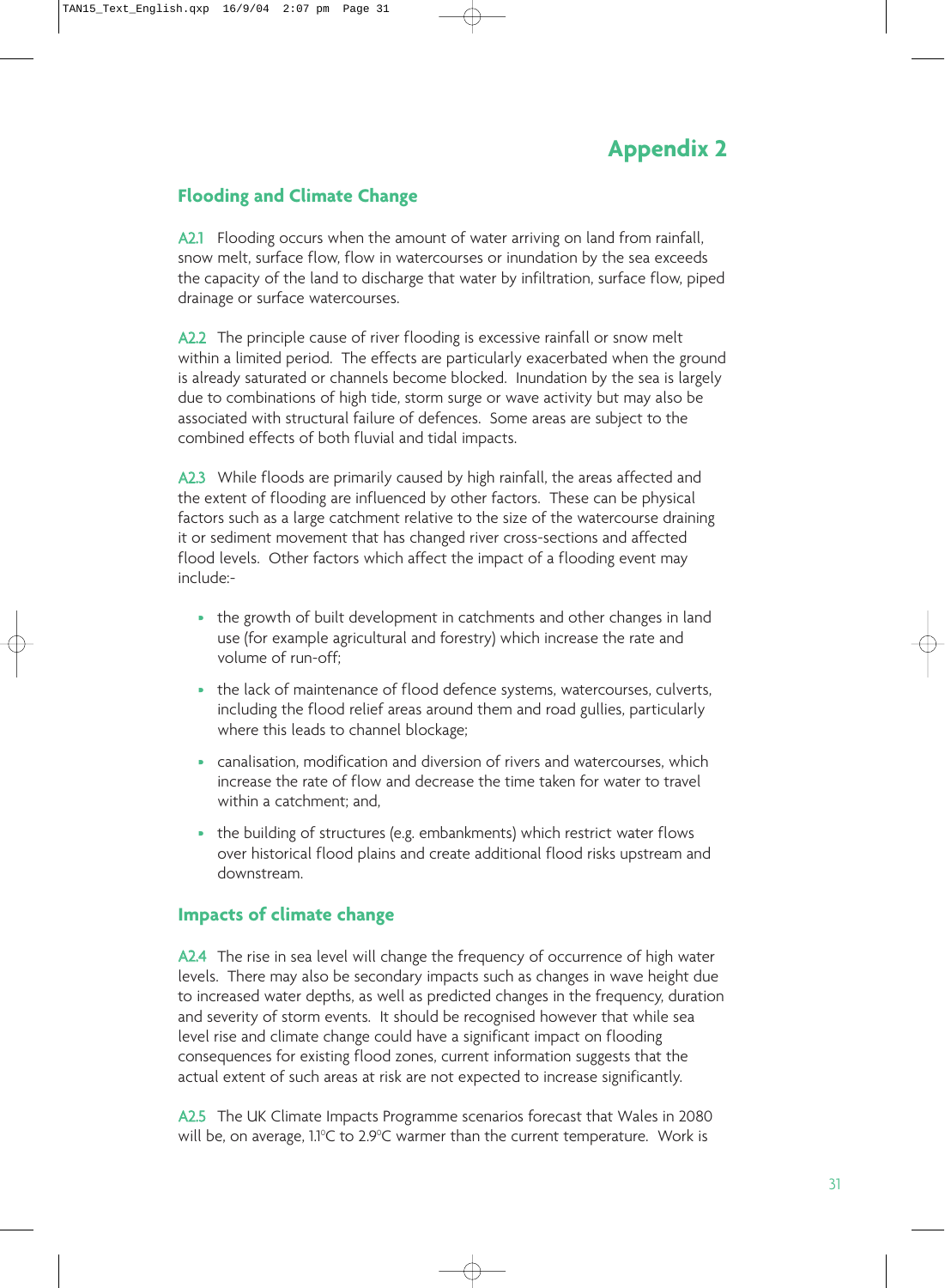# Appendix 2

## Flooding and Climate Change

A2.1 Flooding occurs when the amount of water arriving on land from rainfall, snow melt, surface flow, flow in watercourses or inundation by the sea exceeds the capacity of the land to discharge that water by infiltration, surface flow, piped drainage or surface watercourses.

A2.2 The principle cause of river flooding is excessive rainfall or snow melt within a limited period. The effects are particularly exacerbated when the ground is already saturated or channels become blocked. Inundation by the sea is largely due to combinations of high tide, storm surge or wave activity but may also be associated with structural failure of defences. Some areas are subject to the combined effects of both fluvial and tidal impacts.

A2.3 While floods are primarily caused by high rainfall, the areas affected and the extent of flooding are influenced by other factors. These can be physical factors such as a large catchment relative to the size of the watercourse draining it or sediment movement that has changed river cross-sections and affected flood levels. Other factors which affect the impact of a flooding event may include:-

- the growth of built development in catchments and other changes in land use (for example agricultural and forestry) which increase the rate and volume of run-off;
- the lack of maintenance of flood defence systems, watercourses, culverts, including the flood relief areas around them and road gullies, particularly where this leads to channel blockage;
- canalisation, modification and diversion of rivers and watercourses, which increase the rate of flow and decrease the time taken for water to travel within a catchment; and,
- the building of structures (e.g. embankments) which restrict water flows over historical flood plains and create additional flood risks upstream and downstream.

## Impacts of climate change

A2.4 The rise in sea level will change the frequency of occurrence of high water levels. There may also be secondary impacts such as changes in wave height due to increased water depths, as well as predicted changes in the frequency, duration and severity of storm events. It should be recognised however that while sea level rise and climate change could have a significant impact on flooding consequences for existing flood zones, current information suggests that the actual extent of such areas at risk are not expected to increase significantly.

A2.5 The UK Climate Impacts Programme scenarios forecast that Wales in 2080 will be, on average, 1.1°C to 2.9°C warmer than the current temperature. Work is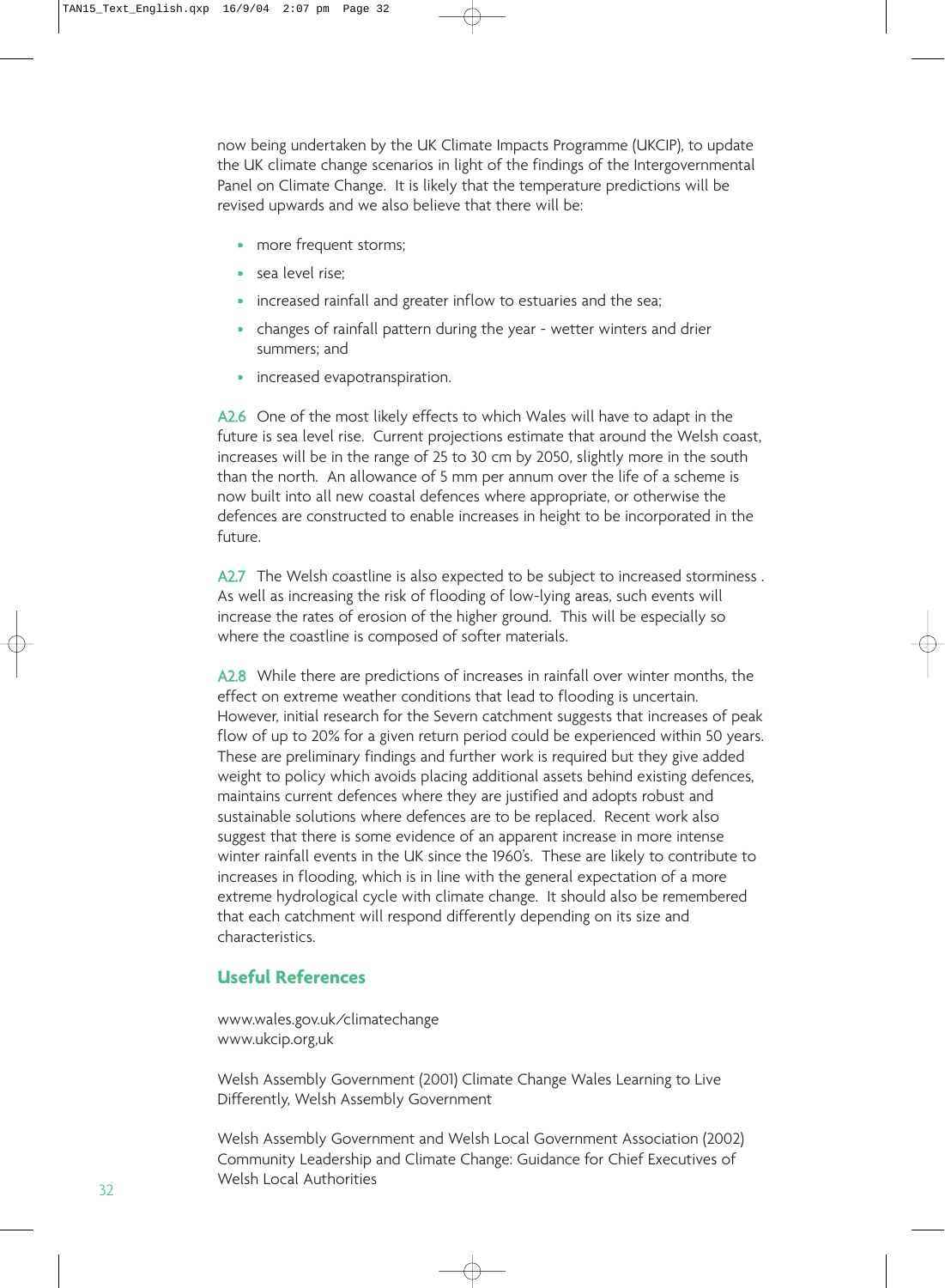now being undertaken by the UK Climate Impacts Programme (UKCIP), to update the UK climate change scenarios in light of the findings of the Intergovernmental Panel on Climate Change. It is likely that the temperature predictions will be revised upwards and we also believe that there will be:

- more frequent storms;
- sea level rise;
- increased rainfall and greater inflow to estuaries and the sea;
- changes of rainfall pattern during the year - wetter winters and drier summers; and
- increased evapotranspiration.

A2.6 One of the most likely effects to which Wales will have to adapt in the future is sea level rise. Current projections estimate that around the Welsh coast, increases will be in the range of 25 to 30 cm by 2050, slightly more in the south than the north. An allowance of 5 mm per annum over the life of a scheme is now built into all new coastal defences where appropriate, or otherwise the defences are constructed to enable increases in height to be incorporated in the future.

A2.7 The Welsh coastline is also expected to be subject to increased storminess . As well as increasing the risk of flooding of low-lying areas, such events will increase the rates of erosion of the higher ground. This will be especially so where the coastline is composed of softer materials.

A2.8 While there are predictions of increases in rainfall over winter months, the effect on extreme weather conditions that lead to flooding is uncertain. However, initial research for the Severn catchment suggests that increases of peak flow of up to 20% for a given return period could be experienced within 50 years. These are preliminary findings and further work is required but they give added weight to policy which avoids placing additional assets behind existing defences, maintains current defences where they are justified and adopts robust and sustainable solutions where defences are to be replaced. Recent work also suggest that there is some evidence of an apparent increase in more intense winter rainfall events in the UK since the 1960's. These are likely to contribute to increases in flooding, which is in line with the general expectation of a more extreme hydrological cycle with climate change. It should also be remembered that each catchment will respond differently depending on its size and characteristics.

## Useful References

www.wales.gov.uk/climatechange
www.ukcip.org.uk

Welsh Assembly Government (2001) Climate Change Wales Learning to Live Differently, Welsh Assembly Government

Welsh Assembly Government and Welsh Local Government Association (2002) Community Leadership and Climate Change: Guidance for Chief Executives of Welsh Local Authorities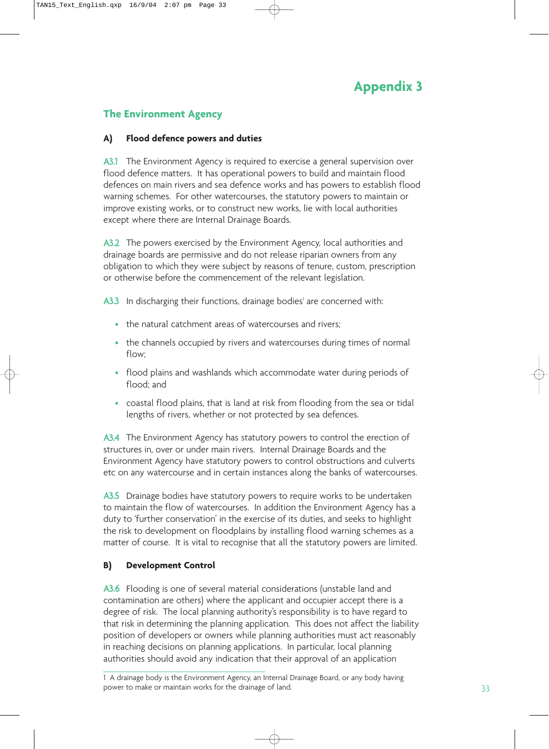# Appendix 3

## The Environment Agency

### A) Flood defence powers and duties

A3.1 The Environment Agency is required to exercise a general supervision over flood defence matters. It has operational powers to build and maintain flood defences on main rivers and sea defence works and has powers to establish flood warning schemes. For other watercourses, the statutory powers to maintain or improve existing works, or to construct new works, lie with local authorities except where there are Internal Drainage Boards.

A3.2 The powers exercised by the Environment Agency, local authorities and drainage boards are permissive and do not release riparian owners from any obligation to which they were subject by reasons of tenure, custom, prescription or otherwise before the commencement of the relevant legislation.

A3.3 In discharging their functions, drainage bodies[1] are concerned with:

- the natural catchment areas of watercourses and rivers;
- the channels occupied by rivers and watercourses during times of normal flow;
- flood plains and washlands which accommodate water during periods of flood; and
- coastal flood plains, that is land at risk from flooding from the sea or tidal lengths of rivers, whether or not protected by sea defences.

A3.4 The Environment Agency has statutory powers to control the erection of structures in, over or under main rivers. Internal Drainage Boards and the Environment Agency have statutory powers to control obstructions and culverts etc on any watercourse and in certain instances along the banks of watercourses.

A3.5 Drainage bodies have statutory powers to require works to be undertaken to maintain the flow of watercourses. In addition the Environment Agency has a duty to 'further conservation' in the exercise of its duties, and seeks to highlight the risk to development on floodplains by installing flood warning schemes as a matter of course. It is vital to recognise that all the statutory powers are limited.

### B) Development Control

A3.6 Flooding is one of several material considerations (unstable land and contamination are others) where the applicant and occupier accept there is a degree of risk. The local planning authority's responsibility is to have regard to that risk in determining the planning application. This does not affect the liability position of developers or owners while planning authorities must act reasonably in reaching decisions on planning applications. In particular, local planning authorities should avoid any indication that their approval of an application

---

1 A drainage body is the Environment Agency, an Internal Drainage Board, or any body having power to make or maintain works for the drainage of land.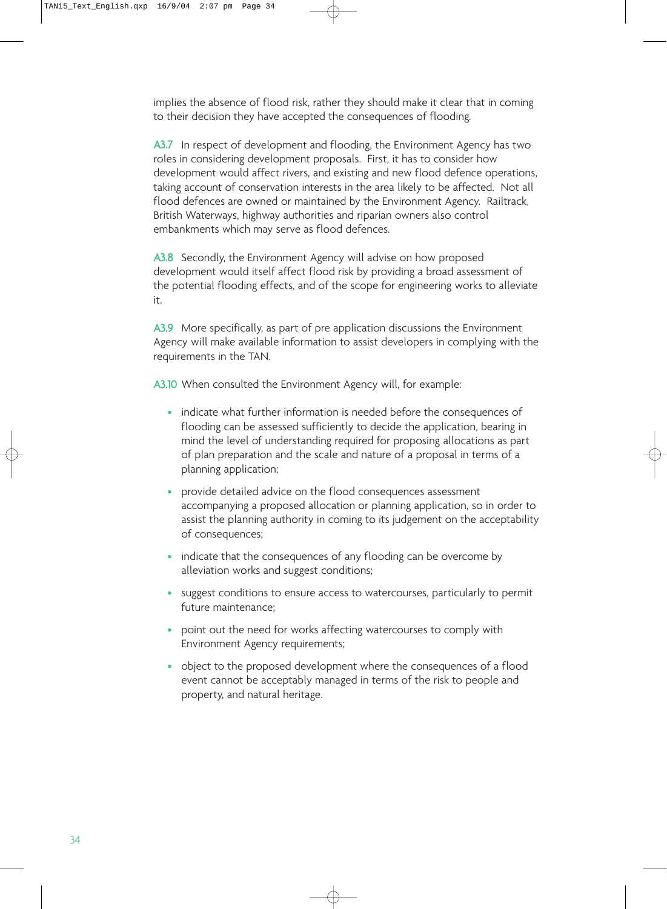implies the absence of flood risk, rather they should make it clear that in coming to their decision they have accepted the consequences of flooding.

A3.7 In respect of development and flooding, the Environment Agency has two roles in considering development proposals. First, it has to consider how development would affect rivers, and existing and new flood defence operations, taking account of conservation interests in the area likely to be affected. Not all flood defences are owned or maintained by the Environment Agency. Railtrack, British Waterways, highway authorities and riparian owners also control embankments which may serve as flood defences.

A3.8 Secondly, the Environment Agency will advise on how proposed development would itself affect flood risk by providing a broad assessment of the potential flooding effects, and of the scope for engineering works to alleviate it.

A3.9 More specifically, as part of pre application discussions the Environment Agency will make available information to assist developers in complying with the requirements in the TAN.

A3.10 When consulted the Environment Agency will, for example:

- indicate what further information is needed before the consequences of flooding can be assessed sufficiently to decide the application, bearing in mind the level of understanding required for proposing allocations as part of plan preparation and the scale and nature of a proposal in terms of a planning application;
- provide detailed advice on the flood consequences assessment accompanying a proposed allocation or planning application, so in order to assist the planning authority in coming to its judgement on the acceptability of consequences;
- indicate that the consequences of any flooding can be overcome by alleviation works and suggest conditions;
- suggest conditions to ensure access to watercourses, particularly to permit future maintenance;
- point out the need for works affecting watercourses to comply with Environment Agency requirements;
- object to the proposed development where the consequences of a flood event cannot be acceptably managed in terms of the risk to people and property, and natural heritage.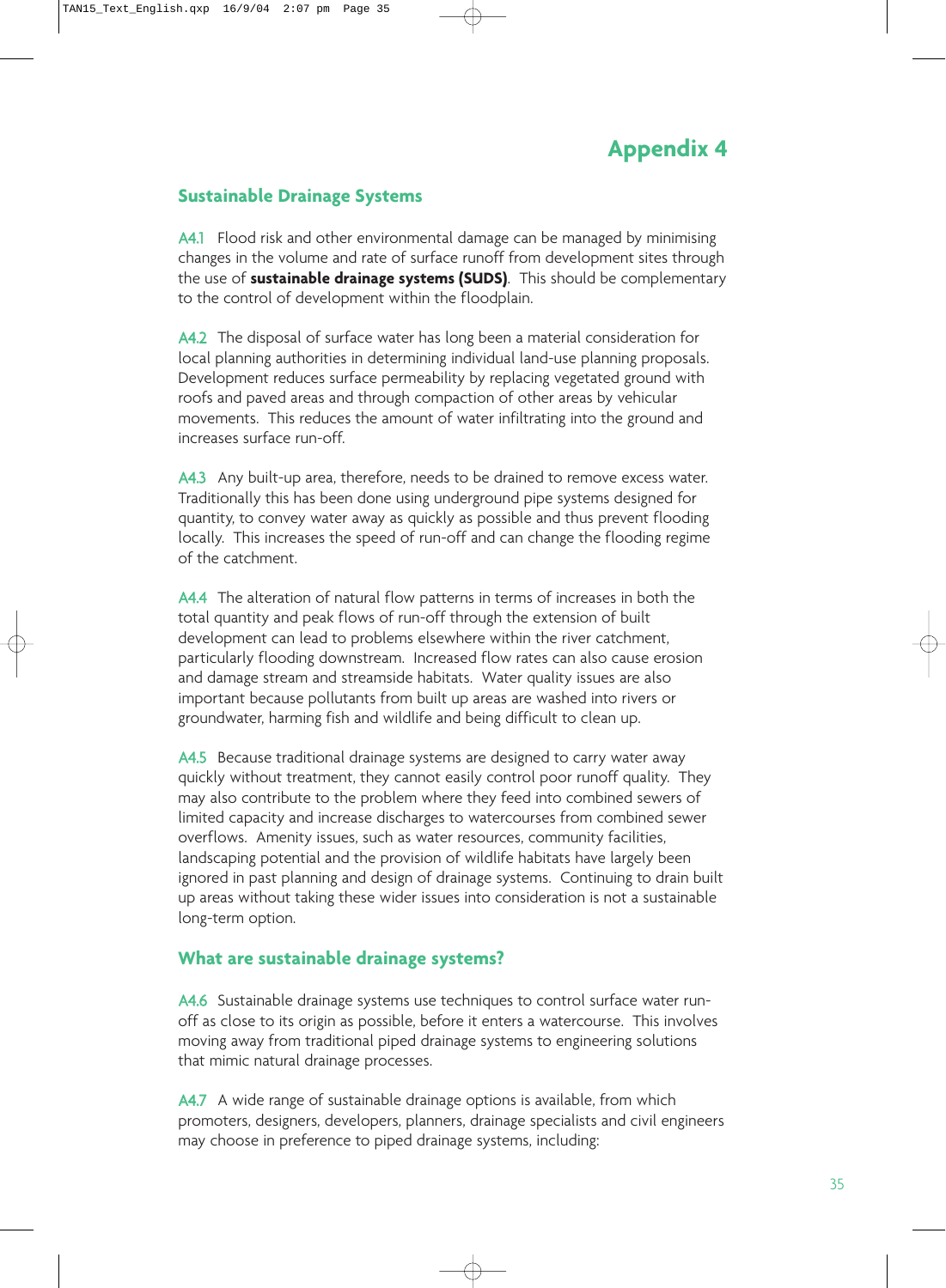# Appendix 4

## Sustainable Drainage Systems

A4.1 Flood risk and other environmental damage can be managed by minimising changes in the volume and rate of surface runoff from development sites through the use of **sustainable drainage systems (SUDS)**. This should be complementary to the control of development within the floodplain.

A4.2 The disposal of surface water has long been a material consideration for local planning authorities in determining individual land-use planning proposals. Development reduces surface permeability by replacing vegetated ground with roofs and paved areas and through compaction of other areas by vehicular movements. This reduces the amount of water infiltrating into the ground and increases surface run-off.

A4.3 Any built-up area, therefore, needs to be drained to remove excess water. Traditionally this has been done using underground pipe systems designed for quantity, to convey water away as quickly as possible and thus prevent flooding locally. This increases the speed of run-off and can change the flooding regime of the catchment.

A4.4 The alteration of natural flow patterns in terms of increases in both the total quantity and peak flows of run-off through the extension of built development can lead to problems elsewhere within the river catchment, particularly flooding downstream. Increased flow rates can also cause erosion and damage stream and streamside habitats. Water quality issues are also important because pollutants from built up areas are washed into rivers or groundwater, harming fish and wildlife and being difficult to clean up.

A4.5 Because traditional drainage systems are designed to carry water away quickly without treatment, they cannot easily control poor runoff quality. They may also contribute to the problem where they feed into combined sewers of limited capacity and increase discharges to watercourses from combined sewer overflows. Amenity issues, such as water resources, community facilities, landscaping potential and the provision of wildlife habitats have largely been ignored in past planning and design of drainage systems. Continuing to drain built up areas without taking these wider issues into consideration is not a sustainable long-term option.

## What are sustainable drainage systems?

A4.6 Sustainable drainage systems use techniques to control surface water run-off as close to its origin as possible, before it enters a watercourse. This involves moving away from traditional piped drainage systems to engineering solutions that mimic natural drainage processes.

A4.7 A wide range of sustainable drainage options is available, from which promoters, designers, developers, planners, drainage specialists and civil engineers may choose in preference to piped drainage systems, including: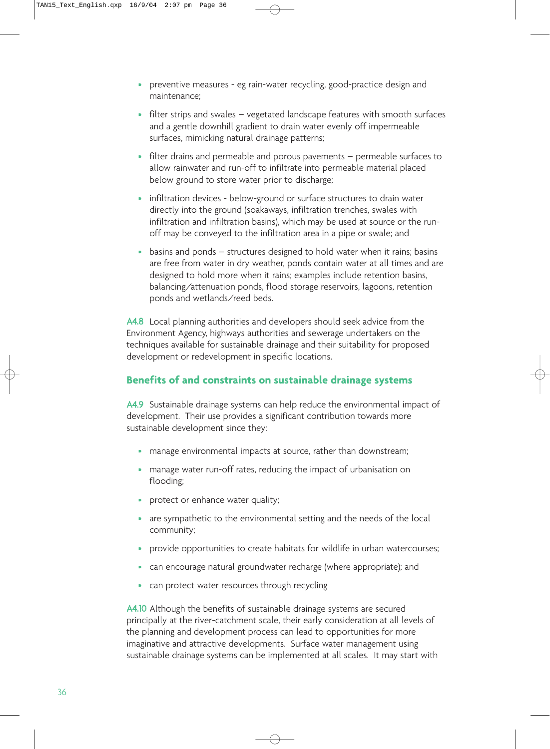- preventive measures - eg rain-water recycling, good-practice design and maintenance;
- filter strips and swales – vegetated landscape features with smooth surfaces and a gentle downhill gradient to drain water evenly off impermeable surfaces, mimicking natural drainage patterns;
- filter drains and permeable and porous pavements – permeable surfaces to allow rainwater and run-off to infiltrate into permeable material placed below ground to store water prior to discharge;
- infiltration devices - below-ground or surface structures to drain water directly into the ground (soakaways, infiltration trenches, swales with infiltration and infiltration basins), which may be used at source or the run-off may be conveyed to the infiltration area in a pipe or swale; and
- basins and ponds – structures designed to hold water when it rains; basins are free from water in dry weather, ponds contain water at all times and are designed to hold more when it rains; examples include retention basins, balancing/attenuation ponds, flood storage reservoirs, lagoons, retention ponds and wetlands/reed beds.

A4.8 Local planning authorities and developers should seek advice from the Environment Agency, highways authorities and sewerage undertakers on the techniques available for sustainable drainage and their suitability for proposed development or redevelopment in specific locations.

## Benefits of and constraints on sustainable drainage systems

A4.9 Sustainable drainage systems can help reduce the environmental impact of development. Their use provides a significant contribution towards more sustainable development since they:

- manage environmental impacts at source, rather than downstream;
- manage water run-off rates, reducing the impact of urbanisation on flooding;
- protect or enhance water quality;
- are sympathetic to the environmental setting and the needs of the local community;
- provide opportunities to create habitats for wildlife in urban watercourses;
- can encourage natural groundwater recharge (where appropriate); and
- can protect water resources through recycling

A4.10 Although the benefits of sustainable drainage systems are secured principally at the river-catchment scale, their early consideration at all levels of the planning and development process can lead to opportunities for more imaginative and attractive developments. Surface water management using sustainable drainage systems can be implemented at all scales. It may start with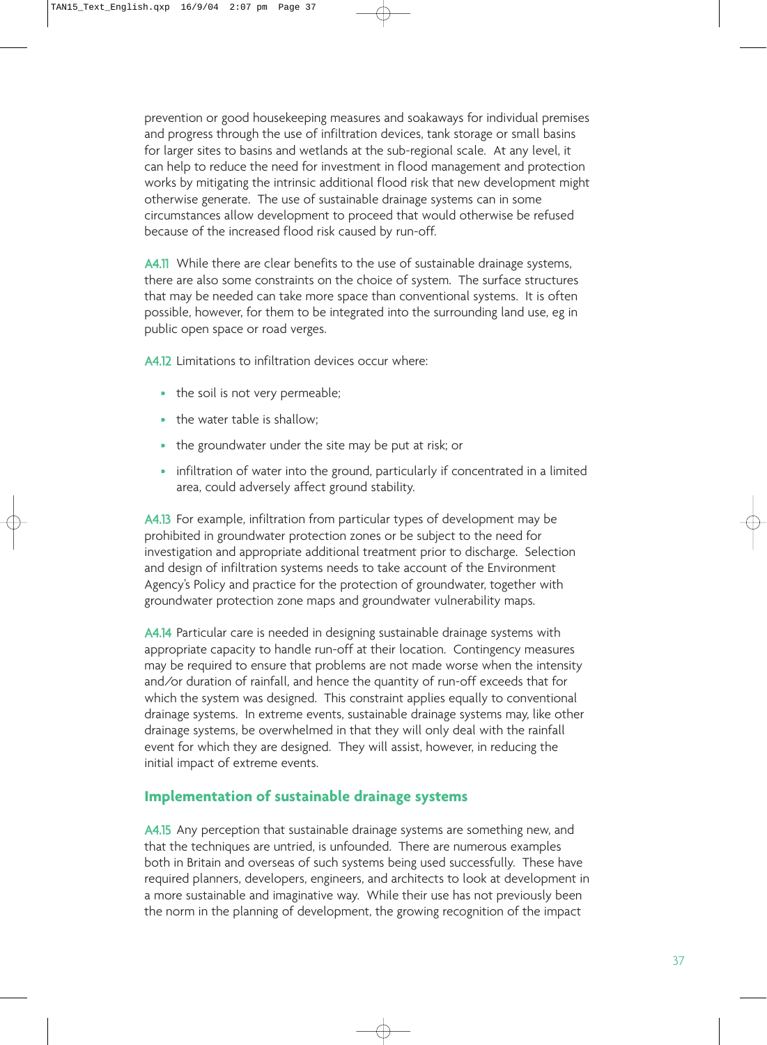prevention or good housekeeping measures and soakaways for individual premises and progress through the use of infiltration devices, tank storage or small basins for larger sites to basins and wetlands at the sub-regional scale. At any level, it can help to reduce the need for investment in flood management and protection works by mitigating the intrinsic additional flood risk that new development might otherwise generate. The use of sustainable drainage systems can in some circumstances allow development to proceed that would otherwise be refused because of the increased flood risk caused by run-off.

A4.11 While there are clear benefits to the use of sustainable drainage systems, there are also some constraints on the choice of system. The surface structures that may be needed can take more space than conventional systems. It is often possible, however, for them to be integrated into the surrounding land use, eg in public open space or road verges.

A4.12 Limitations to infiltration devices occur where:

- the soil is not very permeable;
- the water table is shallow;
- the groundwater under the site may be put at risk; or
- infiltration of water into the ground, particularly if concentrated in a limited area, could adversely affect ground stability.

A4.13 For example, infiltration from particular types of development may be prohibited in groundwater protection zones or be subject to the need for investigation and appropriate additional treatment prior to discharge. Selection and design of infiltration systems needs to take account of the Environment Agency's Policy and practice for the protection of groundwater, together with groundwater protection zone maps and groundwater vulnerability maps.

A4.14 Particular care is needed in designing sustainable drainage systems with appropriate capacity to handle run-off at their location. Contingency measures may be required to ensure that problems are not made worse when the intensity and/or duration of rainfall, and hence the quantity of run-off exceeds that for which the system was designed. This constraint applies equally to conventional drainage systems. In extreme events, sustainable drainage systems may, like other drainage systems, be overwhelmed in that they will only deal with the rainfall event for which they are designed. They will assist, however, in reducing the initial impact of extreme events.

## Implementation of sustainable drainage systems

A4.15 Any perception that sustainable drainage systems are something new, and that the techniques are untried, is unfounded. There are numerous examples both in Britain and overseas of such systems being used successfully. These have required planners, developers, engineers, and architects to look at development in a more sustainable and imaginative way. While their use has not previously been the norm in the planning of development, the growing recognition of the impact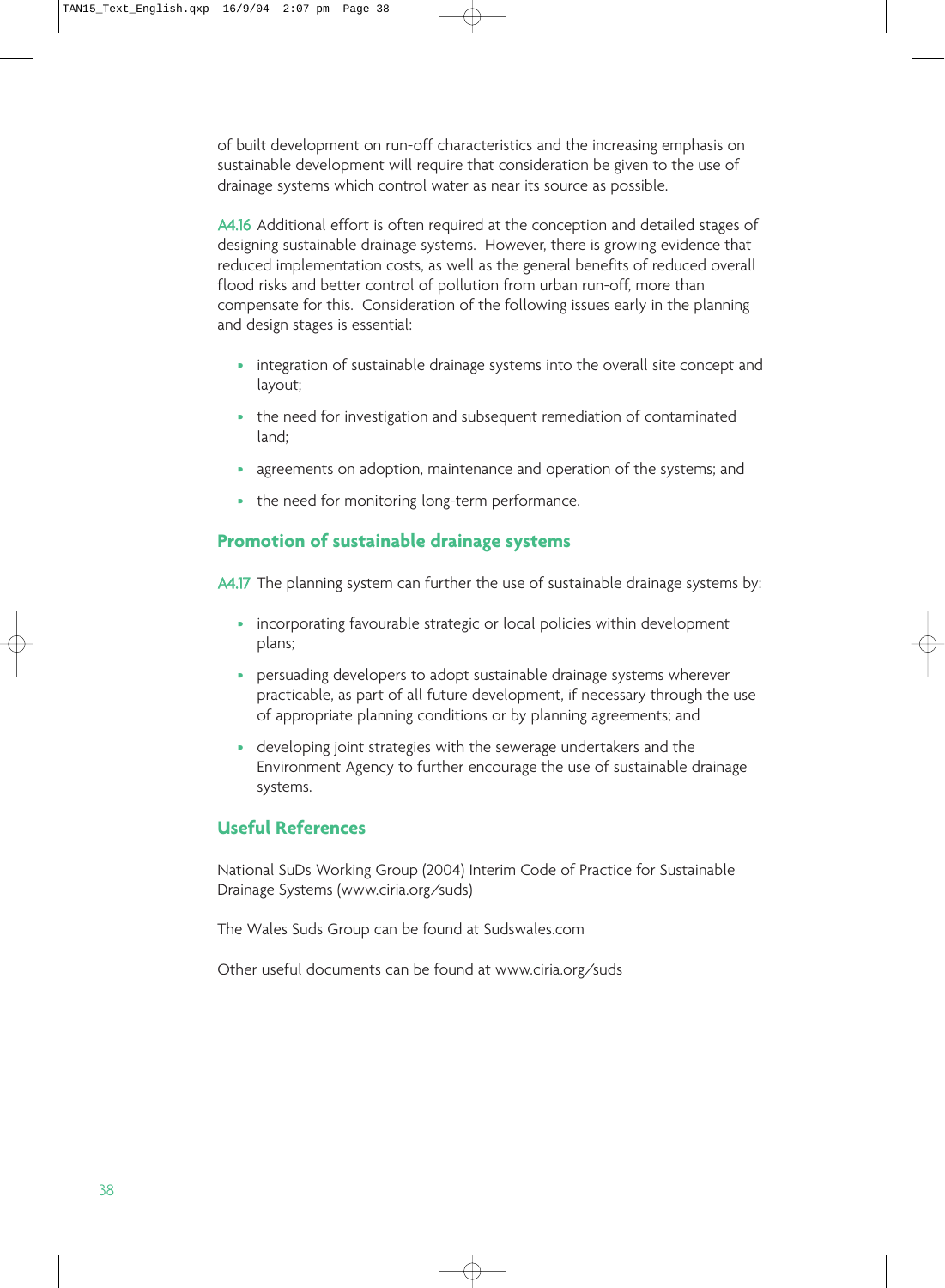of built development on run-off characteristics and the increasing emphasis on sustainable development will require that consideration be given to the use of drainage systems which control water as near its source as possible.

A4.16 Additional effort is often required at the conception and detailed stages of designing sustainable drainage systems. However, there is growing evidence that reduced implementation costs, as well as the general benefits of reduced overall flood risks and better control of pollution from urban run-off, more than compensate for this. Consideration of the following issues early in the planning and design stages is essential:

- integration of sustainable drainage systems into the overall site concept and layout;
- the need for investigation and subsequent remediation of contaminated land;
- agreements on adoption, maintenance and operation of the systems; and
- the need for monitoring long-term performance.

## Promotion of sustainable drainage systems

A4.17 The planning system can further the use of sustainable drainage systems by:

- incorporating favourable strategic or local policies within development plans;
- persuading developers to adopt sustainable drainage systems wherever practicable, as part of all future development, if necessary through the use of appropriate planning conditions or by planning agreements; and
- developing joint strategies with the sewerage undertakers and the Environment Agency to further encourage the use of sustainable drainage systems.

## Useful References

National SuDs Working Group (2004) Interim Code of Practice for Sustainable Drainage Systems (www.ciria.org/suds)

The Wales Suds Group can be found at Sudswales.com

Other useful documents can be found at www.ciria.org/suds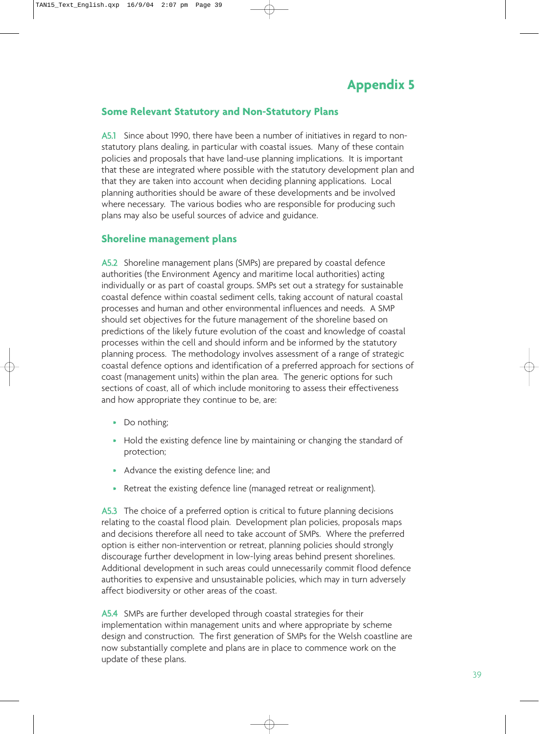# Appendix 5

## Some Relevant Statutory and Non-Statutory Plans

A5.1 Since about 1990, there have been a number of initiatives in regard to non-statutory plans dealing, in particular with coastal issues. Many of these contain policies and proposals that have land-use planning implications. It is important that these are integrated where possible with the statutory development plan and that they are taken into account when deciding planning applications. Local planning authorities should be aware of these developments and be involved where necessary. The various bodies who are responsible for producing such plans may also be useful sources of advice and guidance.

## Shoreline management plans

A5.2 Shoreline management plans (SMPs) are prepared by coastal defence authorities (the Environment Agency and maritime local authorities) acting individually or as part of coastal groups. SMPs set out a strategy for sustainable coastal defence within coastal sediment cells, taking account of natural coastal processes and human and other environmental influences and needs. A SMP should set objectives for the future management of the shoreline based on predictions of the likely future evolution of the coast and knowledge of coastal processes within the cell and should inform and be informed by the statutory planning process. The methodology involves assessment of a range of strategic coastal defence options and identification of a preferred approach for sections of coast (management units) within the plan area. The generic options for such sections of coast, all of which include monitoring to assess their effectiveness and how appropriate they continue to be, are:

- Do nothing;
- Hold the existing defence line by maintaining or changing the standard of protection;
- Advance the existing defence line; and
- Retreat the existing defence line (managed retreat or realignment).

A5.3 The choice of a preferred option is critical to future planning decisions relating to the coastal flood plain. Development plan policies, proposals maps and decisions therefore all need to take account of SMPs. Where the preferred option is either non-intervention or retreat, planning policies should strongly discourage further development in low-lying areas behind present shorelines. Additional development in such areas could unnecessarily commit flood defence authorities to expensive and unsustainable policies, which may in turn adversely affect biodiversity or other areas of the coast.

A5.4 SMPs are further developed through coastal strategies for their implementation within management units and where appropriate by scheme design and construction. The first generation of SMPs for the Welsh coastline are now substantially complete and plans are in place to commence work on the update of these plans.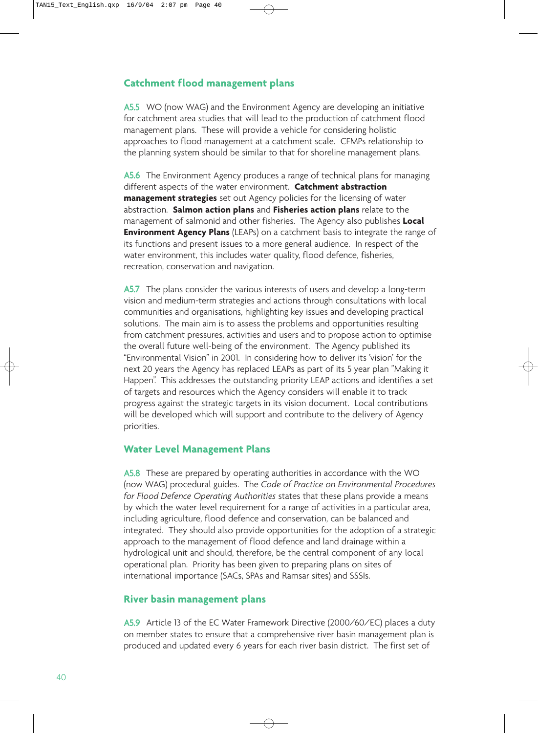## Catchment flood management plans

A5.5 WO (now WAG) and the Environment Agency are developing an initiative for catchment area studies that will lead to the production of catchment flood management plans. These will provide a vehicle for considering holistic approaches to flood management at a catchment scale. CFMPs relationship to the planning system should be similar to that for shoreline management plans.

A5.6 The Environment Agency produces a range of technical plans for managing different aspects of the water environment. **Catchment abstraction management strategies** set out Agency policies for the licensing of water abstraction. **Salmon action plans** and **Fisheries action plans** relate to the management of salmonid and other fisheries. The Agency also publishes **Local Environment Agency Plans** (LEAPs) on a catchment basis to integrate the range of its functions and present issues to a more general audience. In respect of the water environment, this includes water quality, flood defence, fisheries, recreation, conservation and navigation.

A5.7 The plans consider the various interests of users and develop a long-term vision and medium-term strategies and actions through consultations with local communities and organisations, highlighting key issues and developing practical solutions. The main aim is to assess the problems and opportunities resulting from catchment pressures, activities and users and to propose action to optimise the overall future well-being of the environment. The Agency published its "Environmental Vision" in 2001. In considering how to deliver its 'vision' for the next 20 years the Agency has replaced LEAPs as part of its 5 year plan "Making it Happen". This addresses the outstanding priority LEAP actions and identifies a set of targets and resources which the Agency considers will enable it to track progress against the strategic targets in its vision document. Local contributions will be developed which will support and contribute to the delivery of Agency priorities.

## Water Level Management Plans

A5.8 These are prepared by operating authorities in accordance with the WO (now WAG) procedural guides. The *Code of Practice on Environmental Procedures for Flood Defence Operating Authorities* states that these plans provide a means by which the water level requirement for a range of activities in a particular area, including agriculture, flood defence and conservation, can be balanced and integrated. They should also provide opportunities for the adoption of a strategic approach to the management of flood defence and land drainage within a hydrological unit and should, therefore, be the central component of any local operational plan. Priority has been given to preparing plans on sites of international importance (SACs, SPAs and Ramsar sites) and SSSIs.

## River basin management plans

A5.9 Article 13 of the EC Water Framework Directive (2000/60/EC) places a duty on member states to ensure that a comprehensive river basin management plan is produced and updated every 6 years for each river basin district. The first set of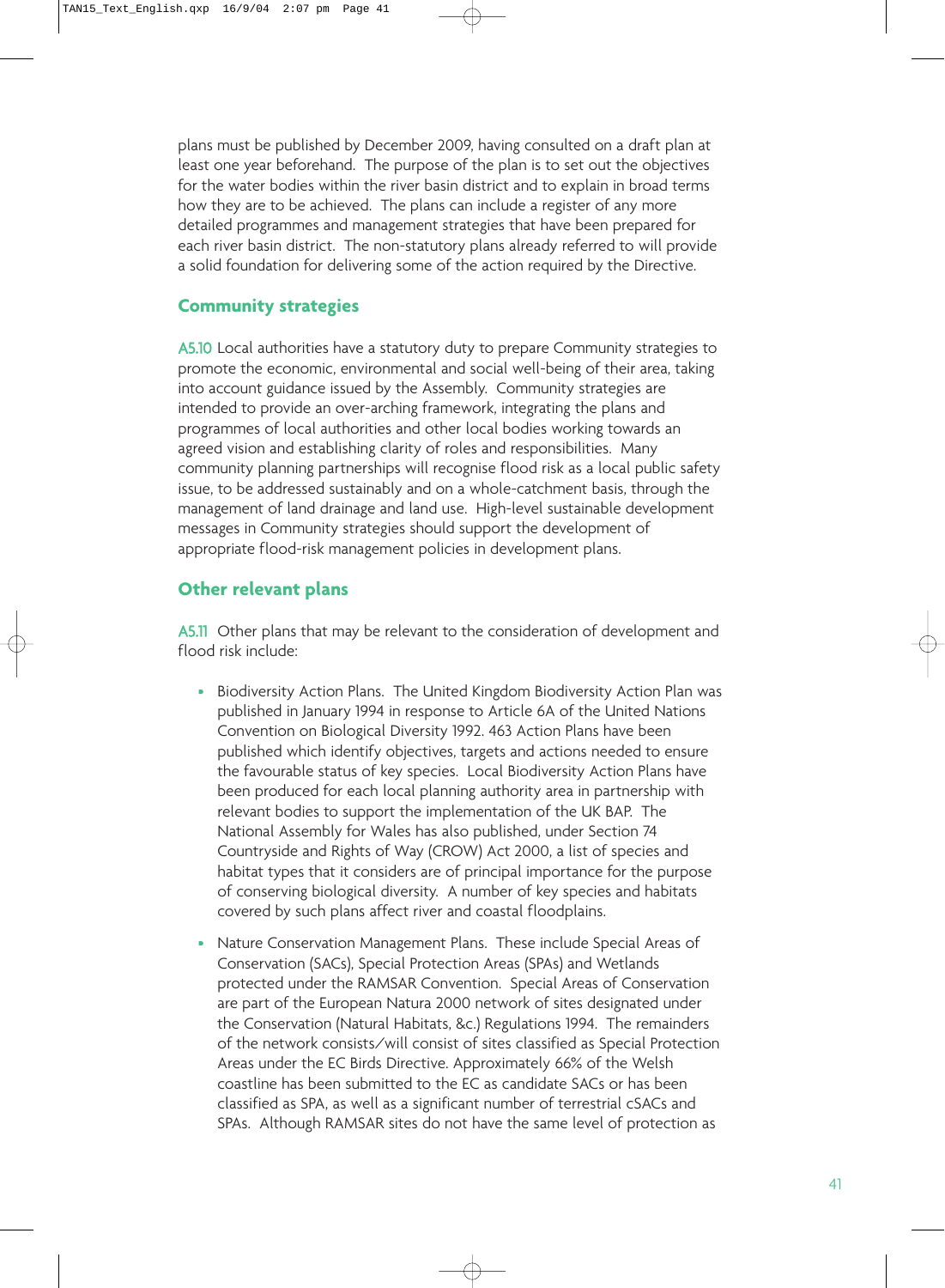plans must be published by December 2009, having consulted on a draft plan at least one year beforehand. The purpose of the plan is to set out the objectives for the water bodies within the river basin district and to explain in broad terms how they are to be achieved. The plans can include a register of any more detailed programmes and management strategies that have been prepared for each river basin district. The non-statutory plans already referred to will provide a solid foundation for delivering some of the action required by the Directive.

### Community strategies

A5.10 Local authorities have a statutory duty to prepare Community strategies to promote the economic, environmental and social well-being of their area, taking into account guidance issued by the Assembly. Community strategies are intended to provide an over-arching framework, integrating the plans and programmes of local authorities and other local bodies working towards an agreed vision and establishing clarity of roles and responsibilities. Many community planning partnerships will recognise flood risk as a local public safety issue, to be addressed sustainably and on a whole-catchment basis, through the management of land drainage and land use. High-level sustainable development messages in Community strategies should support the development of appropriate flood-risk management policies in development plans.

### Other relevant plans

A5.11 Other plans that may be relevant to the consideration of development and flood risk include:

- Biodiversity Action Plans. The United Kingdom Biodiversity Action Plan was published in January 1994 in response to Article 6A of the United Nations Convention on Biological Diversity 1992. 463 Action Plans have been published which identify objectives, targets and actions needed to ensure the favourable status of key species. Local Biodiversity Action Plans have been produced for each local planning authority area in partnership with relevant bodies to support the implementation of the UK BAP. The National Assembly for Wales has also published, under Section 74 Countryside and Rights of Way (CROW) Act 2000, a list of species and habitat types that it considers are of principal importance for the purpose of conserving biological diversity. A number of key species and habitats covered by such plans affect river and coastal floodplains.
- Nature Conservation Management Plans. These include Special Areas of Conservation (SACs), Special Protection Areas (SPAs) and Wetlands protected under the RAMSAR Convention. Special Areas of Conservation are part of the European Natura 2000 network of sites designated under the Conservation (Natural Habitats, &c.) Regulations 1994. The remainders of the network consists/will consist of sites classified as Special Protection Areas under the EC Birds Directive. Approximately 66% of the Welsh coastline has been submitted to the EC as candidate SACs or has been classified as SPA, as well as a significant number of terrestrial cSACs and SPAs. Although RAMSAR sites do not have the same level of protection as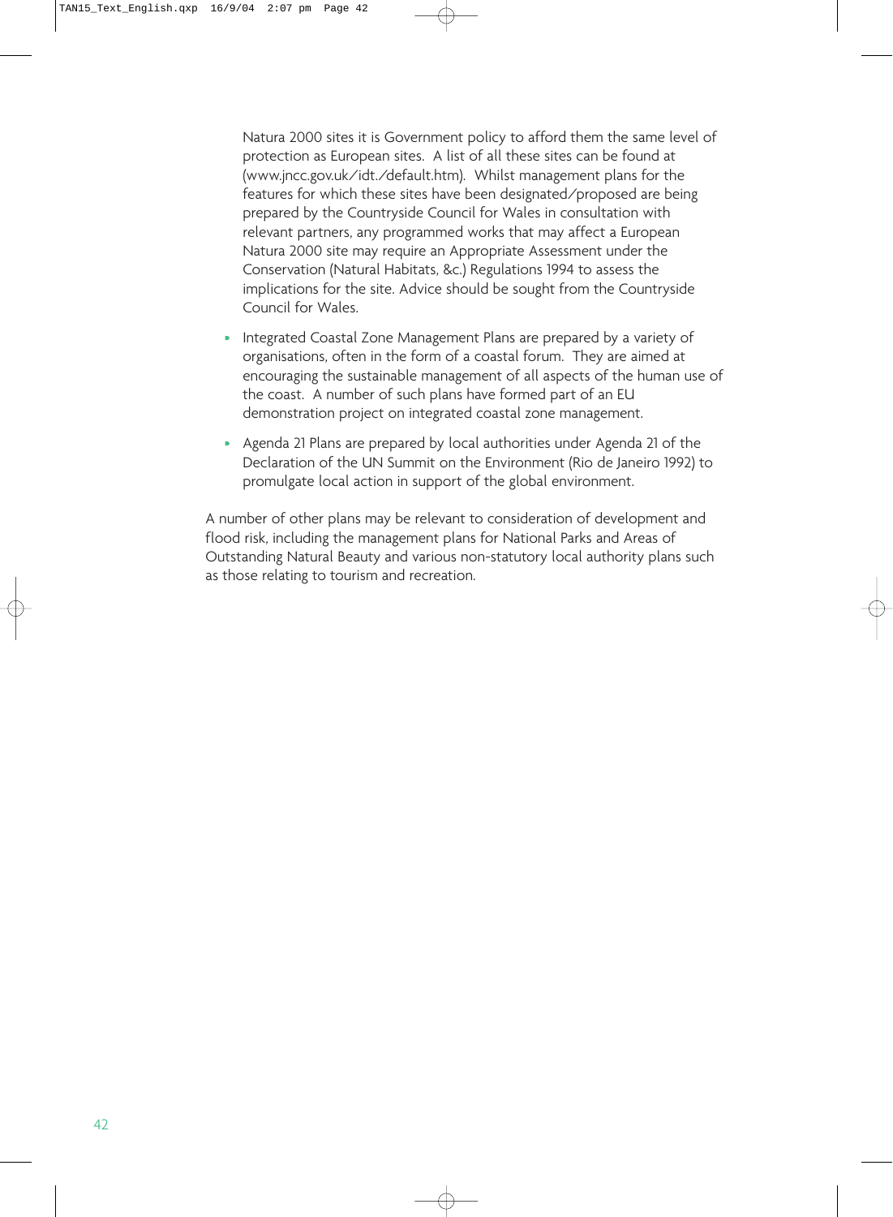Natura 2000 sites it is Government policy to afford them the same level of protection as European sites. A list of all these sites can be found at (www.jncc.gov.uk/idt./default.htm). Whilst management plans for the features for which these sites have been designated/proposed are being prepared by the Countryside Council for Wales in consultation with relevant partners, any programmed works that may affect a European Natura 2000 site may require an Appropriate Assessment under the Conservation (Natural Habitats, &c.) Regulations 1994 to assess the implications for the site. Advice should be sought from the Countryside Council for Wales.

- Integrated Coastal Zone Management Plans are prepared by a variety of organisations, often in the form of a coastal forum. They are aimed at encouraging the sustainable management of all aspects of the human use of the coast. A number of such plans have formed part of an EU demonstration project on integrated coastal zone management.
- Agenda 21 Plans are prepared by local authorities under Agenda 21 of the Declaration of the UN Summit on the Environment (Rio de Janeiro 1992) to promulgate local action in support of the global environment.

A number of other plans may be relevant to consideration of development and flood risk, including the management plans for National Parks and Areas of Outstanding Natural Beauty and various non-statutory local authority plans such as those relating to tourism and recreation.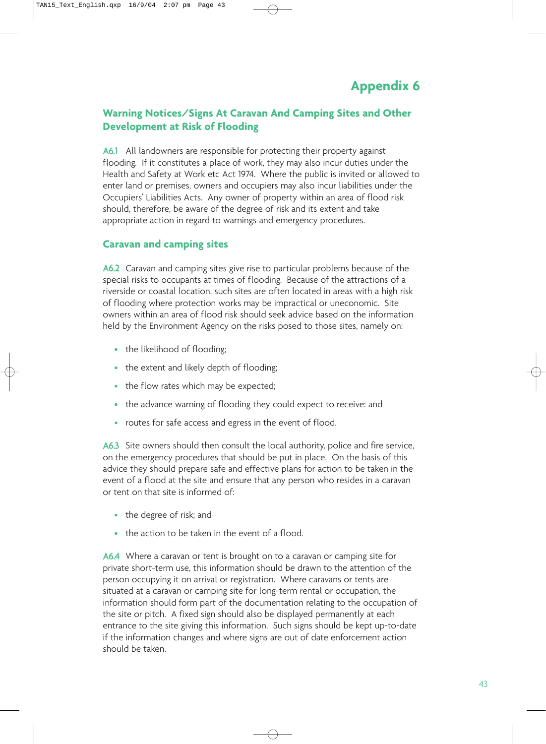# Appendix 6

## Warning Notices/Signs At Caravan And Camping Sites and Other Development at Risk of Flooding

A6.1 All landowners are responsible for protecting their property against flooding. If it constitutes a place of work, they may also incur duties under the Health and Safety at Work etc Act 1974. Where the public is invited or allowed to enter land or premises, owners and occupiers may also incur liabilities under the Occupiers' Liabilities Acts. Any owner of property within an area of flood risk should, therefore, be aware of the degree of risk and its extent and take appropriate action in regard to warnings and emergency procedures.

### Caravan and camping sites

A6.2 Caravan and camping sites give rise to particular problems because of the special risks to occupants at times of flooding. Because of the attractions of a riverside or coastal location, such sites are often located in areas with a high risk of flooding where protection works may be impractical or uneconomic. Site owners within an area of flood risk should seek advice based on the information held by the Environment Agency on the risks posed to those sites, namely on:

- the likelihood of flooding;
- the extent and likely depth of flooding;
- the flow rates which may be expected;
- the advance warning of flooding they could expect to receive: and
- routes for safe access and egress in the event of flood.

A6.3 Site owners should then consult the local authority, police and fire service, on the emergency procedures that should be put in place. On the basis of this advice they should prepare safe and effective plans for action to be taken in the event of a flood at the site and ensure that any person who resides in a caravan or tent on that site is informed of:

- the degree of risk; and
- the action to be taken in the event of a flood.

A6.4 Where a caravan or tent is brought on to a caravan or camping site for private short-term use, this information should be drawn to the attention of the person occupying it on arrival or registration. Where caravans or tents are situated at a caravan or camping site for long-term rental or occupation, the information should form part of the documentation relating to the occupation of the site or pitch. A fixed sign should also be displayed permanently at each entrance to the site giving this information. Such signs should be kept up-to-date if the information changes and where signs are out of date enforcement action should be taken.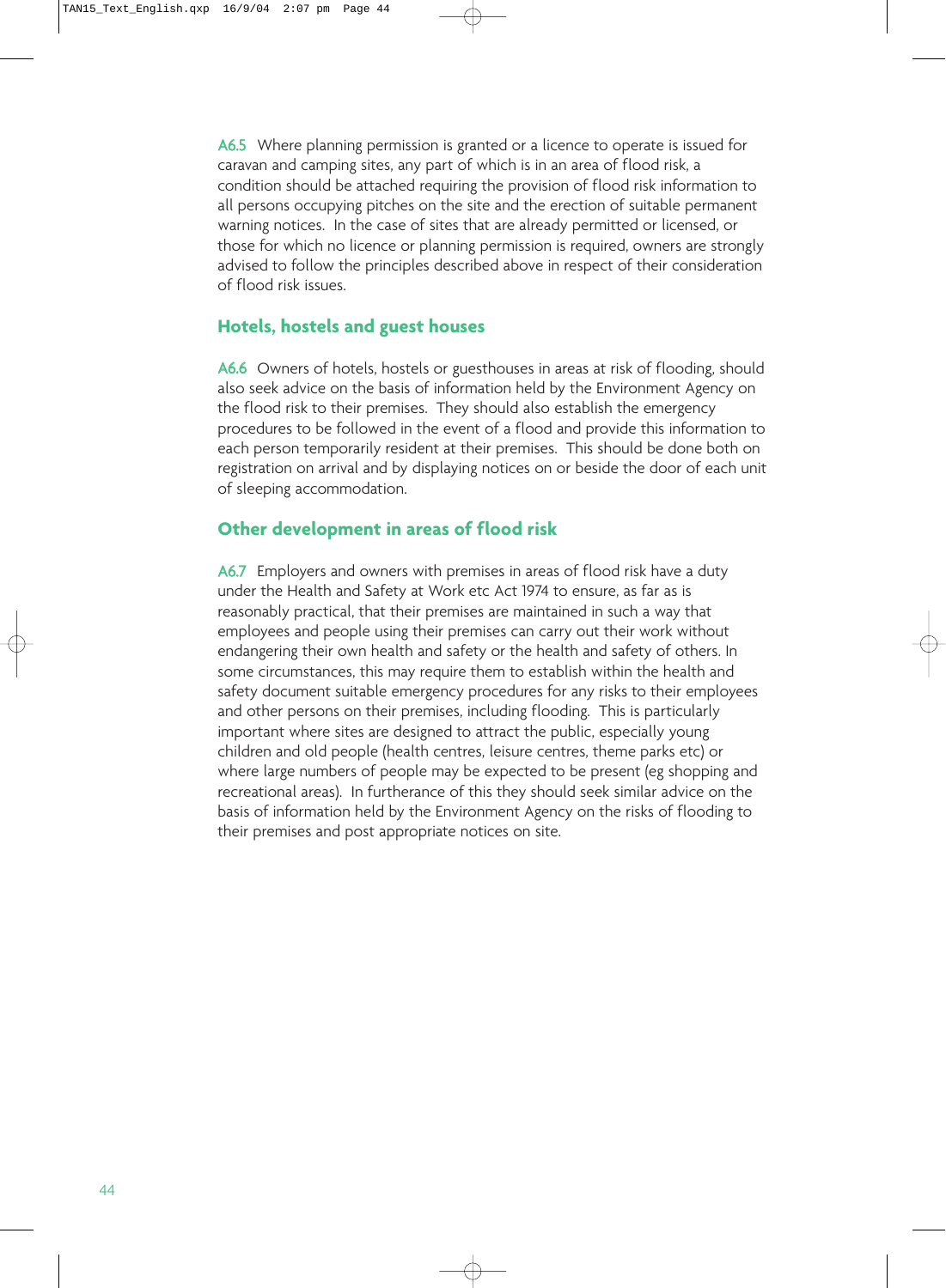A6.5 Where planning permission is granted or a licence to operate is issued for caravan and camping sites, any part of which is in an area of flood risk, a condition should be attached requiring the provision of flood risk information to all persons occupying pitches on the site and the erection of suitable permanent warning notices. In the case of sites that are already permitted or licensed, or those for which no licence or planning permission is required, owners are strongly advised to follow the principles described above in respect of their consideration of flood risk issues.

## Hotels, hostels and guest houses

A6.6 Owners of hotels, hostels or guesthouses in areas at risk of flooding, should also seek advice on the basis of information held by the Environment Agency on the flood risk to their premises. They should also establish the emergency procedures to be followed in the event of a flood and provide this information to each person temporarily resident at their premises. This should be done both on registration on arrival and by displaying notices on or beside the door of each unit of sleeping accommodation.

## Other development in areas of flood risk

A6.7 Employers and owners with premises in areas of flood risk have a duty under the Health and Safety at Work etc Act 1974 to ensure, as far as is reasonably practical, that their premises are maintained in such a way that employees and people using their premises can carry out their work without endangering their own health and safety or the health and safety of others. In some circumstances, this may require them to establish within the health and safety document suitable emergency procedures for any risks to their employees and other persons on their premises, including flooding. This is particularly important where sites are designed to attract the public, especially young children and old people (health centres, leisure centres, theme parks etc) or where large numbers of people may be expected to be present (eg shopping and recreational areas). In furtherance of this they should seek similar advice on the basis of information held by the Environment Agency on the risks of flooding to their premises and post appropriate notices on site.